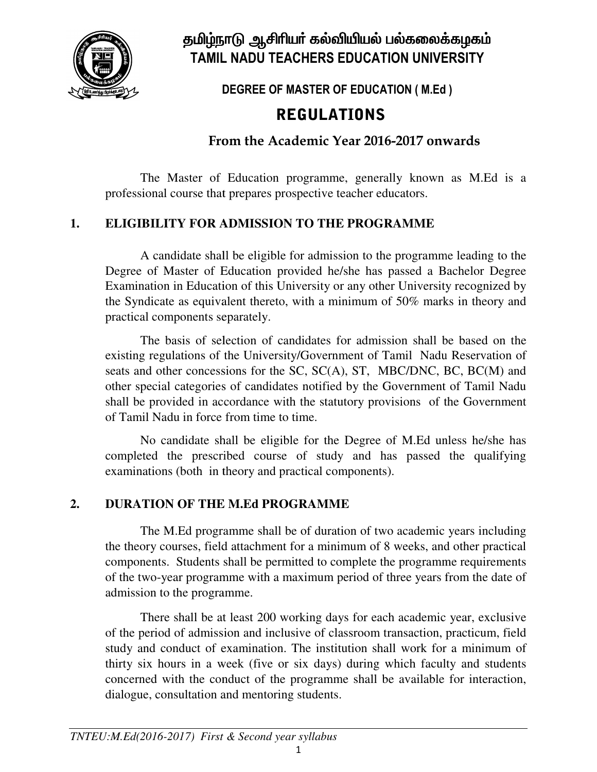# தமிழ்நாடு ஆசிரியர் கல்வியியல் பல்கலைக்கழகம்
# TAMIL NADU TEACHERS EDUCATION UNIVERSITY

## DEGREE OF MASTER OF EDUCATION ( M.Ed )

## REGULATIONS

### From the Academic Year 2016-2017 onwards

The Master of Education programme, generally known as M.Ed is a professional course that prepares prospective teacher educators.

## 1. ELIGIBILITY FOR ADMISSION TO THE PROGRAMME

A candidate shall be eligible for admission to the programme leading to the Degree of Master of Education provided he/she has passed a Bachelor Degree Examination in Education of this University or any other University recognized by the Syndicate as equivalent thereto, with a minimum of 50% marks in theory and practical components separately.

The basis of selection of candidates for admission shall be based on the existing regulations of the University/Government of Tamil Nadu Reservation of seats and other concessions for the SC, SC(A), ST, MBC/DNC, BC, BC(M) and other special categories of candidates notified by the Government of Tamil Nadu shall be provided in accordance with the statutory provisions of the Government of Tamil Nadu in force from time to time.

No candidate shall be eligible for the Degree of M.Ed unless he/she has completed the prescribed course of study and has passed the qualifying examinations (both in theory and practical components).

## 2. DURATION OF THE M.Ed PROGRAMME

The M.Ed programme shall be of duration of two academic years including the theory courses, field attachment for a minimum of 8 weeks, and other practical components. Students shall be permitted to complete the programme requirements of the two-year programme with a maximum period of three years from the date of admission to the programme.

There shall be at least 200 working days for each academic year, exclusive of the period of admission and inclusive of classroom transaction, practicum, field study and conduct of examination. The institution shall work for a minimum of thirty six hours in a week (five or six days) during which faculty and students concerned with the conduct of the programme shall be available for interaction, dialogue, consultation and mentoring students.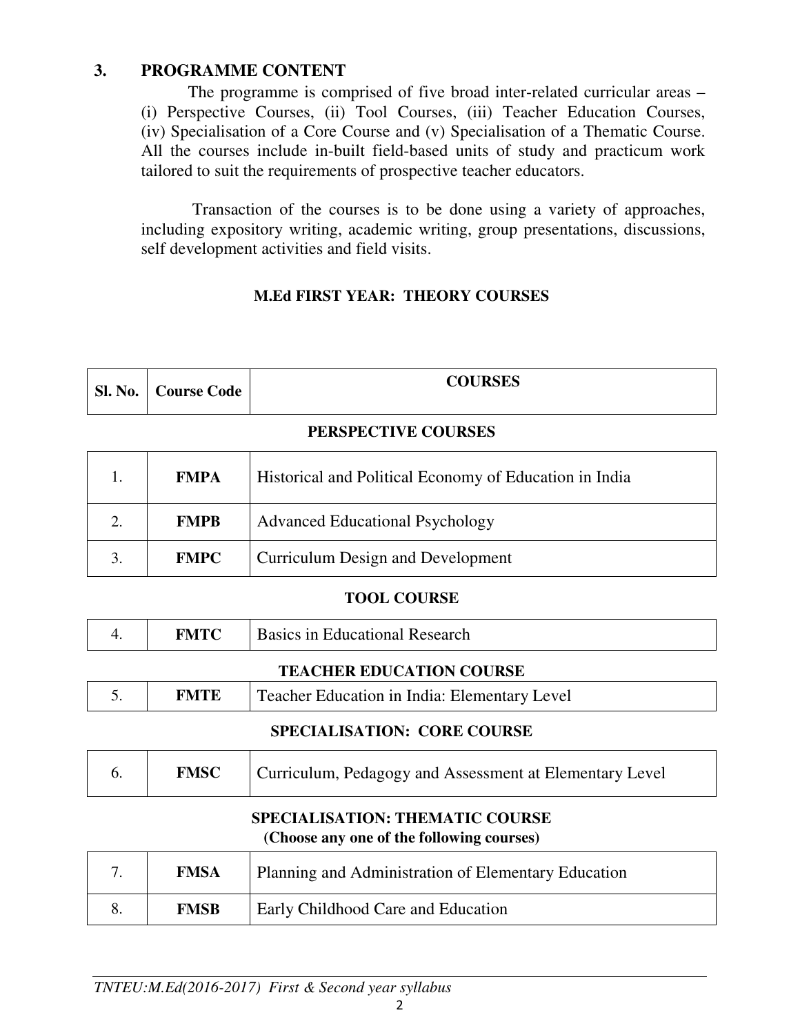## 3. PROGRAMME CONTENT

The programme is comprised of five broad inter-related curricular areas – (i) Perspective Courses, (ii) Tool Courses, (iii) Teacher Education Courses, (iv) Specialisation of a Core Course and (v) Specialisation of a Thematic Course. All the courses include in-built field-based units of study and practicum work tailored to suit the requirements of prospective teacher educators.

Transaction of the courses is to be done using a variety of approaches, including expository writing, academic writing, group presentations, discussions, self development activities and field visits.

### M.Ed FIRST YEAR: THEORY COURSES

| Sl. No. | Course Code | COURSES |
|---|---|---|
| | | **PERSPECTIVE COURSES** |
| 1. | **FMPA** | Historical and Political Economy of Education in India |
| 2. | **FMPB** | Advanced Educational Psychology |
| 3. | **FMPC** | Curriculum Design and Development |
| | | **TOOL COURSE** |
| 4. | **FMTC** | Basics in Educational Research |
| | | **TEACHER EDUCATION COURSE** |
| 5. | **FMTE** | Teacher Education in India: Elementary Level |
| | | **SPECIALISATION: CORE COURSE** |
| 6. | **FMSC** | Curriculum, Pedagogy and Assessment at Elementary Level |
| | | **SPECIALISATION: THEMATIC COURSE** **(Choose any one of the following courses)** |
| 7. | **FMSA** | Planning and Administration of Elementary Education |
| 8. | **FMSB** | Early Childhood Care and Education |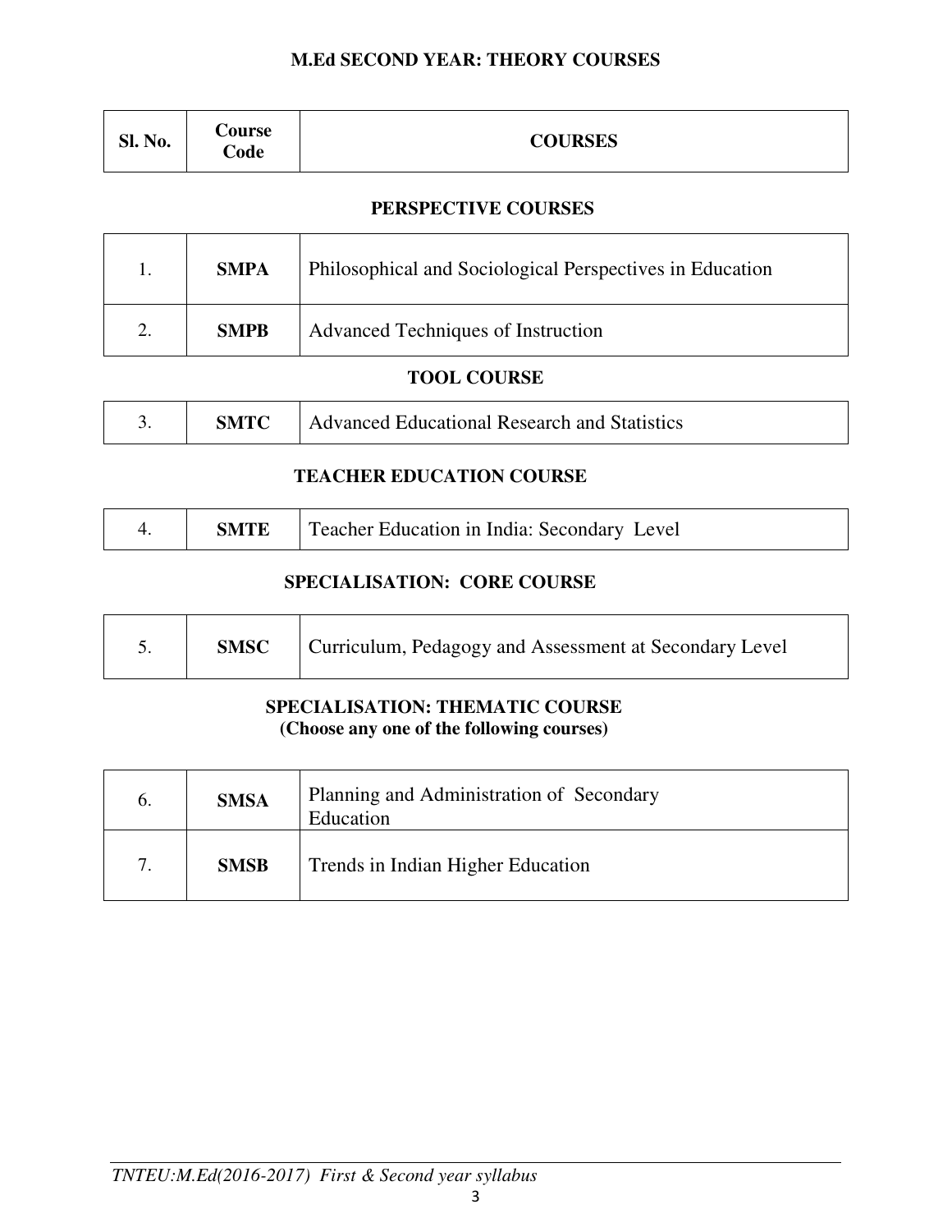## M.Ed SECOND YEAR: THEORY COURSES

| Sl. No. | Course Code | COURSES |
|---|---|---|
| | | **PERSPECTIVE COURSES** |
| 1. | **SMPA** | Philosophical and Sociological Perspectives in Education |
| 2. | **SMPB** | Advanced Techniques of Instruction |
| | | **TOOL COURSE** |
| 3. | **SMTC** | Advanced Educational Research and Statistics |
| | | **TEACHER EDUCATION COURSE** |
| 4. | **SMTE** | Teacher Education in India: Secondary Level |
| | | **SPECIALISATION: CORE COURSE** |
| 5. | **SMSC** | Curriculum, Pedagogy and Assessment at Secondary Level |
| | | **SPECIALISATION: THEMATIC COURSE (Choose any one of the following courses)** |
| 6. | **SMSA** | Planning and Administration of Secondary Education |
| 7. | **SMSB** | Trends in Indian Higher Education |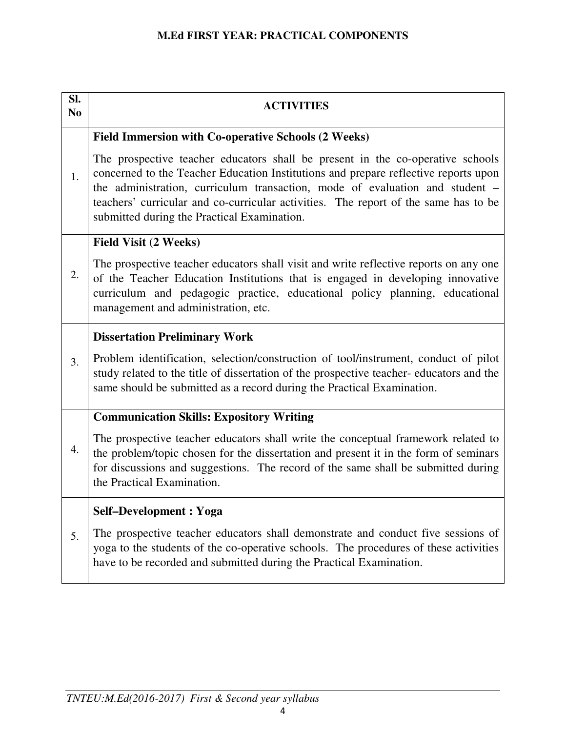# M.Ed FIRST YEAR: PRACTICAL COMPONENTS

| Sl. No | ACTIVITIES |
|---|---|
| 1. | **Field Immersion with Co-operative Schools (2 Weeks)**<br><br>The prospective teacher educators shall be present in the co-operative schools concerned to the Teacher Education Institutions and prepare reflective reports upon the administration, curriculum transaction, mode of evaluation and student – teachers' curricular and co-curricular activities. The report of the same has to be submitted during the Practical Examination. |
| 2. | **Field Visit (2 Weeks)**<br><br>The prospective teacher educators shall visit and write reflective reports on any one of the Teacher Education Institutions that is engaged in developing innovative curriculum and pedagogic practice, educational policy planning, educational management and administration, etc. |
| 3. | **Dissertation Preliminary Work**<br><br>Problem identification, selection/construction of tool/instrument, conduct of pilot study related to the title of dissertation of the prospective teacher- educators and the same should be submitted as a record during the Practical Examination. |
| 4. | **Communication Skills: Expository Writing**<br><br>The prospective teacher educators shall write the conceptual framework related to the problem/topic chosen for the dissertation and present it in the form of seminars for discussions and suggestions. The record of the same shall be submitted during the Practical Examination. |
| 5. | **Self–Development : Yoga**<br><br>The prospective teacher educators shall demonstrate and conduct five sessions of yoga to the students of the co-operative schools. The procedures of these activities have to be recorded and submitted during the Practical Examination. |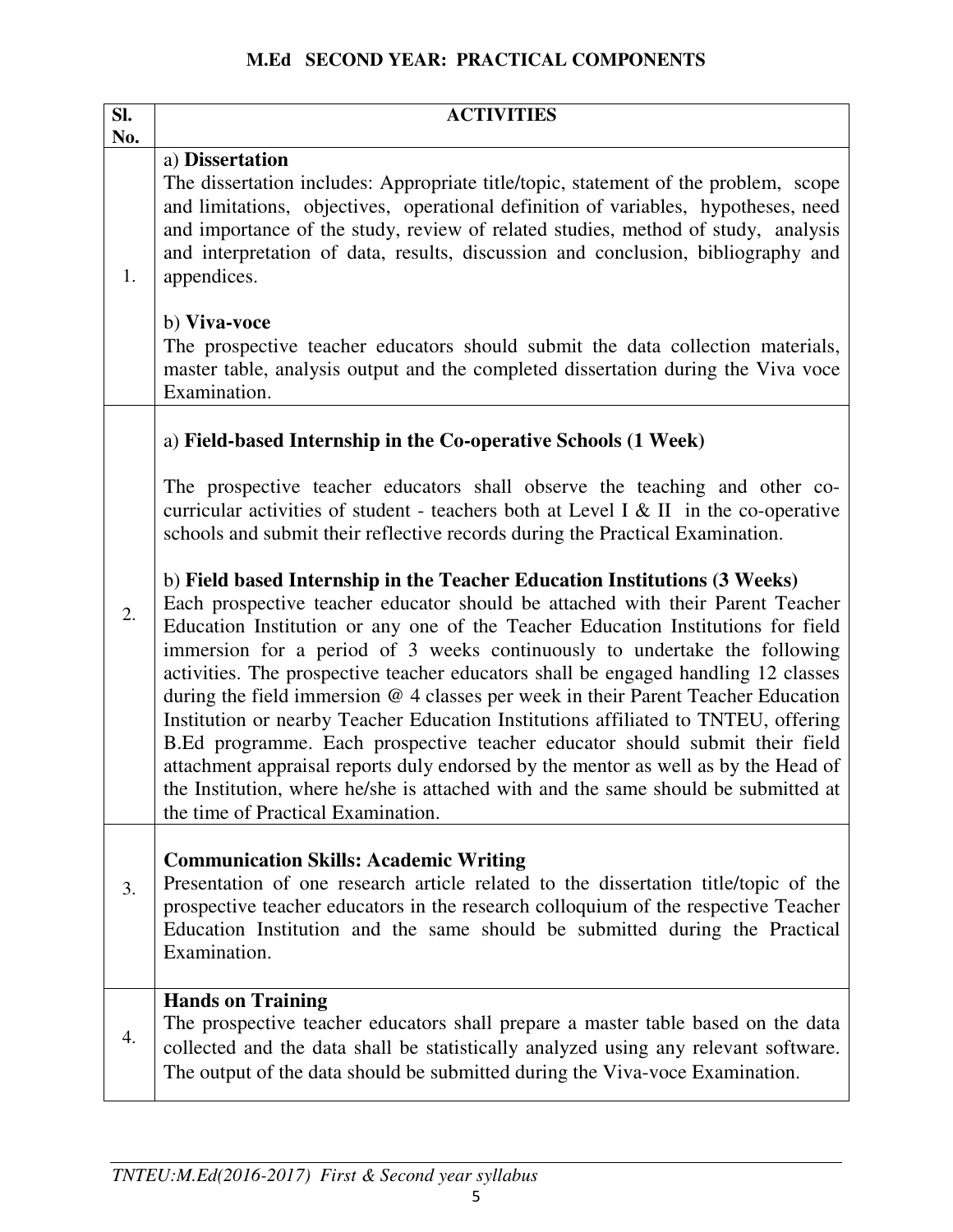## M.Ed SECOND YEAR: PRACTICAL COMPONENTS

| Sl. No. | ACTIVITIES |
|---|---|
| 1. | a) **Dissertation**<br>The dissertation includes: Appropriate title/topic, statement of the problem, scope and limitations, objectives, operational definition of variables, hypotheses, need and importance of the study, review of related studies, method of study, analysis and interpretation of data, results, discussion and conclusion, bibliography and appendices.<br><br>b) **Viva-voce**<br>The prospective teacher educators should submit the data collection materials, master table, analysis output and the completed dissertation during the Viva voce Examination. |
| 2. | a) **Field-based Internship in the Co-operative Schools (1 Week)**<br><br>The prospective teacher educators shall observe the teaching and other co-curricular activities of student - teachers both at Level I & II in the co-operative schools and submit their reflective records during the Practical Examination.<br><br>b) **Field based Internship in the Teacher Education Institutions (3 Weeks)**<br>Each prospective teacher educator should be attached with their Parent Teacher Education Institution or any one of the Teacher Education Institutions for field immersion for a period of 3 weeks continuously to undertake the following activities. The prospective teacher educators shall be engaged handling 12 classes during the field immersion @ 4 classes per week in their Parent Teacher Education Institution or nearby Teacher Education Institutions affiliated to TNTEU, offering B.Ed programme. Each prospective teacher educator should submit their field attachment appraisal reports duly endorsed by the mentor as well as by the Head of the Institution, where he/she is attached with and the same should be submitted at the time of Practical Examination. |
| 3. | **Communication Skills: Academic Writing**<br>Presentation of one research article related to the dissertation title/topic of the prospective teacher educators in the research colloquium of the respective Teacher Education Institution and the same should be submitted during the Practical Examination. |
| 4. | **Hands on Training**<br>The prospective teacher educators shall prepare a master table based on the data collected and the data shall be statistically analyzed using any relevant software. The output of the data should be submitted during the Viva-voce Examination. |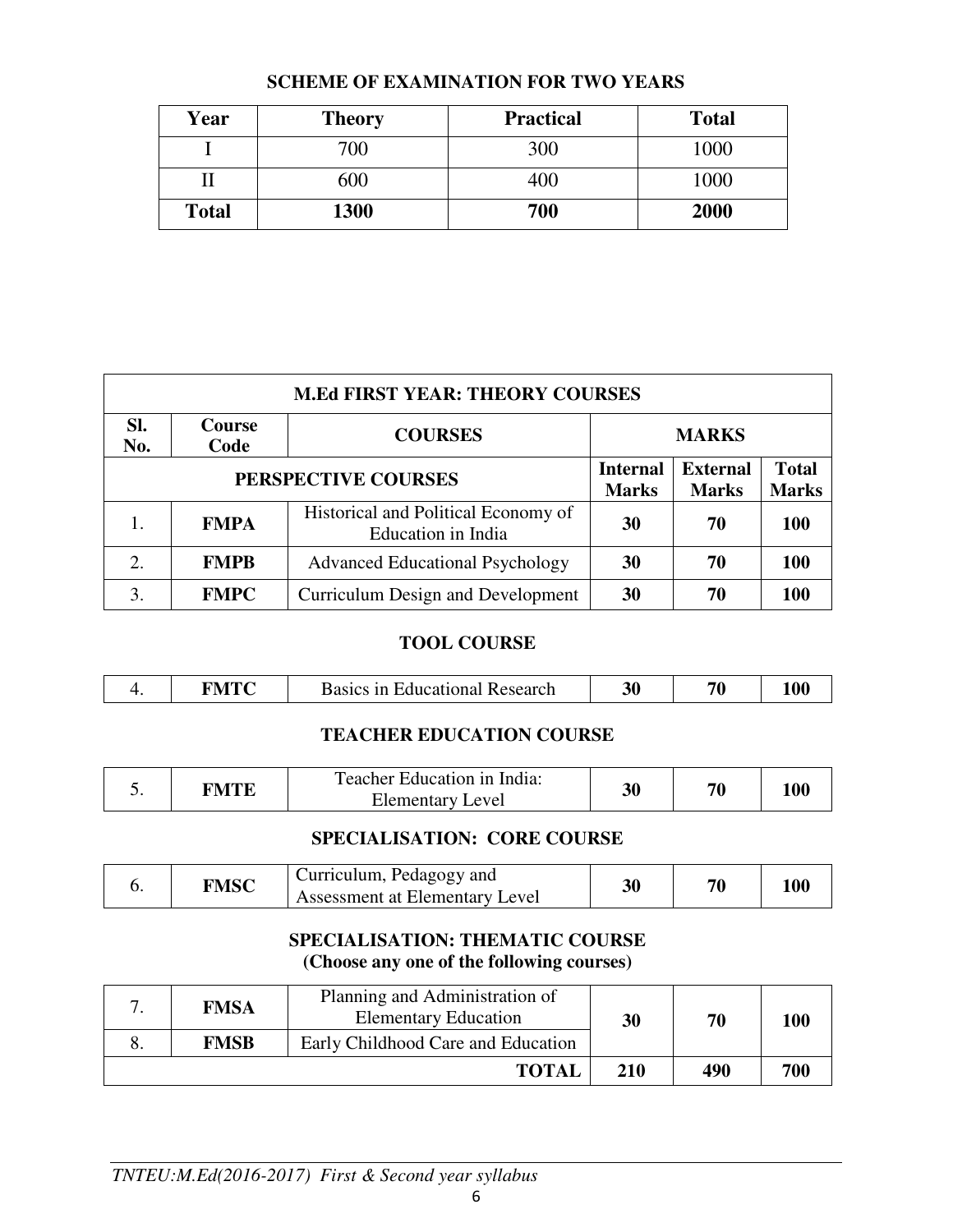## SCHEME OF EXAMINATION FOR TWO YEARS

| Year | Theory | Practical | Total |
|---|---|---|---|
| I | 700 | 300 | 1000 |
| II | 600 | 400 | 1000 |
| **Total** | **1300** | **700** | **2000** |

| **M.Ed FIRST YEAR: THEORY COURSES** | | | | | |
|---|---|---|---|---|---|
| **Sl. No.** | **Course Code** | **COURSES** | **MARKS** | | |
| **PERSPECTIVE COURSES** | | | **Internal Marks** | **External Marks** | **Total Marks** |
| 1. | **FMPA** | Historical and Political Economy of Education in India | **30** | **70** | **100** |
| 2. | **FMPB** | Advanced Educational Psychology | **30** | **70** | **100** |
| 3. | **FMPC** | Curriculum Design and Development | **30** | **70** | **100** |
| **TOOL COURSE** | | | | | |
| 4. | **FMTC** | Basics in Educational Research | **30** | **70** | **100** |
| **TEACHER EDUCATION COURSE** | | | | | |
| 5. | **FMTE** | Teacher Education in India: Elementary Level | **30** | **70** | **100** |
| **SPECIALISATION: CORE COURSE** | | | | | |
| 6. | **FMSC** | Curriculum, Pedagogy and Assessment at Elementary Level | **30** | **70** | **100** |
| **SPECIALISATION: THEMATIC COURSE (Choose any one of the following courses)** | | | | | |
| 7. | **FMSA** | Planning and Administration of Elementary Education | **30** | **70** | **100** |
| 8. | **FMSB** | Early Childhood Care and Education | | | |
| | | **TOTAL** | **210** | **490** | **700** |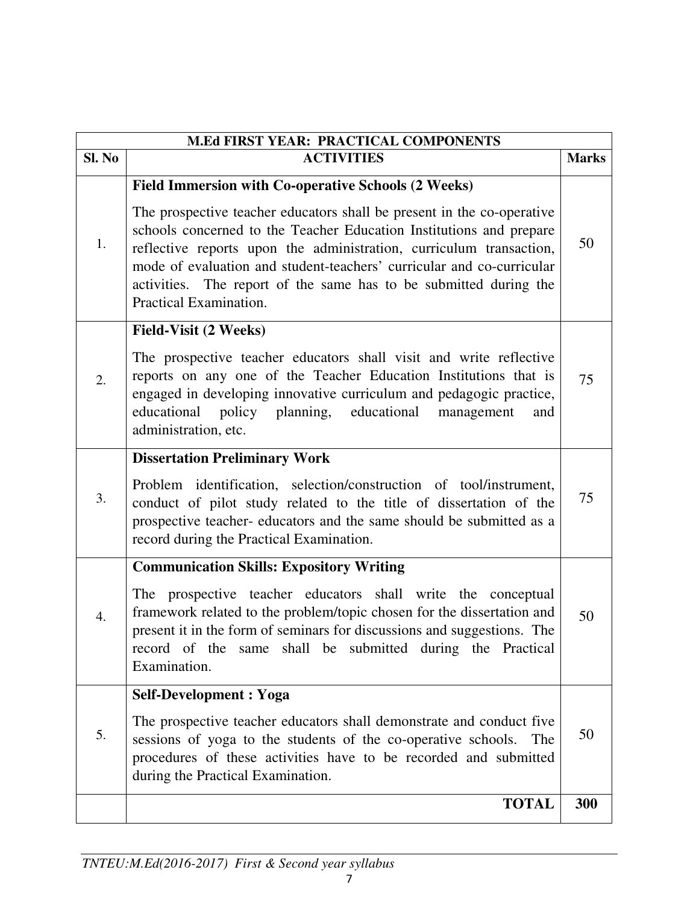| M.Ed FIRST YEAR: PRACTICAL COMPONENTS | | |
|---|---|---|
| **Sl. No** | **ACTIVITIES** | **Marks** |
| 1. | **Field Immersion with Co-operative Schools (2 Weeks)**<br><br>The prospective teacher educators shall be present in the co-operative schools concerned to the Teacher Education Institutions and prepare reflective reports upon the administration, curriculum transaction, mode of evaluation and student-teachers' curricular and co-curricular activities. The report of the same has to be submitted during the Practical Examination. | 50 |
| 2. | **Field-Visit (2 Weeks)**<br><br>The prospective teacher educators shall visit and write reflective reports on any one of the Teacher Education Institutions that is engaged in developing innovative curriculum and pedagogic practice, educational policy planning, educational management and administration, etc. | 75 |
| 3. | **Dissertation Preliminary Work**<br><br>Problem identification, selection/construction of tool/instrument, conduct of pilot study related to the title of dissertation of the prospective teacher- educators and the same should be submitted as a record during the Practical Examination. | 75 |
| 4. | **Communication Skills: Expository Writing**<br><br>The prospective teacher educators shall write the conceptual framework related to the problem/topic chosen for the dissertation and present it in the form of seminars for discussions and suggestions. The record of the same shall be submitted during the Practical Examination. | 50 |
| 5. | **Self-Development : Yoga**<br><br>The prospective teacher educators shall demonstrate and conduct five sessions of yoga to the students of the co-operative schools. The procedures of these activities have to be recorded and submitted during the Practical Examination. | 50 |
| | **TOTAL** | **300** |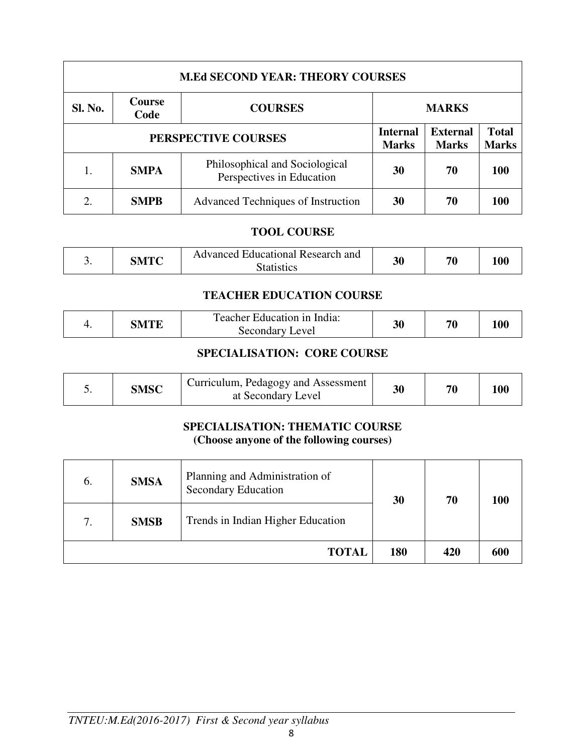| M.Ed SECOND YEAR: THEORY COURSES | | | | | |
|---|---|---|---|---|---|
| **Sl. No.** | **Course Code** | **COURSES** | **MARKS** | | |
| **PERSPECTIVE COURSES** | | | **Internal Marks** | **External Marks** | **Total Marks** |
| 1. | **SMPA** | Philosophical and Sociological Perspectives in Education | **30** | **70** | **100** |
| 2. | **SMPB** | Advanced Techniques of Instruction | **30** | **70** | **100** |
| **TOOL COURSE** | | | | | |
| 3. | **SMTC** | Advanced Educational Research and Statistics | **30** | **70** | **100** |
| **TEACHER EDUCATION COURSE** | | | | | |
| 4. | **SMTE** | Teacher Education in India: Secondary Level | **30** | **70** | **100** |
| **SPECIALISATION: CORE COURSE** | | | | | |
| 5. | **SMSC** | Curriculum, Pedagogy and Assessment at Secondary Level | **30** | **70** | **100** |
| **SPECIALISATION: THEMATIC COURSE (Choose anyone of the following courses)** | | | | | |
| 6. | **SMSA** | Planning and Administration of Secondary Education | **30** | **70** | **100** |
| 7. | **SMSB** | Trends in Indian Higher Education | | | |
| | | **TOTAL** | **180** | **420** | **600** |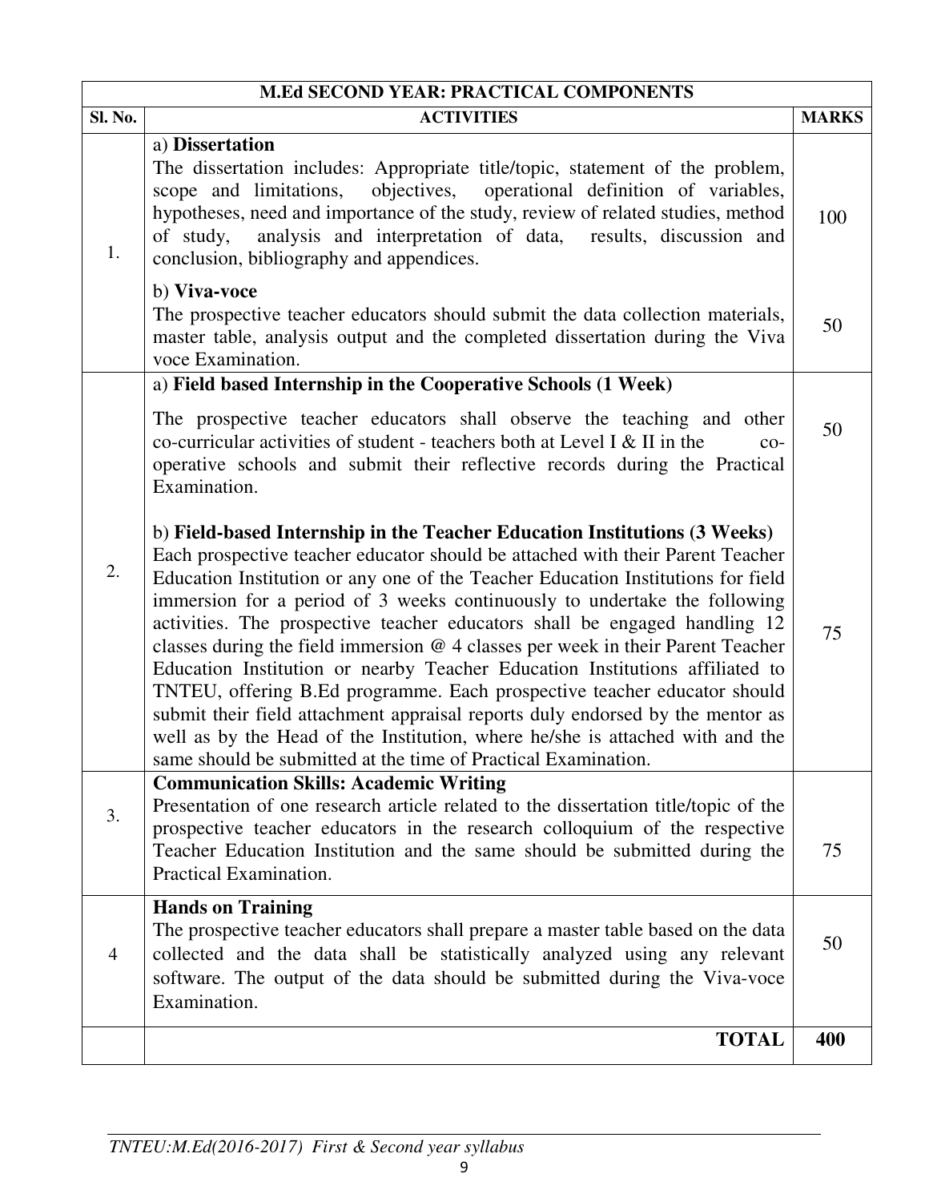| M.Ed SECOND YEAR: PRACTICAL COMPONENTS | | |
|---|---|---|
| **Sl. No.** | **ACTIVITIES** | **MARKS** |
| 1. | a) **Dissertation**<br>The dissertation includes: Appropriate title/topic, statement of the problem, scope and limitations, objectives, operational definition of variables, hypotheses, need and importance of the study, review of related studies, method of study, analysis and interpretation of data, results, discussion and conclusion, bibliography and appendices. | 100 |
| | b) **Viva-voce**<br>The prospective teacher educators should submit the data collection materials, master table, analysis output and the completed dissertation during the Viva voce Examination. | 50 |
| 2. | a) **Field based Internship in the Cooperative Schools (1 Week)**<br>The prospective teacher educators shall observe the teaching and other co-curricular activities of student - teachers both at Level I & II in the co-operative schools and submit their reflective records during the Practical Examination. | 50 |
| | b) **Field-based Internship in the Teacher Education Institutions (3 Weeks)**<br>Each prospective teacher educator should be attached with their Parent Teacher Education Institution or any one of the Teacher Education Institutions for field immersion for a period of 3 weeks continuously to undertake the following activities. The prospective teacher educators shall be engaged handling 12 classes during the field immersion @ 4 classes per week in their Parent Teacher Education Institution or nearby Teacher Education Institutions affiliated to TNTEU, offering B.Ed programme. Each prospective teacher educator should submit their field attachment appraisal reports duly endorsed by the mentor as well as by the Head of the Institution, where he/she is attached with and the same should be submitted at the time of Practical Examination. | 75 |
| 3. | **Communication Skills: Academic Writing**<br>Presentation of one research article related to the dissertation title/topic of the prospective teacher educators in the research colloquium of the respective Teacher Education Institution and the same should be submitted during the Practical Examination. | 75 |
| 4 | **Hands on Training**<br>The prospective teacher educators shall prepare a master table based on the data collected and the data shall be statistically analyzed using any relevant software. The output of the data should be submitted during the Viva-voce Examination. | 50 |
| | **TOTAL** | **400** |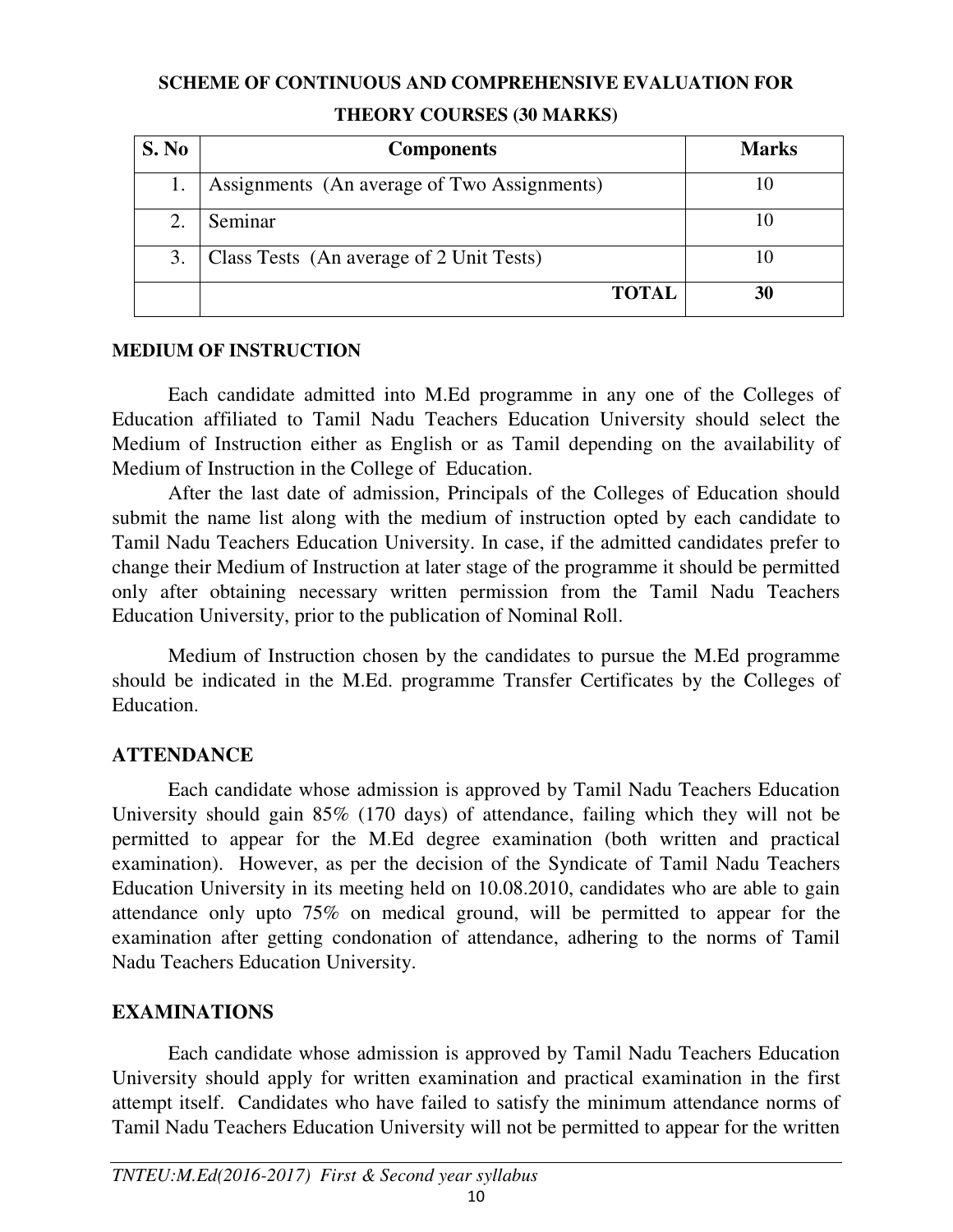## SCHEME OF CONTINUOUS AND COMPREHENSIVE EVALUATION FOR THEORY COURSES (30 MARKS)

| S. No | Components | Marks |
|---|---|---|
| 1. | Assignments (An average of Two Assignments) | 10 |
| 2. | Seminar | 10 |
| 3. | Class Tests (An average of 2 Unit Tests) | 10 |
| | **TOTAL** | **30** |

### MEDIUM OF INSTRUCTION

Each candidate admitted into M.Ed programme in any one of the Colleges of Education affiliated to Tamil Nadu Teachers Education University should select the Medium of Instruction either as English or as Tamil depending on the availability of Medium of Instruction in the College of Education.

After the last date of admission, Principals of the Colleges of Education should submit the name list along with the medium of instruction opted by each candidate to Tamil Nadu Teachers Education University. In case, if the admitted candidates prefer to change their Medium of Instruction at later stage of the programme it should be permitted only after obtaining necessary written permission from the Tamil Nadu Teachers Education University, prior to the publication of Nominal Roll.

Medium of Instruction chosen by the candidates to pursue the M.Ed programme should be indicated in the M.Ed. programme Transfer Certificates by the Colleges of Education.

## ATTENDANCE

Each candidate whose admission is approved by Tamil Nadu Teachers Education University should gain 85% (170 days) of attendance, failing which they will not be permitted to appear for the M.Ed degree examination (both written and practical examination). However, as per the decision of the Syndicate of Tamil Nadu Teachers Education University in its meeting held on 10.08.2010, candidates who are able to gain attendance only upto 75% on medical ground, will be permitted to appear for the examination after getting condonation of attendance, adhering to the norms of Tamil Nadu Teachers Education University.

## EXAMINATIONS

Each candidate whose admission is approved by Tamil Nadu Teachers Education University should apply for written examination and practical examination in the first attempt itself. Candidates who have failed to satisfy the minimum attendance norms of Tamil Nadu Teachers Education University will not be permitted to appear for the written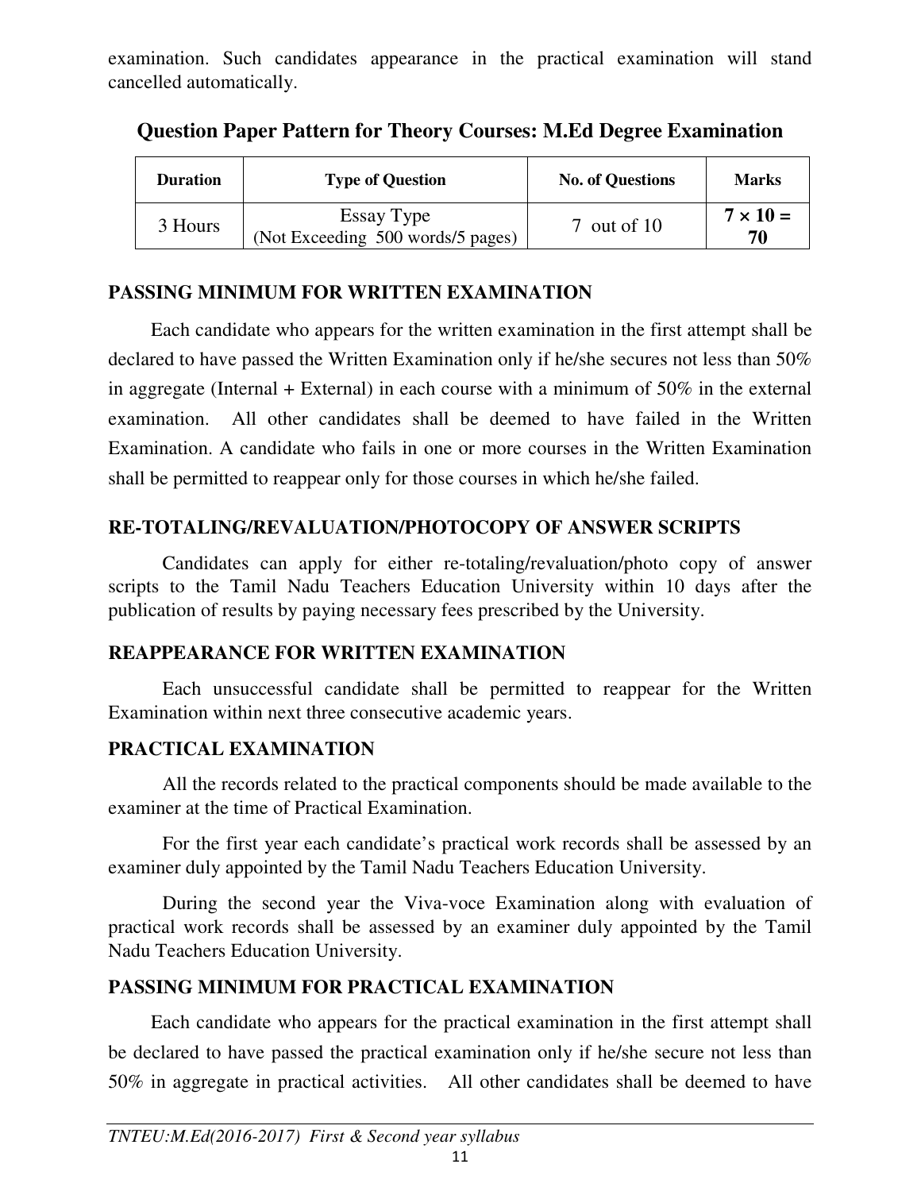examination. Such candidates appearance in the practical examination will stand cancelled automatically.

## Question Paper Pattern for Theory Courses: M.Ed Degree Examination

| Duration | Type of Question | No. of Questions | Marks |
|---|---|---|---|
| 3 Hours | Essay Type (Not Exceeding 500 words/5 pages) | 7 out of 10 | **7 × 10 = 70** |

### PASSING MINIMUM FOR WRITTEN EXAMINATION

Each candidate who appears for the written examination in the first attempt shall be declared to have passed the Written Examination only if he/she secures not less than 50% in aggregate (Internal + External) in each course with a minimum of 50% in the external examination. All other candidates shall be deemed to have failed in the Written Examination. A candidate who fails in one or more courses in the Written Examination shall be permitted to reappear only for those courses in which he/she failed.

### RE-TOTALING/REVALUATION/PHOTOCOPY OF ANSWER SCRIPTS

Candidates can apply for either re-totaling/revaluation/photo copy of answer scripts to the Tamil Nadu Teachers Education University within 10 days after the publication of results by paying necessary fees prescribed by the University.

### REAPPEARANCE FOR WRITTEN EXAMINATION

Each unsuccessful candidate shall be permitted to reappear for the Written Examination within next three consecutive academic years.

### PRACTICAL EXAMINATION

All the records related to the practical components should be made available to the examiner at the time of Practical Examination.

For the first year each candidate's practical work records shall be assessed by an examiner duly appointed by the Tamil Nadu Teachers Education University.

During the second year the Viva-voce Examination along with evaluation of practical work records shall be assessed by an examiner duly appointed by the Tamil Nadu Teachers Education University.

### PASSING MINIMUM FOR PRACTICAL EXAMINATION

Each candidate who appears for the practical examination in the first attempt shall be declared to have passed the practical examination only if he/she secure not less than 50% in aggregate in practical activities. All other candidates shall be deemed to have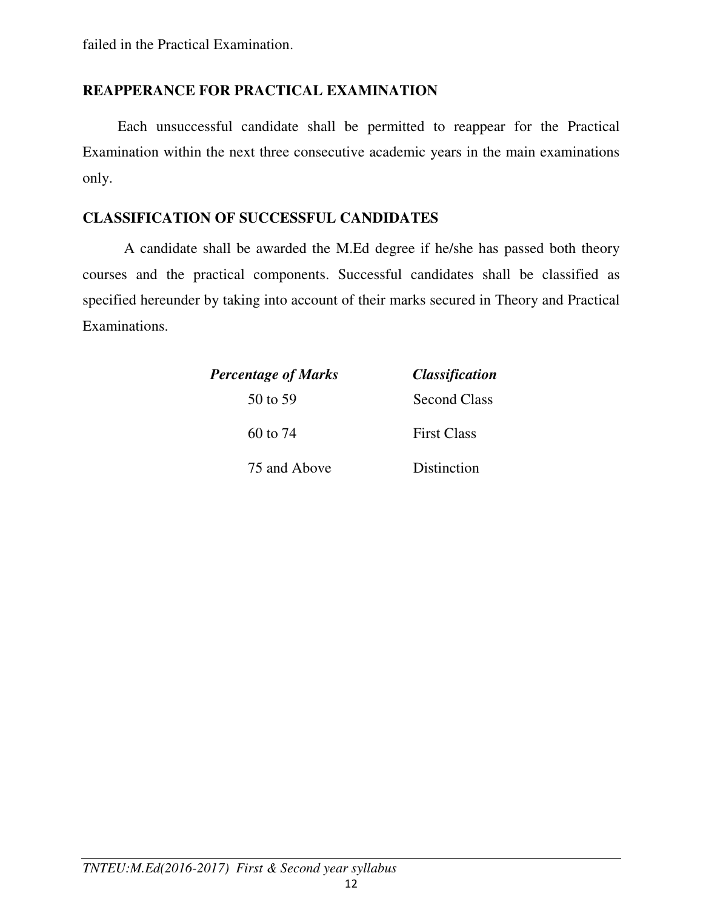failed in the Practical Examination.

## REAPPERANCE FOR PRACTICAL EXAMINATION

Each unsuccessful candidate shall be permitted to reappear for the Practical Examination within the next three consecutive academic years in the main examinations only.

## CLASSIFICATION OF SUCCESSFUL CANDIDATES

A candidate shall be awarded the M.Ed degree if he/she has passed both theory courses and the practical components. Successful candidates shall be classified as specified hereunder by taking into account of their marks secured in Theory and Practical Examinations.

| *Percentage of Marks* | *Classification* |
|---|---|
| 50 to 59 | Second Class |
| 60 to 74 | First Class |
| 75 and Above | Distinction |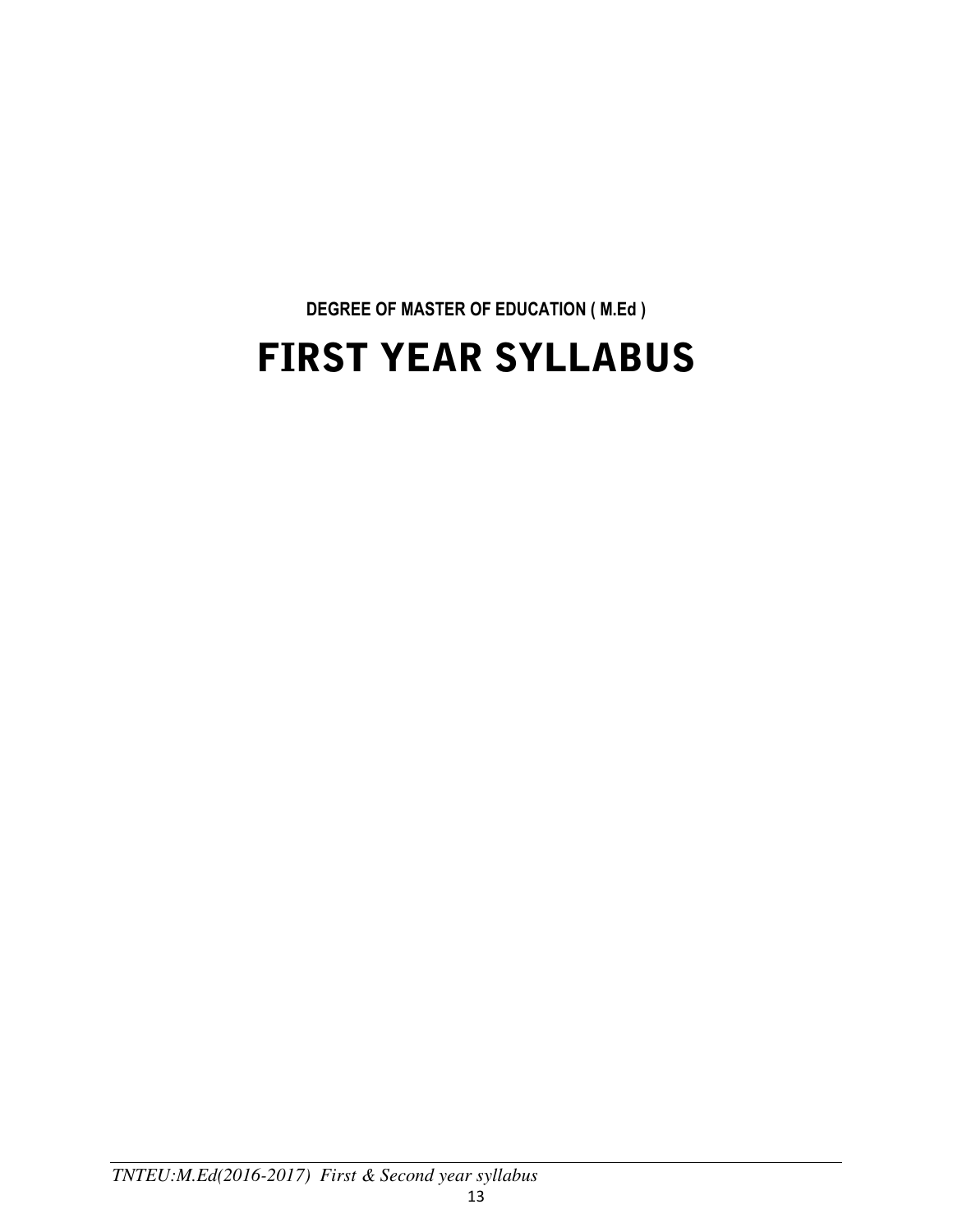**DEGREE OF MASTER OF EDUCATION ( M.Ed )**

# FIRST YEAR SYLLABUS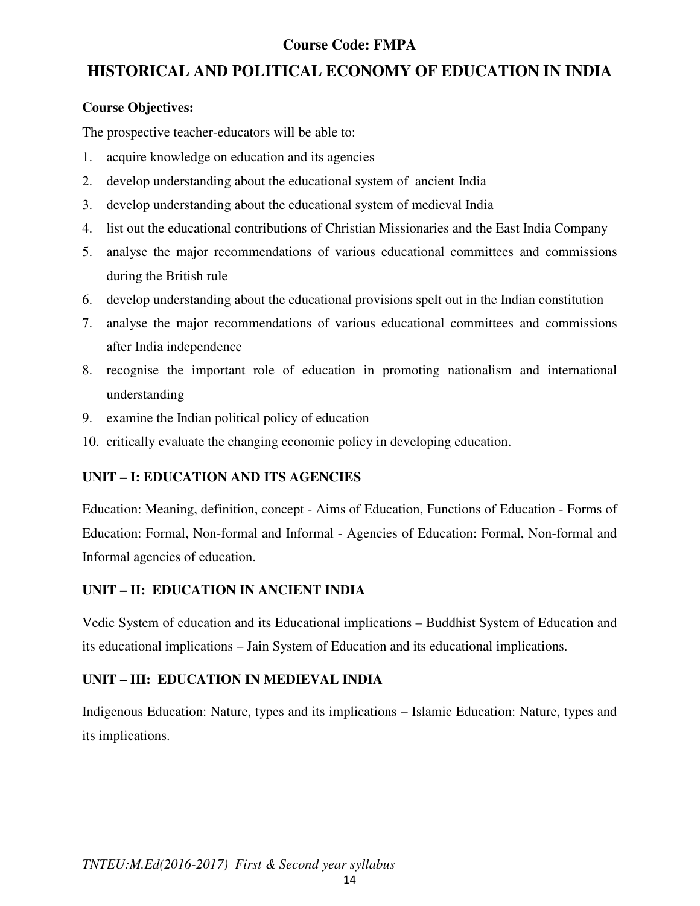**Course Code: FMPA**

# HISTORICAL AND POLITICAL ECONOMY OF EDUCATION IN INDIA

**Course Objectives:**

The prospective teacher-educators will be able to:

1. acquire knowledge on education and its agencies
2. develop understanding about the educational system of ancient India
3. develop understanding about the educational system of medieval India
4. list out the educational contributions of Christian Missionaries and the East India Company
5. analyse the major recommendations of various educational committees and commissions during the British rule
6. develop understanding about the educational provisions spelt out in the Indian constitution
7. analyse the major recommendations of various educational committees and commissions after India independence
8. recognise the important role of education in promoting nationalism and international understanding
9. examine the Indian political policy of education
10. critically evaluate the changing economic policy in developing education.

## UNIT – I: EDUCATION AND ITS AGENCIES

Education: Meaning, definition, concept - Aims of Education, Functions of Education - Forms of Education: Formal, Non-formal and Informal - Agencies of Education: Formal, Non-formal and Informal agencies of education.

## UNIT – II: EDUCATION IN ANCIENT INDIA

Vedic System of education and its Educational implications – Buddhist System of Education and its educational implications – Jain System of Education and its educational implications.

## UNIT – III: EDUCATION IN MEDIEVAL INDIA

Indigenous Education: Nature, types and its implications – Islamic Education: Nature, types and its implications.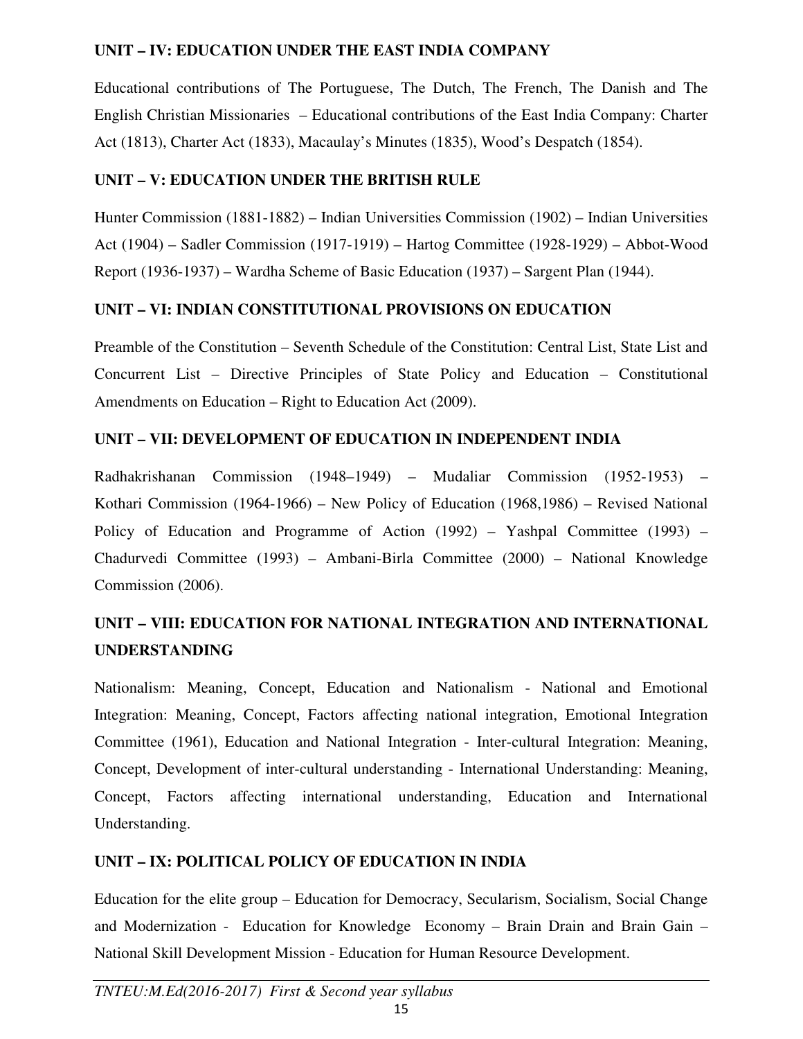**UNIT – IV: EDUCATION UNDER THE EAST INDIA COMPANY**

Educational contributions of The Portuguese, The Dutch, The French, The Danish and The English Christian Missionaries – Educational contributions of the East India Company: Charter Act (1813), Charter Act (1833), Macaulay's Minutes (1835), Wood's Despatch (1854).

**UNIT – V: EDUCATION UNDER THE BRITISH RULE**

Hunter Commission (1881-1882) – Indian Universities Commission (1902) – Indian Universities Act (1904) – Sadler Commission (1917-1919) – Hartog Committee (1928-1929) – Abbot-Wood Report (1936-1937) – Wardha Scheme of Basic Education (1937) – Sargent Plan (1944).

**UNIT – VI: INDIAN CONSTITUTIONAL PROVISIONS ON EDUCATION**

Preamble of the Constitution – Seventh Schedule of the Constitution: Central List, State List and Concurrent List – Directive Principles of State Policy and Education – Constitutional Amendments on Education – Right to Education Act (2009).

**UNIT – VII: DEVELOPMENT OF EDUCATION IN INDEPENDENT INDIA**

Radhakrishanan Commission (1948–1949) – Mudaliar Commission (1952-1953) – Kothari Commission (1964-1966) – New Policy of Education (1968,1986) – Revised National Policy of Education and Programme of Action (1992) – Yashpal Committee (1993) – Chadurvedi Committee (1993) – Ambani-Birla Committee (2000) – National Knowledge Commission (2006).

**UNIT – VIII: EDUCATION FOR NATIONAL INTEGRATION AND INTERNATIONAL UNDERSTANDING**

Nationalism: Meaning, Concept, Education and Nationalism - National and Emotional Integration: Meaning, Concept, Factors affecting national integration, Emotional Integration Committee (1961), Education and National Integration - Inter-cultural Integration: Meaning, Concept, Development of inter-cultural understanding - International Understanding: Meaning, Concept, Factors affecting international understanding, Education and International Understanding.

**UNIT – IX: POLITICAL POLICY OF EDUCATION IN INDIA**

Education for the elite group – Education for Democracy, Secularism, Socialism, Social Change and Modernization - Education for Knowledge Economy – Brain Drain and Brain Gain – National Skill Development Mission - Education for Human Resource Development.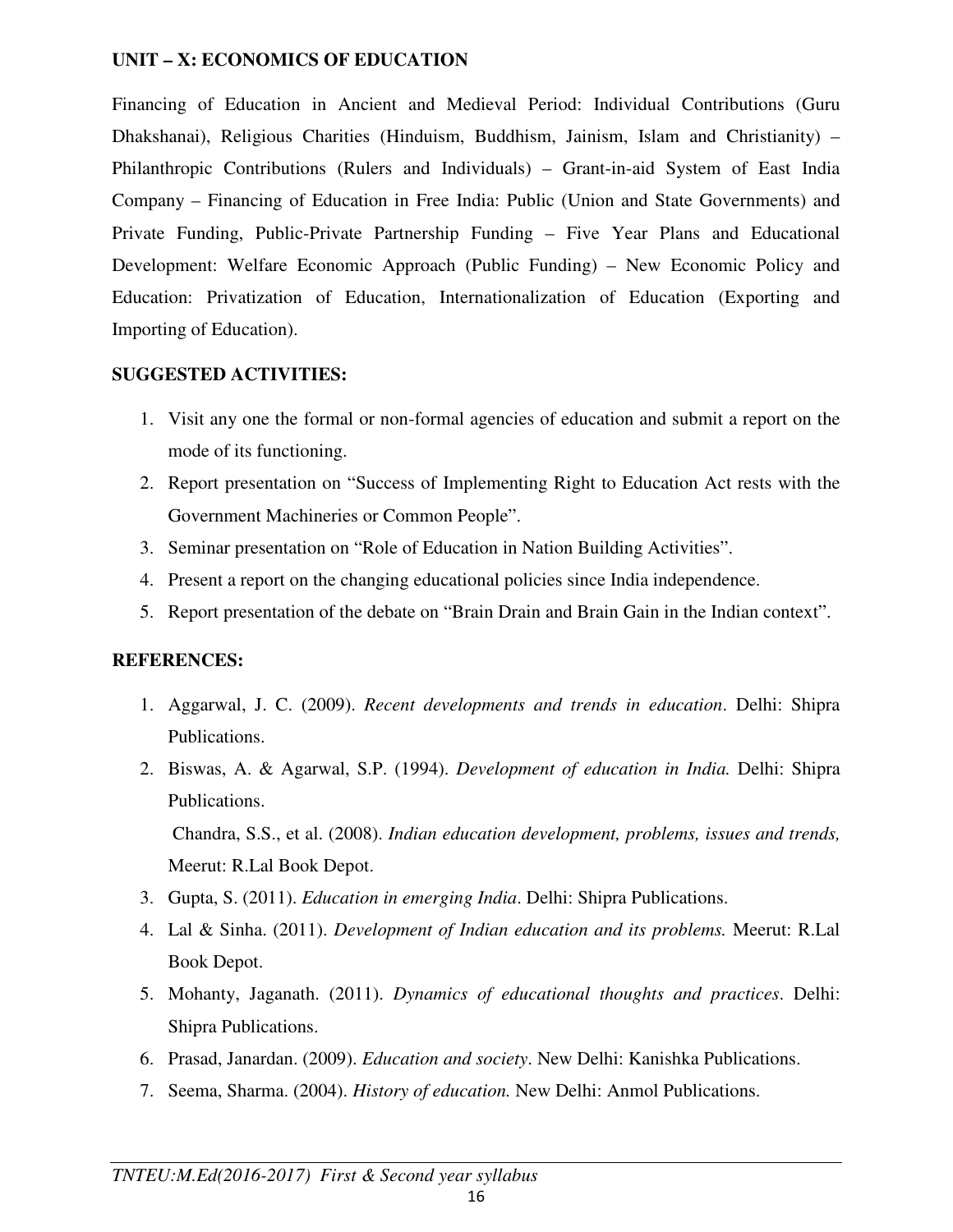**UNIT – X: ECONOMICS OF EDUCATION**

Financing of Education in Ancient and Medieval Period: Individual Contributions (Guru Dhakshanai), Religious Charities (Hinduism, Buddhism, Jainism, Islam and Christianity) – Philanthropic Contributions (Rulers and Individuals) – Grant-in-aid System of East India Company – Financing of Education in Free India: Public (Union and State Governments) and Private Funding, Public-Private Partnership Funding – Five Year Plans and Educational Development: Welfare Economic Approach (Public Funding) – New Economic Policy and Education: Privatization of Education, Internationalization of Education (Exporting and Importing of Education).

**SUGGESTED ACTIVITIES:**

1. Visit any one the formal or non-formal agencies of education and submit a report on the mode of its functioning.
2. Report presentation on "Success of Implementing Right to Education Act rests with the Government Machineries or Common People".
3. Seminar presentation on "Role of Education in Nation Building Activities".
4. Present a report on the changing educational policies since India independence.
5. Report presentation of the debate on "Brain Drain and Brain Gain in the Indian context".

**REFERENCES:**

1. Aggarwal, J. C. (2009). *Recent developments and trends in education*. Delhi: Shipra Publications.
2. Biswas, A. & Agarwal, S.P. (1994). *Development of education in India.* Delhi: Shipra Publications.

   Chandra, S.S., et al. (2008). *Indian education development, problems, issues and trends,* Meerut: R.Lal Book Depot.
3. Gupta, S. (2011). *Education in emerging India*. Delhi: Shipra Publications.
4. Lal & Sinha. (2011). *Development of Indian education and its problems.* Meerut: R.Lal Book Depot.
5. Mohanty, Jaganath. (2011). *Dynamics of educational thoughts and practices*. Delhi: Shipra Publications.
6. Prasad, Janardan. (2009). *Education and society*. New Delhi: Kanishka Publications.
7. Seema, Sharma. (2004). *History of education.* New Delhi: Anmol Publications.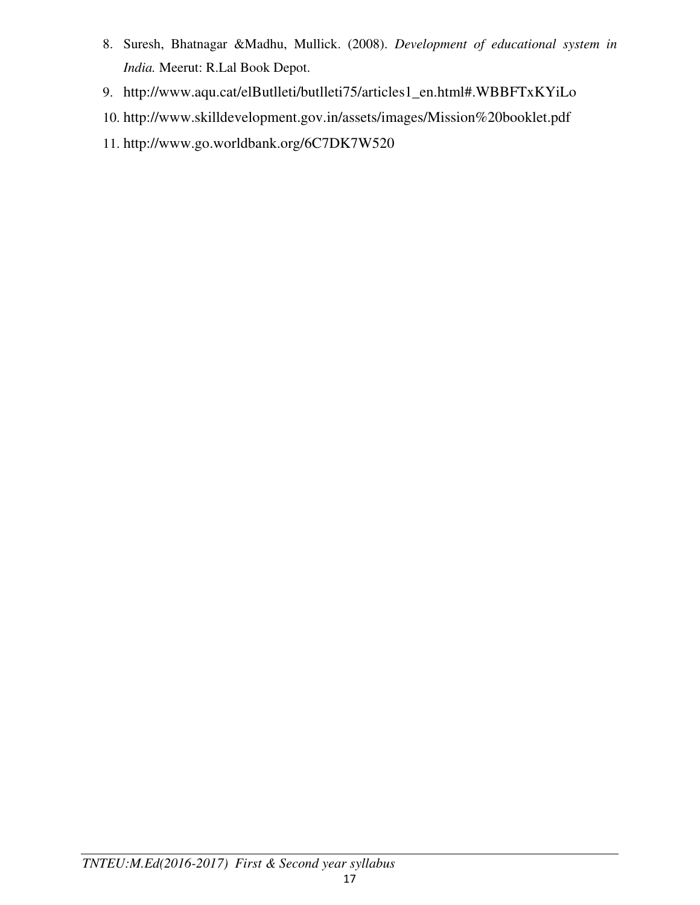8. Suresh, Bhatnagar &Madhu, Mullick. (2008). *Development of educational system in India.* Meerut: R.Lal Book Depot.
9. http://www.aqu.cat/elButlleti/butlleti75/articles1_en.html#.WBBFTxKYiLo
10. http://www.skilldevelopment.gov.in/assets/images/Mission%20booklet.pdf
11. http://www.go.worldbank.org/6C7DK7W520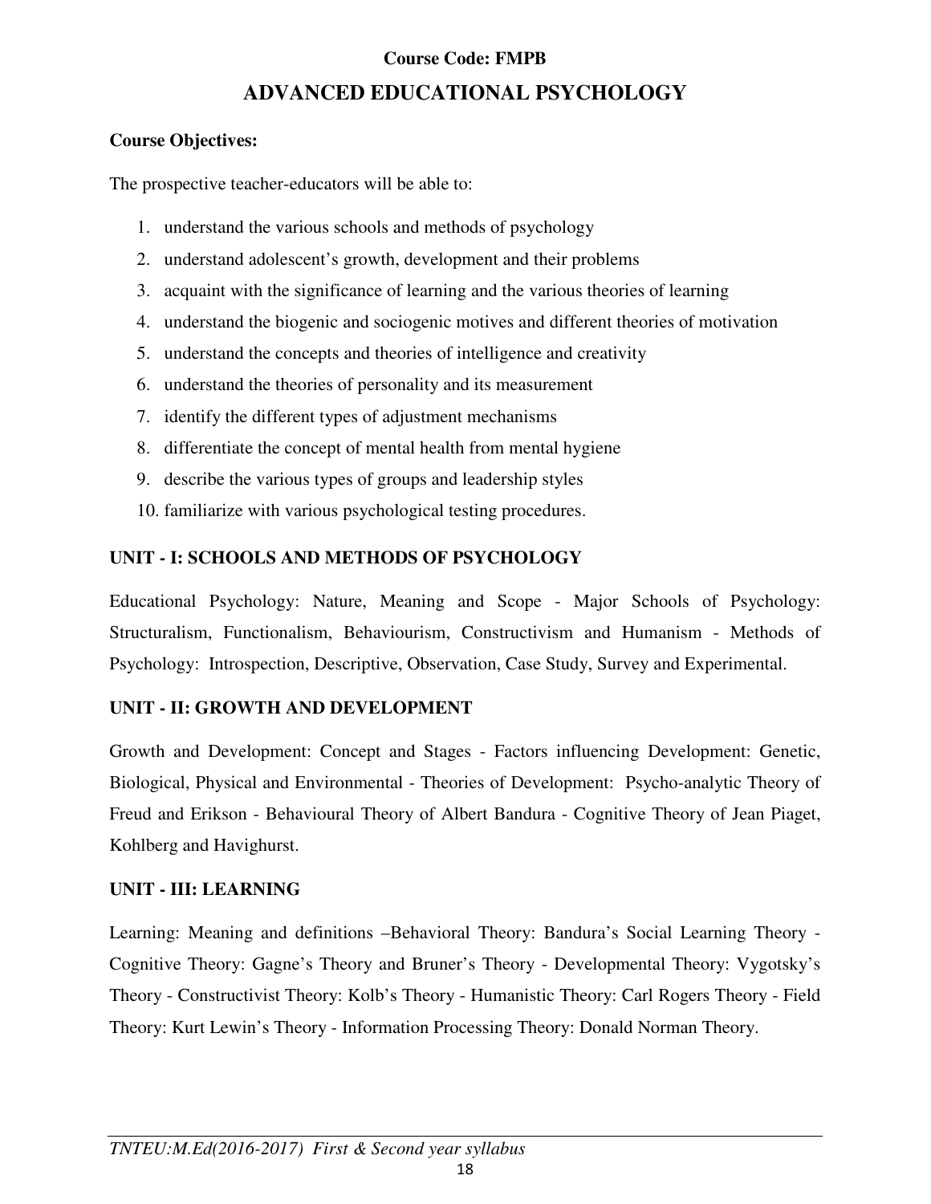**Course Code: FMPB**

# ADVANCED EDUCATIONAL PSYCHOLOGY

**Course Objectives:**

The prospective teacher-educators will be able to:

1. understand the various schools and methods of psychology
2. understand adolescent's growth, development and their problems
3. acquaint with the significance of learning and the various theories of learning
4. understand the biogenic and sociogenic motives and different theories of motivation
5. understand the concepts and theories of intelligence and creativity
6. understand the theories of personality and its measurement
7. identify the different types of adjustment mechanisms
8. differentiate the concept of mental health from mental hygiene
9. describe the various types of groups and leadership styles
10. familiarize with various psychological testing procedures.

## UNIT - I: SCHOOLS AND METHODS OF PSYCHOLOGY

Educational Psychology: Nature, Meaning and Scope - Major Schools of Psychology: Structuralism, Functionalism, Behaviourism, Constructivism and Humanism - Methods of Psychology: Introspection, Descriptive, Observation, Case Study, Survey and Experimental.

## UNIT - II: GROWTH AND DEVELOPMENT

Growth and Development: Concept and Stages - Factors influencing Development: Genetic, Biological, Physical and Environmental - Theories of Development: Psycho-analytic Theory of Freud and Erikson - Behavioural Theory of Albert Bandura - Cognitive Theory of Jean Piaget, Kohlberg and Havighurst.

## UNIT - III: LEARNING

Learning: Meaning and definitions –Behavioral Theory: Bandura's Social Learning Theory - Cognitive Theory: Gagne's Theory and Bruner's Theory - Developmental Theory: Vygotsky's Theory - Constructivist Theory: Kolb's Theory - Humanistic Theory: Carl Rogers Theory - Field Theory: Kurt Lewin's Theory - Information Processing Theory: Donald Norman Theory.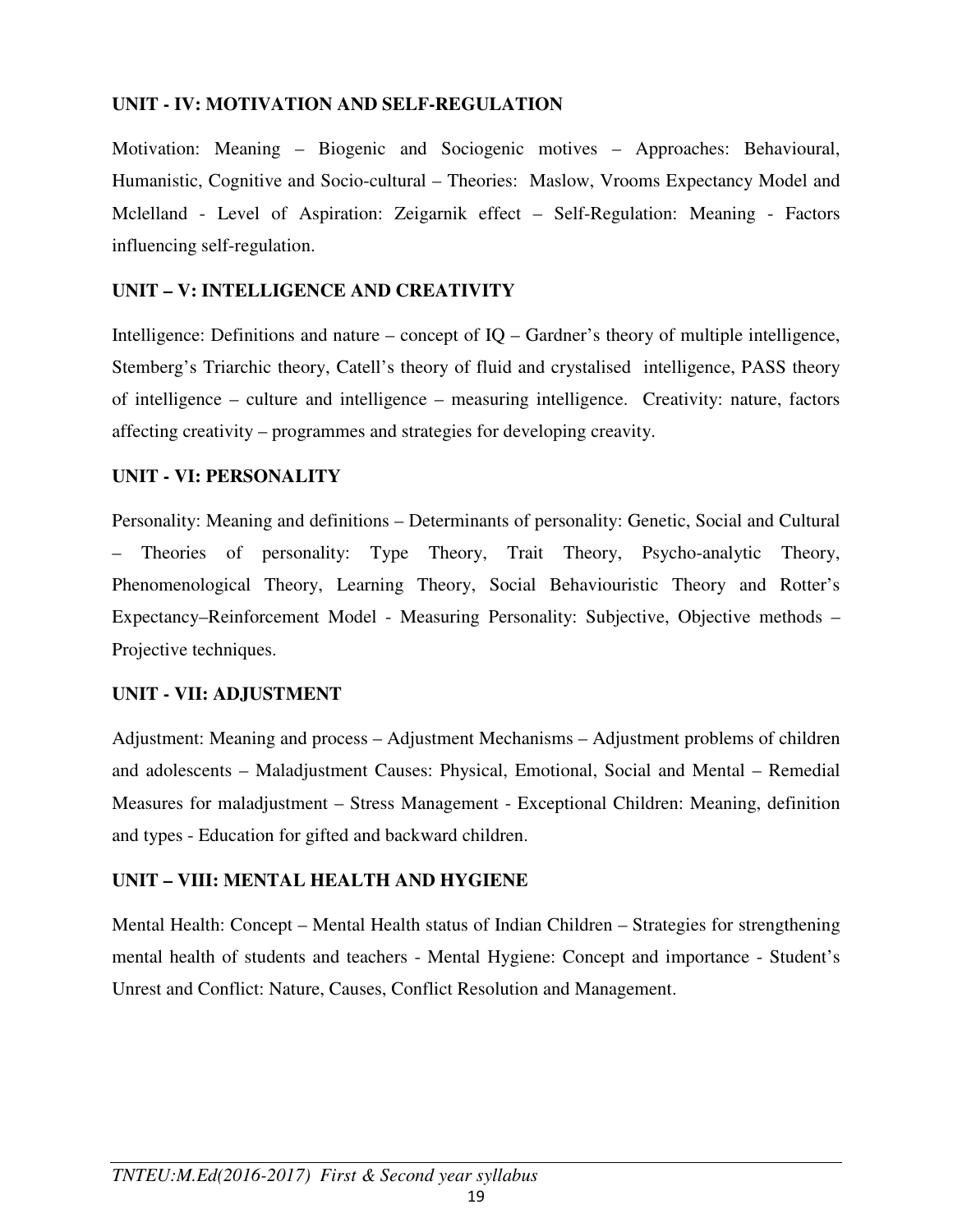**UNIT - IV: MOTIVATION AND SELF-REGULATION**

Motivation: Meaning – Biogenic and Sociogenic motives – Approaches: Behavioural, Humanistic, Cognitive and Socio-cultural – Theories: Maslow, Vrooms Expectancy Model and Mclelland - Level of Aspiration: Zeigarnik effect – Self-Regulation: Meaning - Factors influencing self-regulation.

**UNIT – V: INTELLIGENCE AND CREATIVITY**

Intelligence: Definitions and nature – concept of IQ – Gardner's theory of multiple intelligence, Stemberg's Triarchic theory, Catell's theory of fluid and crystalised intelligence, PASS theory of intelligence – culture and intelligence – measuring intelligence. Creativity: nature, factors affecting creativity – programmes and strategies for developing creavity.

**UNIT - VI: PERSONALITY**

Personality: Meaning and definitions – Determinants of personality: Genetic, Social and Cultural – Theories of personality: Type Theory, Trait Theory, Psycho-analytic Theory, Phenomenological Theory, Learning Theory, Social Behaviouristic Theory and Rotter's Expectancy–Reinforcement Model - Measuring Personality: Subjective, Objective methods – Projective techniques.

**UNIT - VII: ADJUSTMENT**

Adjustment: Meaning and process – Adjustment Mechanisms – Adjustment problems of children and adolescents – Maladjustment Causes: Physical, Emotional, Social and Mental – Remedial Measures for maladjustment – Stress Management - Exceptional Children: Meaning, definition and types - Education for gifted and backward children.

**UNIT – VIII: MENTAL HEALTH AND HYGIENE**

Mental Health: Concept – Mental Health status of Indian Children – Strategies for strengthening mental health of students and teachers - Mental Hygiene: Concept and importance - Student's Unrest and Conflict: Nature, Causes, Conflict Resolution and Management.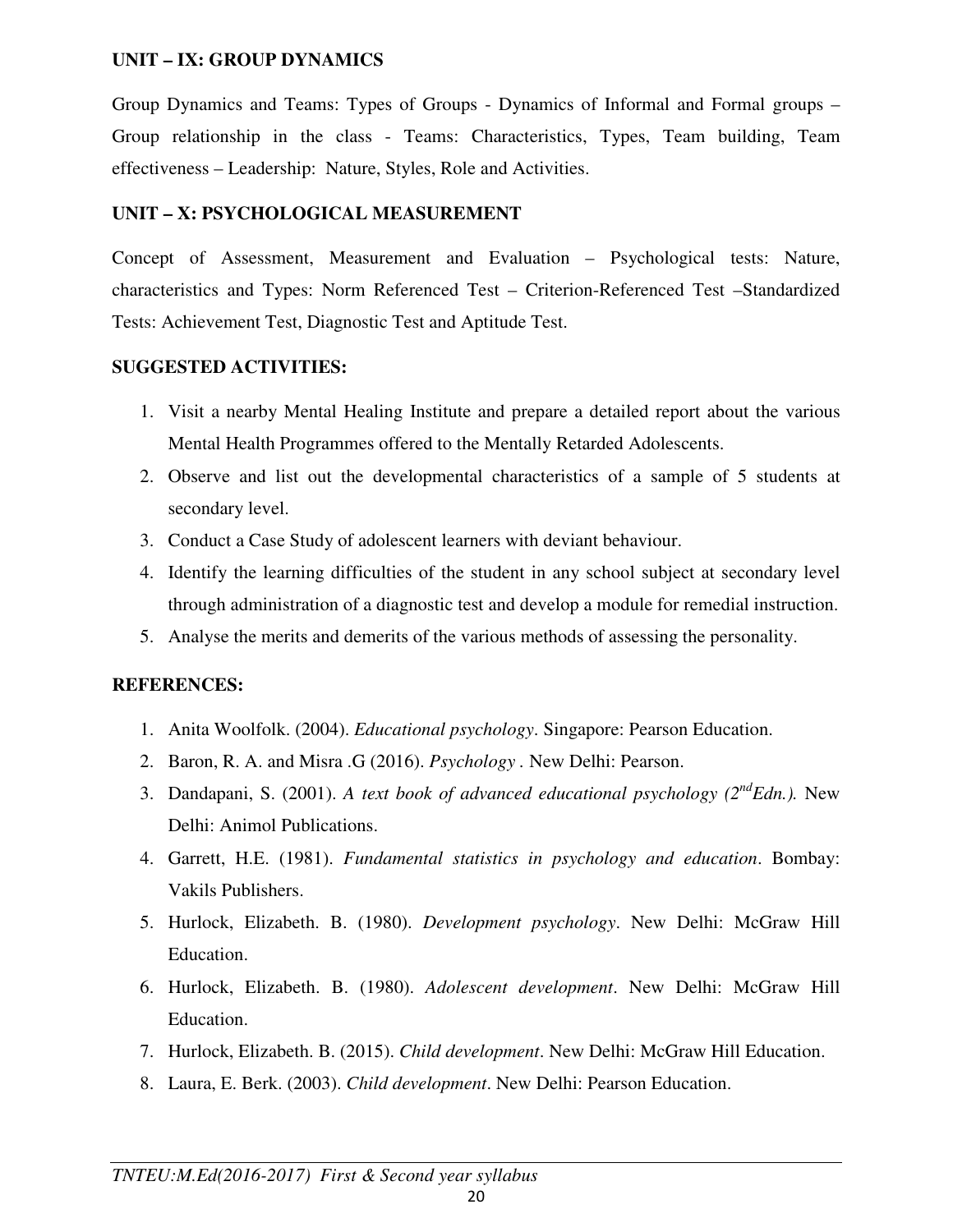### UNIT – IX: GROUP DYNAMICS

Group Dynamics and Teams: Types of Groups - Dynamics of Informal and Formal groups – Group relationship in the class - Teams: Characteristics, Types, Team building, Team effectiveness – Leadership: Nature, Styles, Role and Activities.

### UNIT – X: PSYCHOLOGICAL MEASUREMENT

Concept of Assessment, Measurement and Evaluation – Psychological tests: Nature, characteristics and Types: Norm Referenced Test – Criterion-Referenced Test –Standardized Tests: Achievement Test, Diagnostic Test and Aptitude Test.

### SUGGESTED ACTIVITIES:

1. Visit a nearby Mental Healing Institute and prepare a detailed report about the various Mental Health Programmes offered to the Mentally Retarded Adolescents.
2. Observe and list out the developmental characteristics of a sample of 5 students at secondary level.
3. Conduct a Case Study of adolescent learners with deviant behaviour.
4. Identify the learning difficulties of the student in any school subject at secondary level through administration of a diagnostic test and develop a module for remedial instruction.
5. Analyse the merits and demerits of the various methods of assessing the personality.

### REFERENCES:

1. Anita Woolfolk. (2004). *Educational psychology*. Singapore: Pearson Education.
2. Baron, R. A. and Misra .G (2016). *Psychology* . New Delhi: Pearson.
3. Dandapani, S. (2001). *A text book of advanced educational psychology (2nd Edn.).* New Delhi: Animol Publications.
4. Garrett, H.E. (1981). *Fundamental statistics in psychology and education*. Bombay: Vakils Publishers.
5. Hurlock, Elizabeth. B. (1980). *Development psychology*. New Delhi: McGraw Hill Education.
6. Hurlock, Elizabeth. B. (1980). *Adolescent development*. New Delhi: McGraw Hill Education.
7. Hurlock, Elizabeth. B. (2015). *Child development*. New Delhi: McGraw Hill Education.
8. Laura, E. Berk. (2003). *Child development*. New Delhi: Pearson Education.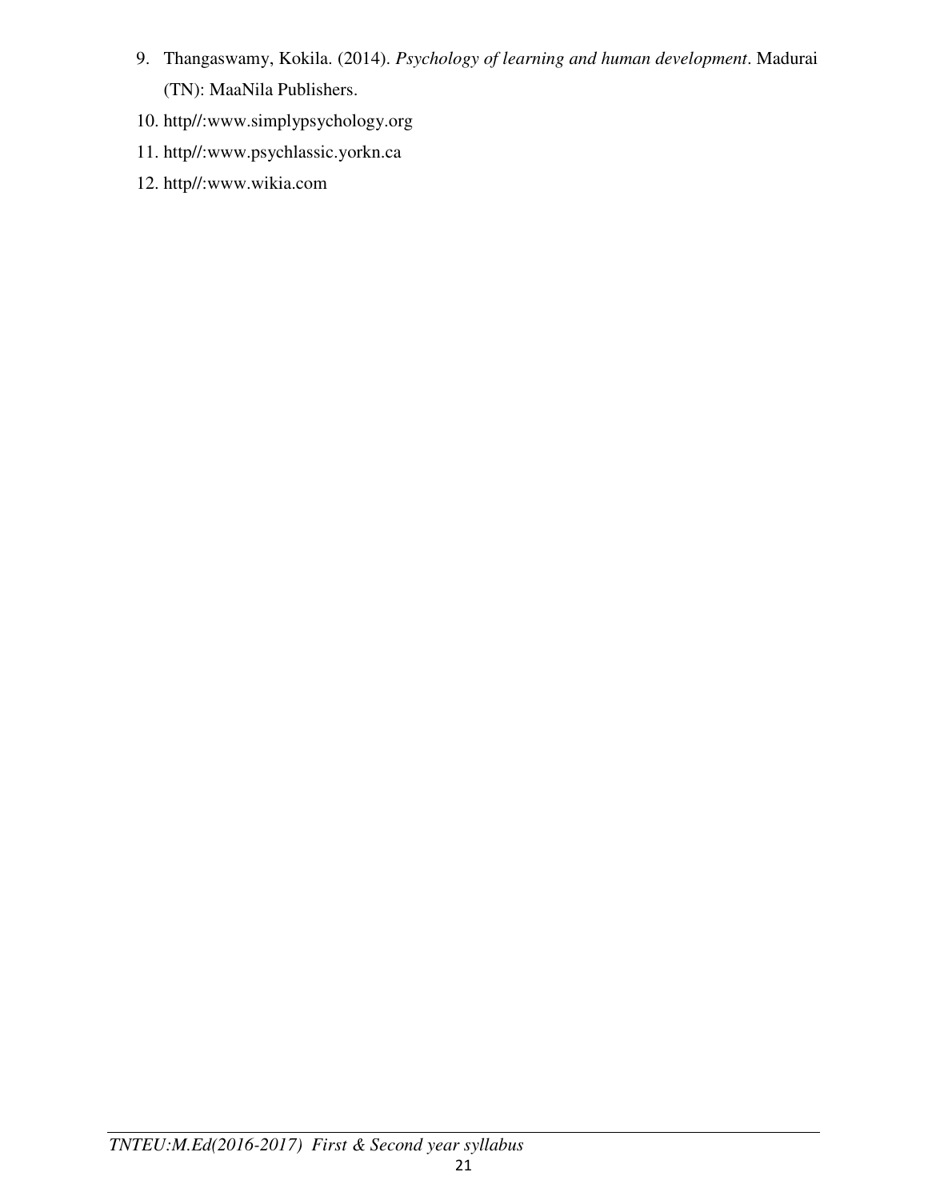9. Thangaswamy, Kokila. (2014). *Psychology of learning and human development*. Madurai (TN): MaaNila Publishers.
10. http//:www.simplypsychology.org
11. http//:www.psychlassic.yorkn.ca
12. http//:www.wikia.com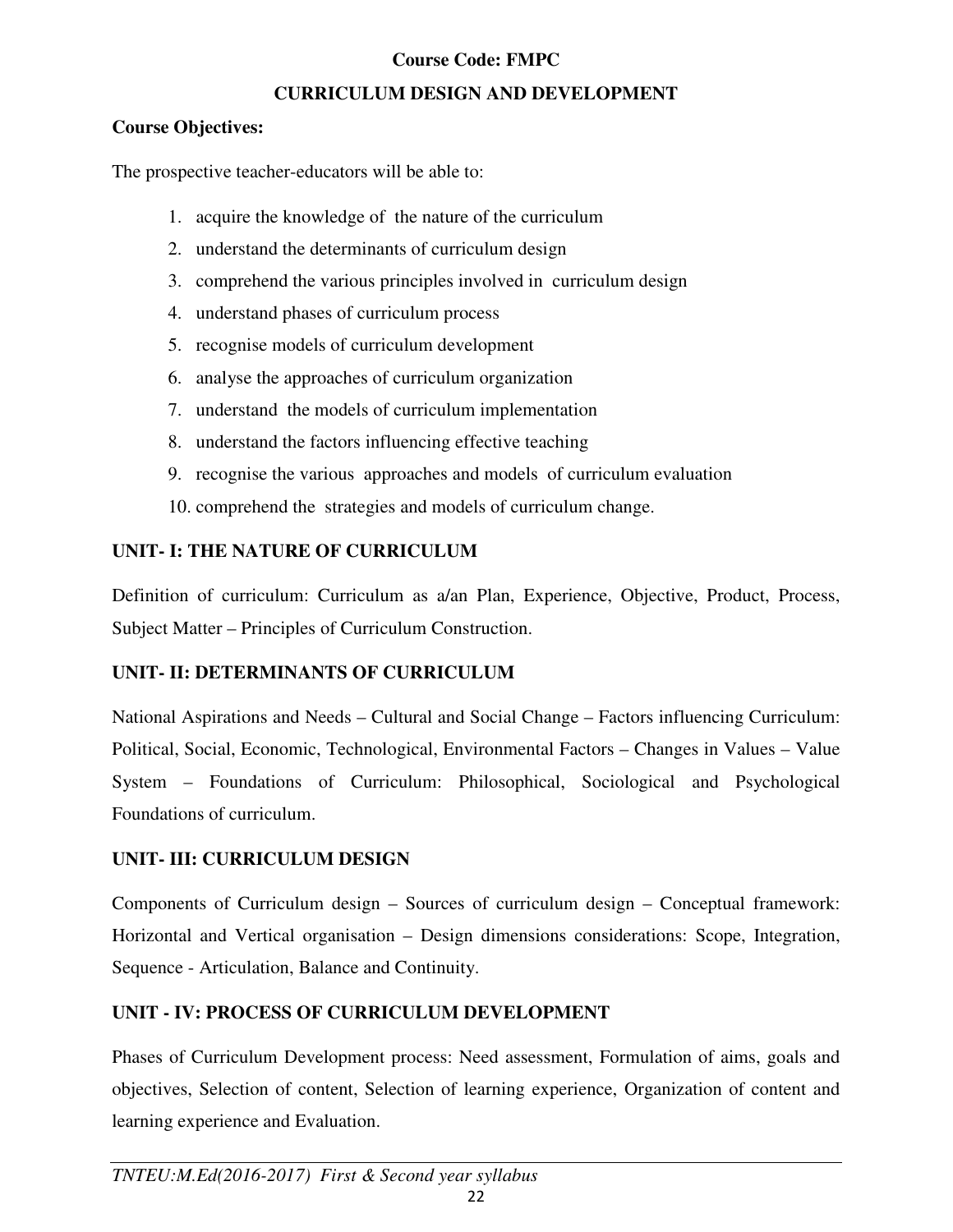**Course Code: FMPC**

## CURRICULUM DESIGN AND DEVELOPMENT

**Course Objectives:**

The prospective teacher-educators will be able to:

1. acquire the knowledge of the nature of the curriculum
2. understand the determinants of curriculum design
3. comprehend the various principles involved in curriculum design
4. understand phases of curriculum process
5. recognise models of curriculum development
6. analyse the approaches of curriculum organization
7. understand the models of curriculum implementation
8. understand the factors influencing effective teaching
9. recognise the various approaches and models of curriculum evaluation
10. comprehend the strategies and models of curriculum change.

### UNIT- I: THE NATURE OF CURRICULUM

Definition of curriculum: Curriculum as a/an Plan, Experience, Objective, Product, Process, Subject Matter – Principles of Curriculum Construction.

### UNIT- II: DETERMINANTS OF CURRICULUM

National Aspirations and Needs – Cultural and Social Change – Factors influencing Curriculum: Political, Social, Economic, Technological, Environmental Factors – Changes in Values – Value System – Foundations of Curriculum: Philosophical, Sociological and Psychological Foundations of curriculum.

### UNIT- III: CURRICULUM DESIGN

Components of Curriculum design – Sources of curriculum design – Conceptual framework: Horizontal and Vertical organisation – Design dimensions considerations: Scope, Integration, Sequence - Articulation, Balance and Continuity.

### UNIT - IV: PROCESS OF CURRICULUM DEVELOPMENT

Phases of Curriculum Development process: Need assessment, Formulation of aims, goals and objectives, Selection of content, Selection of learning experience, Organization of content and learning experience and Evaluation.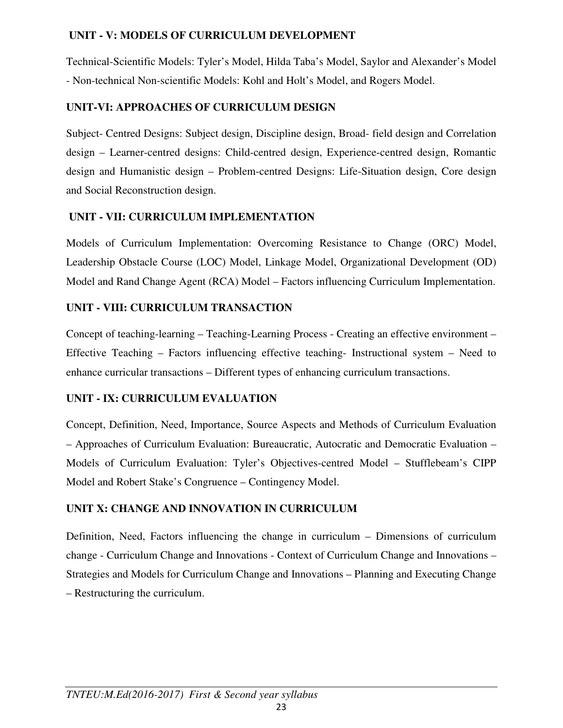**UNIT - V: MODELS OF CURRICULUM DEVELOPMENT**

Technical-Scientific Models: Tyler's Model, Hilda Taba's Model, Saylor and Alexander's Model - Non-technical Non-scientific Models: Kohl and Holt's Model, and Rogers Model.

**UNIT-VI: APPROACHES OF CURRICULUM DESIGN**

Subject- Centred Designs: Subject design, Discipline design, Broad- field design and Correlation design – Learner-centred designs: Child-centred design, Experience-centred design, Romantic design and Humanistic design – Problem-centred Designs: Life-Situation design, Core design and Social Reconstruction design.

**UNIT - VII: CURRICULUM IMPLEMENTATION**

Models of Curriculum Implementation: Overcoming Resistance to Change (ORC) Model, Leadership Obstacle Course (LOC) Model, Linkage Model, Organizational Development (OD) Model and Rand Change Agent (RCA) Model – Factors influencing Curriculum Implementation.

**UNIT - VIII: CURRICULUM TRANSACTION**

Concept of teaching-learning – Teaching-Learning Process - Creating an effective environment – Effective Teaching – Factors influencing effective teaching- Instructional system – Need to enhance curricular transactions – Different types of enhancing curriculum transactions.

**UNIT - IX: CURRICULUM EVALUATION**

Concept, Definition, Need, Importance, Source Aspects and Methods of Curriculum Evaluation – Approaches of Curriculum Evaluation: Bureaucratic, Autocratic and Democratic Evaluation – Models of Curriculum Evaluation: Tyler's Objectives-centred Model – Stufflebeam's CIPP Model and Robert Stake's Congruence – Contingency Model.

**UNIT X: CHANGE AND INNOVATION IN CURRICULUM**

Definition, Need, Factors influencing the change in curriculum – Dimensions of curriculum change - Curriculum Change and Innovations - Context of Curriculum Change and Innovations – Strategies and Models for Curriculum Change and Innovations – Planning and Executing Change – Restructuring the curriculum.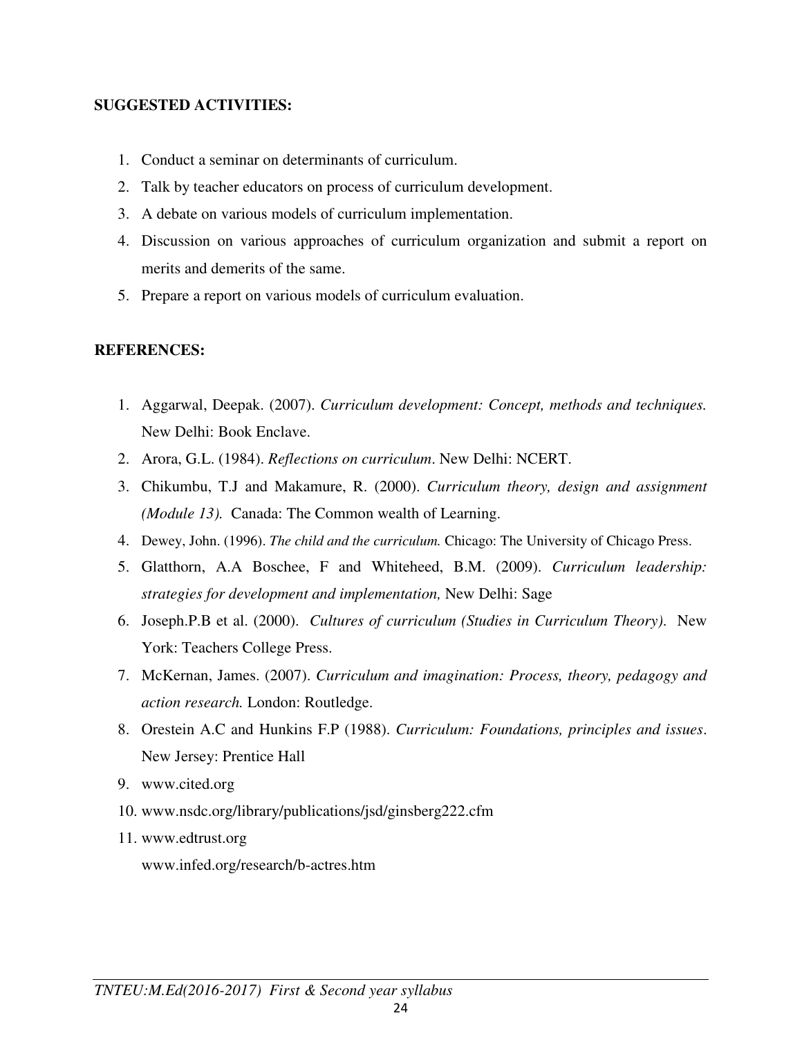**SUGGESTED ACTIVITIES:**

1. Conduct a seminar on determinants of curriculum.
2. Talk by teacher educators on process of curriculum development.
3. A debate on various models of curriculum implementation.
4. Discussion on various approaches of curriculum organization and submit a report on merits and demerits of the same.
5. Prepare a report on various models of curriculum evaluation.

**REFERENCES:**

1. Aggarwal, Deepak. (2007). *Curriculum development: Concept, methods and techniques.* New Delhi: Book Enclave.
2. Arora, G.L. (1984). *Reflections on curriculum*. New Delhi: NCERT.
3. Chikumbu, T.J and Makamure, R. (2000). *Curriculum theory, design and assignment (Module 13).* Canada: The Common wealth of Learning.
4. Dewey, John. (1996). *The child and the curriculum.* Chicago: The University of Chicago Press.
5. Glatthorn, A.A Boschee, F and Whiteheed, B.M. (2009). *Curriculum leadership: strategies for development and implementation,* New Delhi: Sage
6. Joseph.P.B et al. (2000). *Cultures of curriculum (Studies in Curriculum Theory).* New York: Teachers College Press.
7. McKernan, James. (2007). *Curriculum and imagination: Process, theory, pedagogy and action research.* London: Routledge.
8. Orestein A.C and Hunkins F.P (1988). *Curriculum: Foundations, principles and issues*. New Jersey: Prentice Hall
9. www.cited.org
10. www.nsdc.org/library/publications/jsd/ginsberg222.cfm
11. www.edtrust.org

    www.infed.org/research/b-actres.htm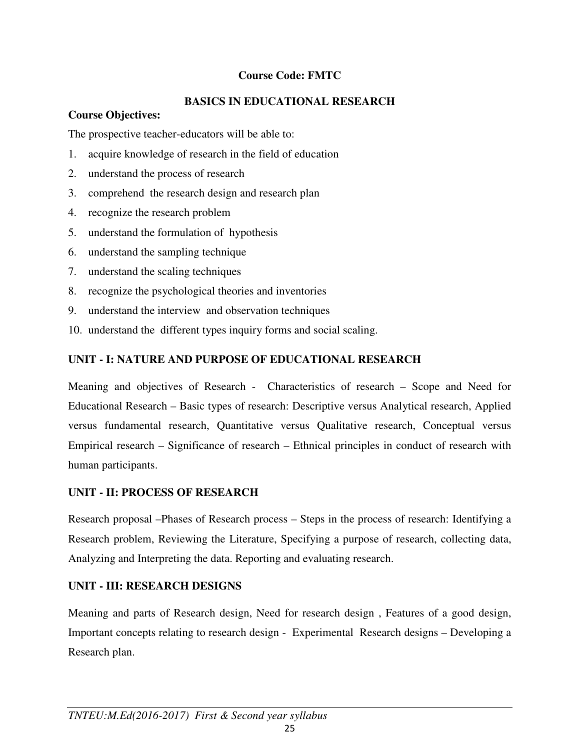**Course Code: FMTC**

## BASICS IN EDUCATIONAL RESEARCH

**Course Objectives:**

The prospective teacher-educators will be able to:

1. acquire knowledge of research in the field of education
2. understand the process of research
3. comprehend the research design and research plan
4. recognize the research problem
5. understand the formulation of hypothesis
6. understand the sampling technique
7. understand the scaling techniques
8. recognize the psychological theories and inventories
9. understand the interview and observation techniques
10. understand the different types inquiry forms and social scaling.

### UNIT - I: NATURE AND PURPOSE OF EDUCATIONAL RESEARCH

Meaning and objectives of Research - Characteristics of research – Scope and Need for Educational Research – Basic types of research: Descriptive versus Analytical research, Applied versus fundamental research, Quantitative versus Qualitative research, Conceptual versus Empirical research – Significance of research – Ethnical principles in conduct of research with human participants.

### UNIT - II: PROCESS OF RESEARCH

Research proposal –Phases of Research process – Steps in the process of research: Identifying a Research problem, Reviewing the Literature, Specifying a purpose of research, collecting data, Analyzing and Interpreting the data. Reporting and evaluating research.

### UNIT - III: RESEARCH DESIGNS

Meaning and parts of Research design, Need for research design , Features of a good design, Important concepts relating to research design - Experimental Research designs – Developing a Research plan.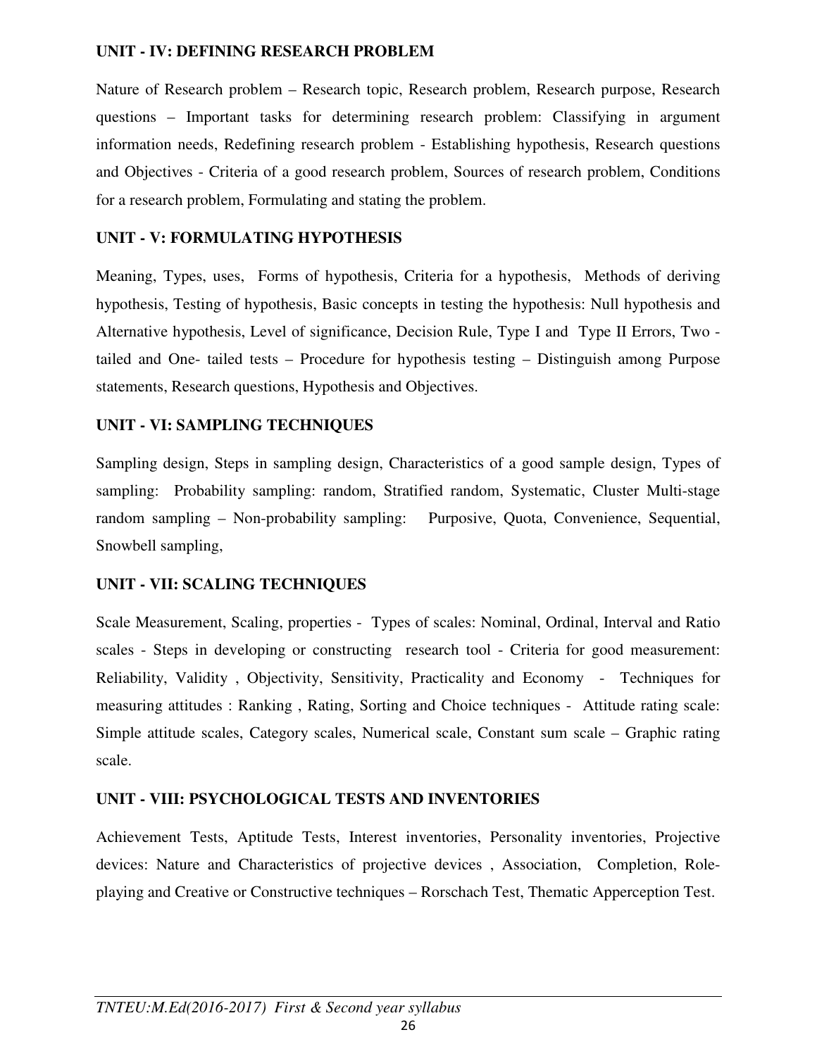### UNIT - IV: DEFINING RESEARCH PROBLEM

Nature of Research problem – Research topic, Research problem, Research purpose, Research questions – Important tasks for determining research problem: Classifying in argument information needs, Redefining research problem - Establishing hypothesis, Research questions and Objectives - Criteria of a good research problem, Sources of research problem, Conditions for a research problem, Formulating and stating the problem.

### UNIT - V: FORMULATING HYPOTHESIS

Meaning, Types, uses, Forms of hypothesis, Criteria for a hypothesis, Methods of deriving hypothesis, Testing of hypothesis, Basic concepts in testing the hypothesis: Null hypothesis and Alternative hypothesis, Level of significance, Decision Rule, Type I and Type II Errors, Two - tailed and One- tailed tests – Procedure for hypothesis testing – Distinguish among Purpose statements, Research questions, Hypothesis and Objectives.

### UNIT - VI: SAMPLING TECHNIQUES

Sampling design, Steps in sampling design, Characteristics of a good sample design, Types of sampling: Probability sampling: random, Stratified random, Systematic, Cluster Multi-stage random sampling – Non-probability sampling: Purposive, Quota, Convenience, Sequential, Snowbell sampling,

### UNIT - VII: SCALING TECHNIQUES

Scale Measurement, Scaling, properties - Types of scales: Nominal, Ordinal, Interval and Ratio scales - Steps in developing or constructing research tool - Criteria for good measurement: Reliability, Validity , Objectivity, Sensitivity, Practicality and Economy - Techniques for measuring attitudes : Ranking , Rating, Sorting and Choice techniques - Attitude rating scale: Simple attitude scales, Category scales, Numerical scale, Constant sum scale – Graphic rating scale.

### UNIT - VIII: PSYCHOLOGICAL TESTS AND INVENTORIES

Achievement Tests, Aptitude Tests, Interest inventories, Personality inventories, Projective devices: Nature and Characteristics of projective devices , Association, Completion, Role-playing and Creative or Constructive techniques – Rorschach Test, Thematic Apperception Test.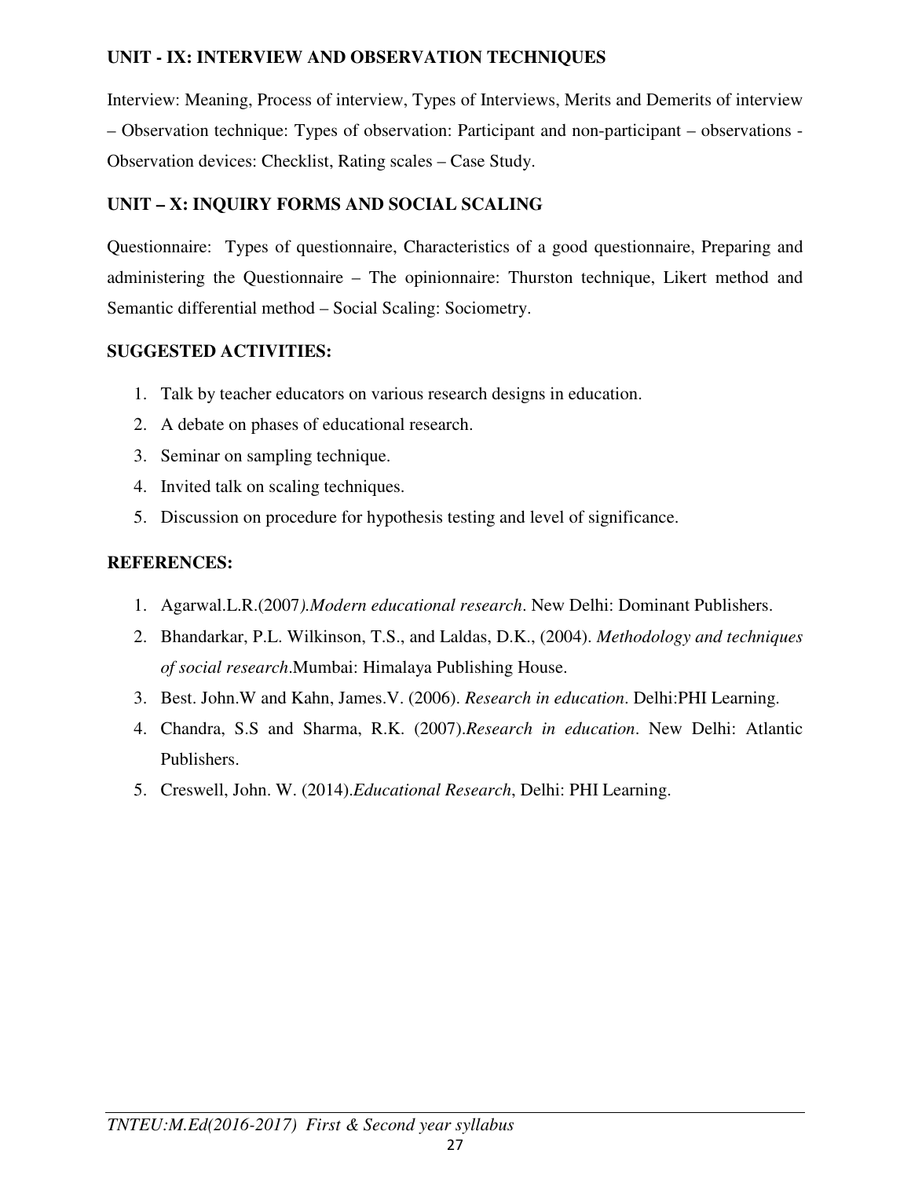**UNIT - IX: INTERVIEW AND OBSERVATION TECHNIQUES**

Interview: Meaning, Process of interview, Types of Interviews, Merits and Demerits of interview – Observation technique: Types of observation: Participant and non-participant – observations - Observation devices: Checklist, Rating scales – Case Study.

**UNIT – X: INQUIRY FORMS AND SOCIAL SCALING**

Questionnaire: Types of questionnaire, Characteristics of a good questionnaire, Preparing and administering the Questionnaire – The opinionnaire: Thurston technique, Likert method and Semantic differential method – Social Scaling: Sociometry.

**SUGGESTED ACTIVITIES:**

1. Talk by teacher educators on various research designs in education.
2. A debate on phases of educational research.
3. Seminar on sampling technique.
4. Invited talk on scaling techniques.
5. Discussion on procedure for hypothesis testing and level of significance.

**REFERENCES:**

1. Agarwal.L.R.(2007*).Modern educational research*. New Delhi: Dominant Publishers.
2. Bhandarkar, P.L. Wilkinson, T.S., and Laldas, D.K., (2004). *Methodology and techniques of social research*.Mumbai: Himalaya Publishing House.
3. Best. John.W and Kahn, James.V. (2006). *Research in education*. Delhi:PHI Learning.
4. Chandra, S.S and Sharma, R.K. (2007).*Research in education*. New Delhi: Atlantic Publishers.
5. Creswell, John. W. (2014).*Educational Research*, Delhi: PHI Learning.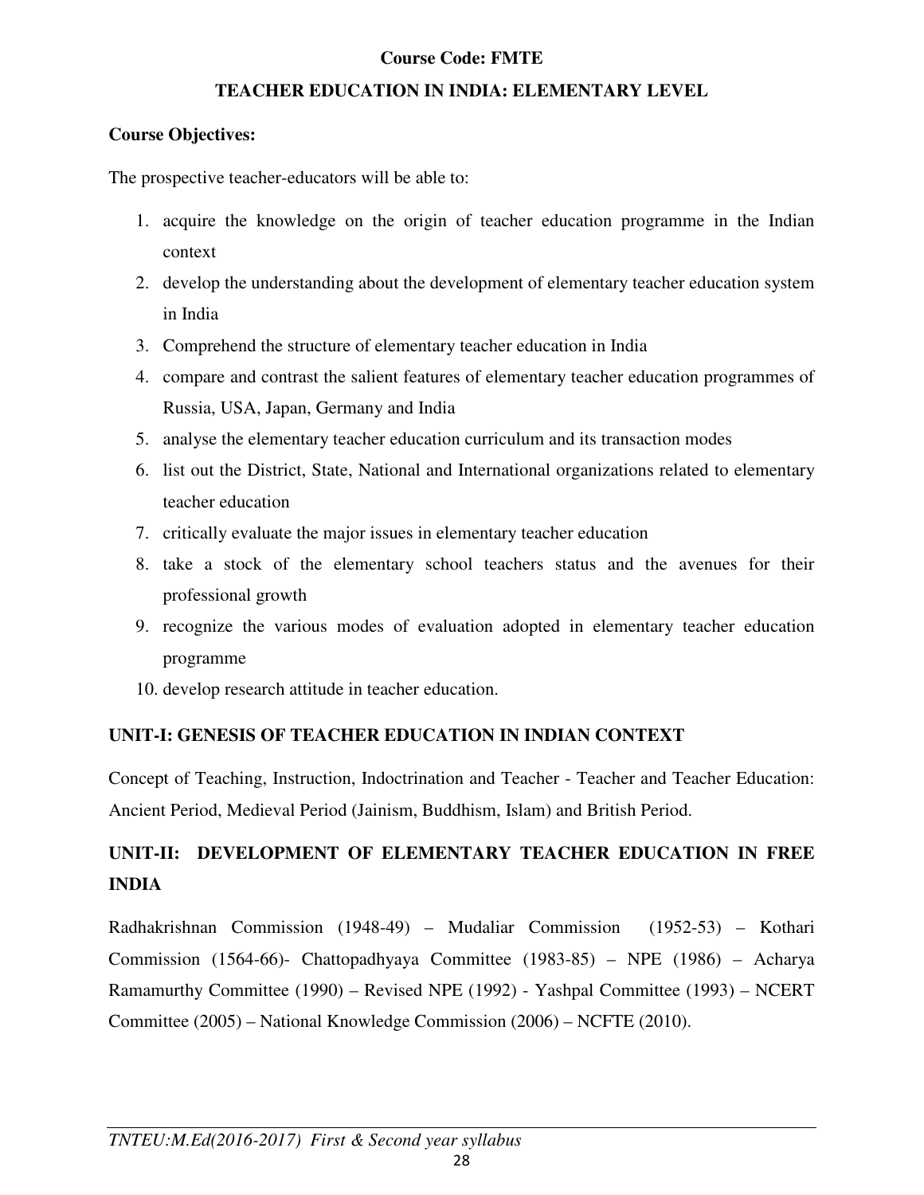**Course Code: FMTE**

**TEACHER EDUCATION IN INDIA: ELEMENTARY LEVEL**

**Course Objectives:**

The prospective teacher-educators will be able to:

1. acquire the knowledge on the origin of teacher education programme in the Indian context
2. develop the understanding about the development of elementary teacher education system in India
3. Comprehend the structure of elementary teacher education in India
4. compare and contrast the salient features of elementary teacher education programmes of Russia, USA, Japan, Germany and India
5. analyse the elementary teacher education curriculum and its transaction modes
6. list out the District, State, National and International organizations related to elementary teacher education
7. critically evaluate the major issues in elementary teacher education
8. take a stock of the elementary school teachers status and the avenues for their professional growth
9. recognize the various modes of evaluation adopted in elementary teacher education programme
10. develop research attitude in teacher education.

**UNIT-I: GENESIS OF TEACHER EDUCATION IN INDIAN CONTEXT**

Concept of Teaching, Instruction, Indoctrination and Teacher - Teacher and Teacher Education: Ancient Period, Medieval Period (Jainism, Buddhism, Islam) and British Period.

**UNIT-II: DEVELOPMENT OF ELEMENTARY TEACHER EDUCATION IN FREE INDIA**

Radhakrishnan Commission (1948-49) – Mudaliar Commission (1952-53) – Kothari Commission (1564-66)- Chattopadhyaya Committee (1983-85) – NPE (1986) – Acharya Ramamurthy Committee (1990) – Revised NPE (1992) - Yashpal Committee (1993) – NCERT Committee (2005) – National Knowledge Commission (2006) – NCFTE (2010).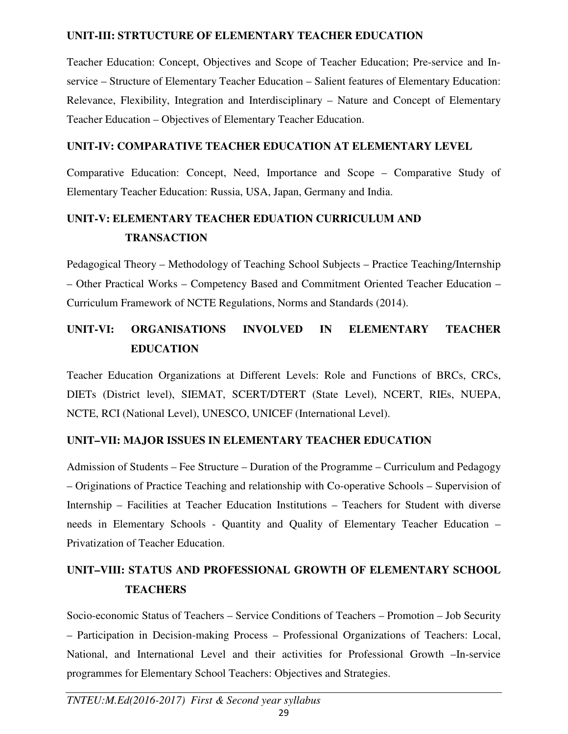**UNIT-III: STRTUCTURE OF ELEMENTARY TEACHER EDUCATION**

Teacher Education: Concept, Objectives and Scope of Teacher Education; Pre-service and In-service – Structure of Elementary Teacher Education – Salient features of Elementary Education: Relevance, Flexibility, Integration and Interdisciplinary – Nature and Concept of Elementary Teacher Education – Objectives of Elementary Teacher Education.

**UNIT-IV: COMPARATIVE TEACHER EDUCATION AT ELEMENTARY LEVEL**

Comparative Education: Concept, Need, Importance and Scope – Comparative Study of Elementary Teacher Education: Russia, USA, Japan, Germany and India.

**UNIT-V: ELEMENTARY TEACHER EDUATION CURRICULUM AND TRANSACTION**

Pedagogical Theory – Methodology of Teaching School Subjects – Practice Teaching/Internship – Other Practical Works – Competency Based and Commitment Oriented Teacher Education – Curriculum Framework of NCTE Regulations, Norms and Standards (2014).

**UNIT-VI: ORGANISATIONS INVOLVED IN ELEMENTARY TEACHER EDUCATION**

Teacher Education Organizations at Different Levels: Role and Functions of BRCs, CRCs, DIETs (District level), SIEMAT, SCERT/DTERT (State Level), NCERT, RIEs, NUEPA, NCTE, RCI (National Level), UNESCO, UNICEF (International Level).

**UNIT–VII: MAJOR ISSUES IN ELEMENTARY TEACHER EDUCATION**

Admission of Students – Fee Structure – Duration of the Programme – Curriculum and Pedagogy – Originations of Practice Teaching and relationship with Co-operative Schools – Supervision of Internship – Facilities at Teacher Education Institutions – Teachers for Student with diverse needs in Elementary Schools - Quantity and Quality of Elementary Teacher Education – Privatization of Teacher Education.

**UNIT–VIII: STATUS AND PROFESSIONAL GROWTH OF ELEMENTARY SCHOOL TEACHERS**

Socio-economic Status of Teachers – Service Conditions of Teachers – Promotion – Job Security – Participation in Decision-making Process – Professional Organizations of Teachers: Local, National, and International Level and their activities for Professional Growth –In-service programmes for Elementary School Teachers: Objectives and Strategies.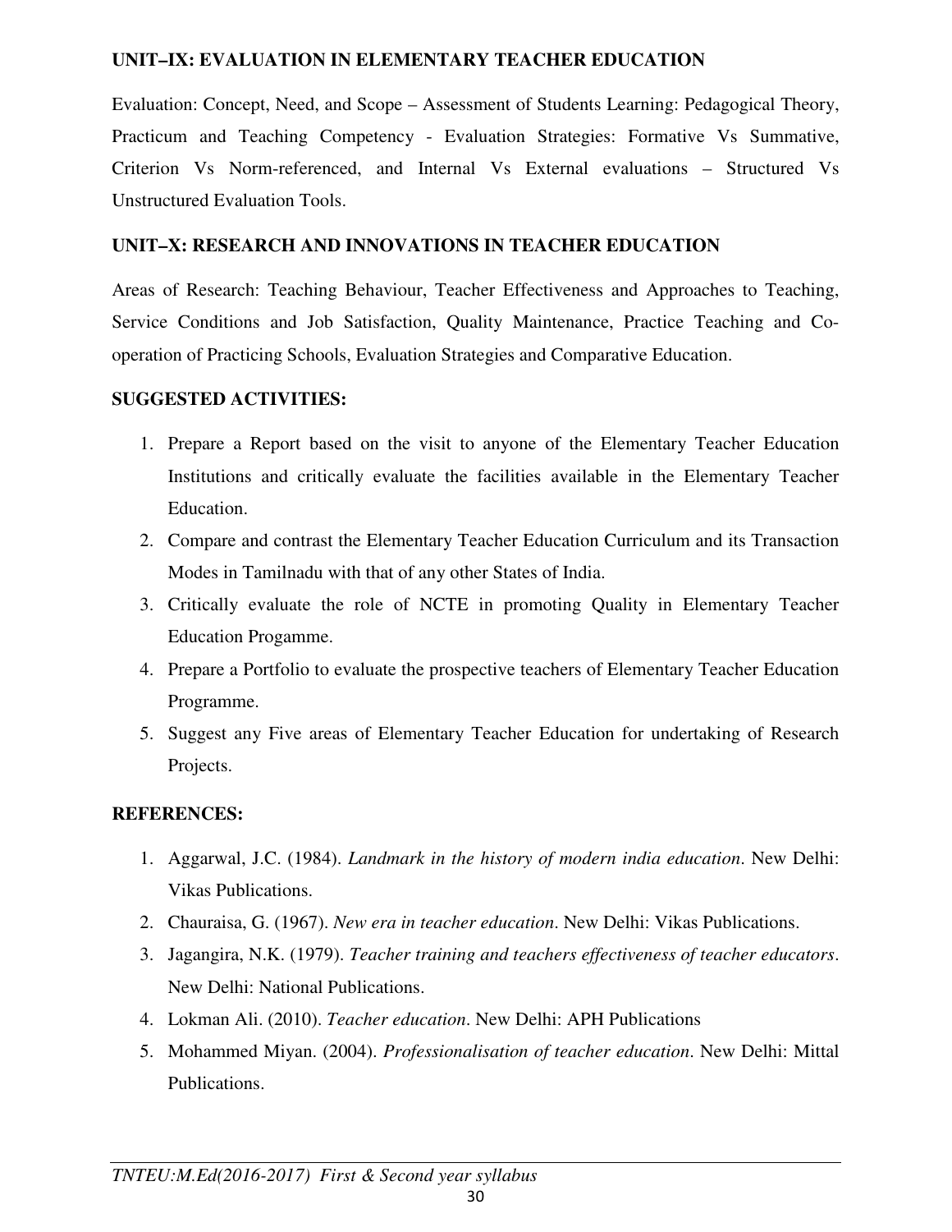## UNIT–IX: EVALUATION IN ELEMENTARY TEACHER EDUCATION

Evaluation: Concept, Need, and Scope – Assessment of Students Learning: Pedagogical Theory, Practicum and Teaching Competency - Evaluation Strategies: Formative Vs Summative, Criterion Vs Norm-referenced, and Internal Vs External evaluations – Structured Vs Unstructured Evaluation Tools.

## UNIT–X: RESEARCH AND INNOVATIONS IN TEACHER EDUCATION

Areas of Research: Teaching Behaviour, Teacher Effectiveness and Approaches to Teaching, Service Conditions and Job Satisfaction, Quality Maintenance, Practice Teaching and Co-operation of Practicing Schools, Evaluation Strategies and Comparative Education.

## SUGGESTED ACTIVITIES:

1. Prepare a Report based on the visit to anyone of the Elementary Teacher Education Institutions and critically evaluate the facilities available in the Elementary Teacher Education.
2. Compare and contrast the Elementary Teacher Education Curriculum and its Transaction Modes in Tamilnadu with that of any other States of India.
3. Critically evaluate the role of NCTE in promoting Quality in Elementary Teacher Education Progamme.
4. Prepare a Portfolio to evaluate the prospective teachers of Elementary Teacher Education Programme.
5. Suggest any Five areas of Elementary Teacher Education for undertaking of Research Projects.

## REFERENCES:

1. Aggarwal, J.C. (1984). *Landmark in the history of modern india education*. New Delhi: Vikas Publications.
2. Chauraisa, G. (1967). *New era in teacher education*. New Delhi: Vikas Publications.
3. Jagangira, N.K. (1979). *Teacher training and teachers effectiveness of teacher educators*. New Delhi: National Publications.
4. Lokman Ali. (2010). *Teacher education*. New Delhi: APH Publications
5. Mohammed Miyan. (2004). *Professionalisation of teacher education*. New Delhi: Mittal Publications.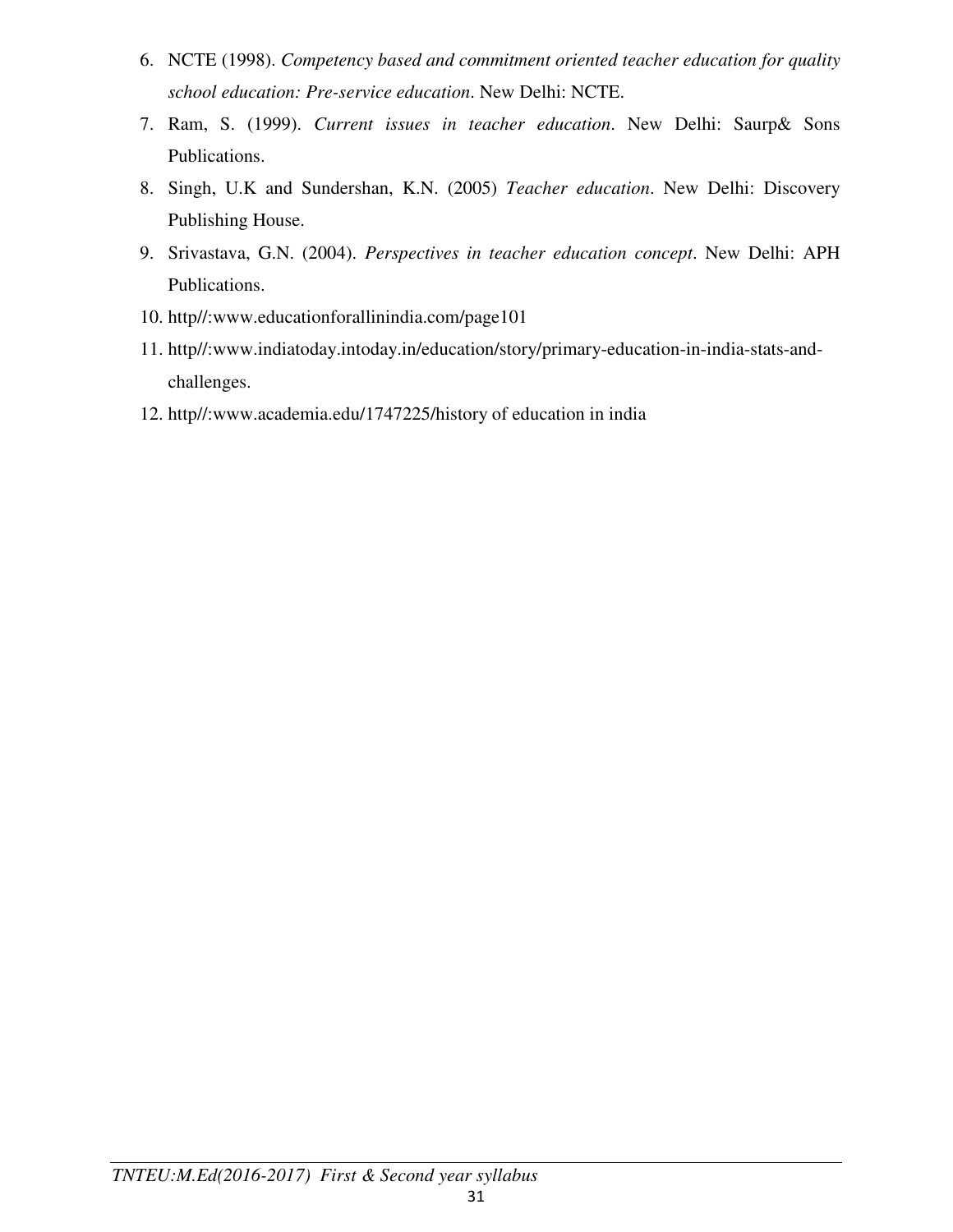6. NCTE (1998). *Competency based and commitment oriented teacher education for quality school education: Pre-service education*. New Delhi: NCTE.
7. Ram, S. (1999). *Current issues in teacher education*. New Delhi: Saurp& Sons Publications.
8. Singh, U.K and Sundershan, K.N. (2005) *Teacher education*. New Delhi: Discovery Publishing House.
9. Srivastava, G.N. (2004). *Perspectives in teacher education concept*. New Delhi: APH Publications.
10. http//:www.educationforallinindia.com/page101
11. http//:www.indiatoday.intoday.in/education/story/primary-education-in-india-stats-and-challenges.
12. http//:www.academia.edu/1747225/history of education in india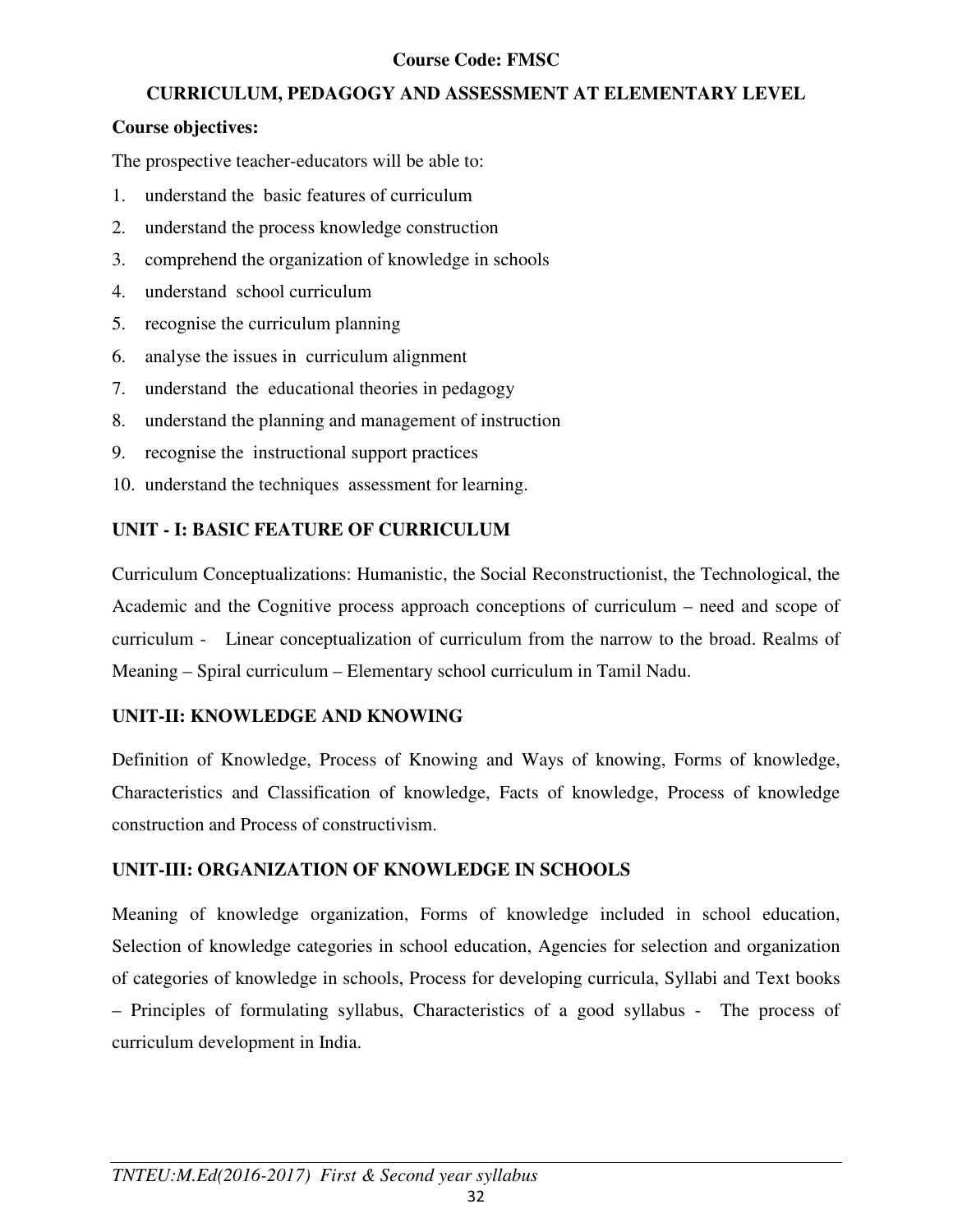**Course Code: FMSC**

## CURRICULUM, PEDAGOGY AND ASSESSMENT AT ELEMENTARY LEVEL

**Course objectives:**

The prospective teacher-educators will be able to:

1. understand the basic features of curriculum
2. understand the process knowledge construction
3. comprehend the organization of knowledge in schools
4. understand school curriculum
5. recognise the curriculum planning
6. analyse the issues in curriculum alignment
7. understand the educational theories in pedagogy
8. understand the planning and management of instruction
9. recognise the instructional support practices
10. understand the techniques assessment for learning.

### UNIT - I: BASIC FEATURE OF CURRICULUM

Curriculum Conceptualizations: Humanistic, the Social Reconstructionist, the Technological, the Academic and the Cognitive process approach conceptions of curriculum – need and scope of curriculum - Linear conceptualization of curriculum from the narrow to the broad. Realms of Meaning – Spiral curriculum – Elementary school curriculum in Tamil Nadu.

### UNIT-II: KNOWLEDGE AND KNOWING

Definition of Knowledge, Process of Knowing and Ways of knowing, Forms of knowledge, Characteristics and Classification of knowledge, Facts of knowledge, Process of knowledge construction and Process of constructivism.

### UNIT-III: ORGANIZATION OF KNOWLEDGE IN SCHOOLS

Meaning of knowledge organization, Forms of knowledge included in school education, Selection of knowledge categories in school education, Agencies for selection and organization of categories of knowledge in schools, Process for developing curricula, Syllabi and Text books – Principles of formulating syllabus, Characteristics of a good syllabus - The process of curriculum development in India.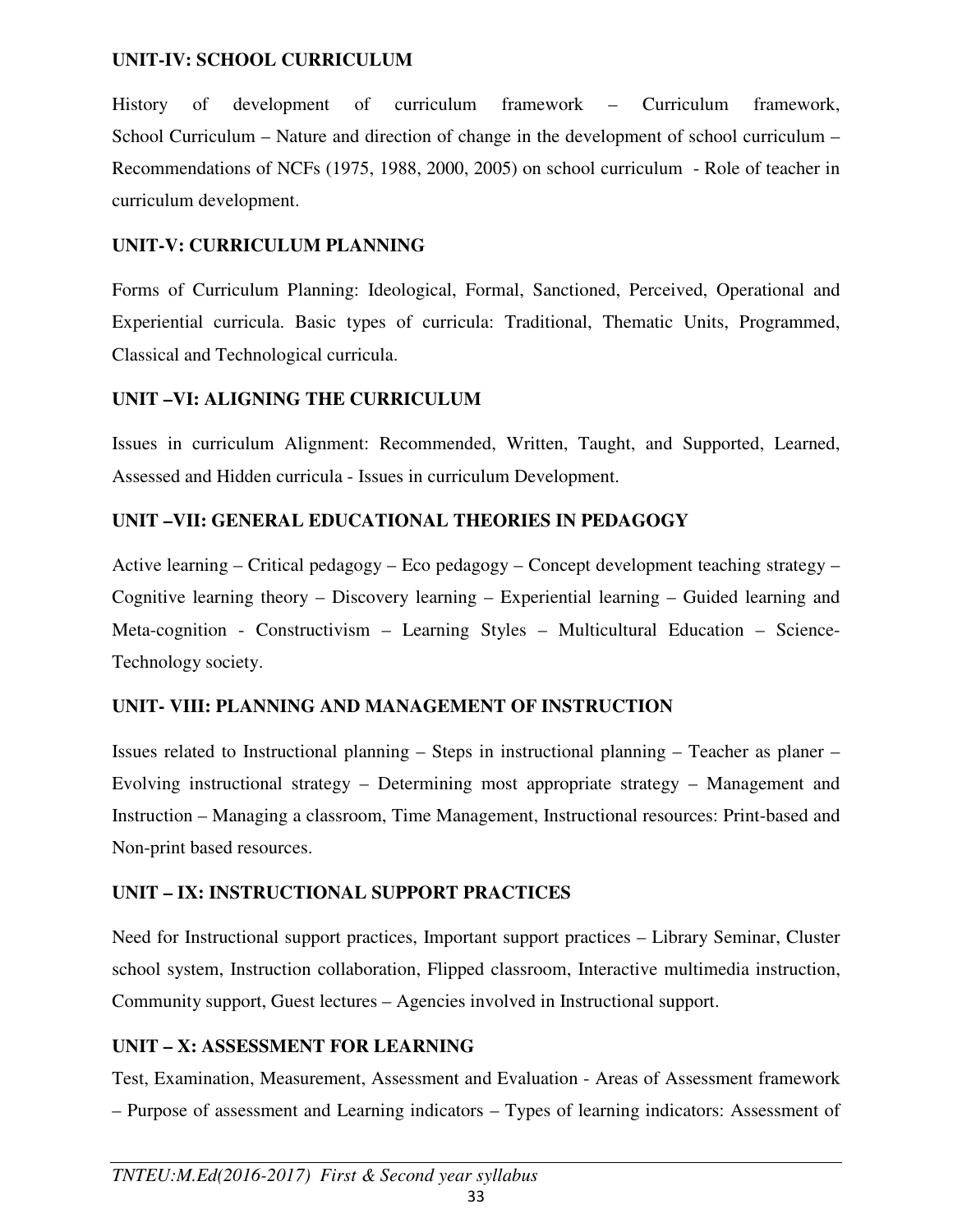**UNIT-IV: SCHOOL CURRICULUM**

History of development of curriculum framework – Curriculum framework, School Curriculum – Nature and direction of change in the development of school curriculum – Recommendations of NCFs (1975, 1988, 2000, 2005) on school curriculum - Role of teacher in curriculum development.

**UNIT-V: CURRICULUM PLANNING**

Forms of Curriculum Planning: Ideological, Formal, Sanctioned, Perceived, Operational and Experiential curricula. Basic types of curricula: Traditional, Thematic Units, Programmed, Classical and Technological curricula.

**UNIT –VI: ALIGNING THE CURRICULUM**

Issues in curriculum Alignment: Recommended, Written, Taught, and Supported, Learned, Assessed and Hidden curricula - Issues in curriculum Development.

**UNIT –VII: GENERAL EDUCATIONAL THEORIES IN PEDAGOGY**

Active learning – Critical pedagogy – Eco pedagogy – Concept development teaching strategy – Cognitive learning theory – Discovery learning – Experiential learning – Guided learning and Meta-cognition - Constructivism – Learning Styles – Multicultural Education – Science-Technology society.

**UNIT- VIII: PLANNING AND MANAGEMENT OF INSTRUCTION**

Issues related to Instructional planning – Steps in instructional planning – Teacher as planer – Evolving instructional strategy – Determining most appropriate strategy – Management and Instruction – Managing a classroom, Time Management, Instructional resources: Print-based and Non-print based resources.

**UNIT – IX: INSTRUCTIONAL SUPPORT PRACTICES**

Need for Instructional support practices, Important support practices – Library Seminar, Cluster school system, Instruction collaboration, Flipped classroom, Interactive multimedia instruction, Community support, Guest lectures – Agencies involved in Instructional support.

**UNIT – X: ASSESSMENT FOR LEARNING**

Test, Examination, Measurement, Assessment and Evaluation - Areas of Assessment framework – Purpose of assessment and Learning indicators – Types of learning indicators: Assessment of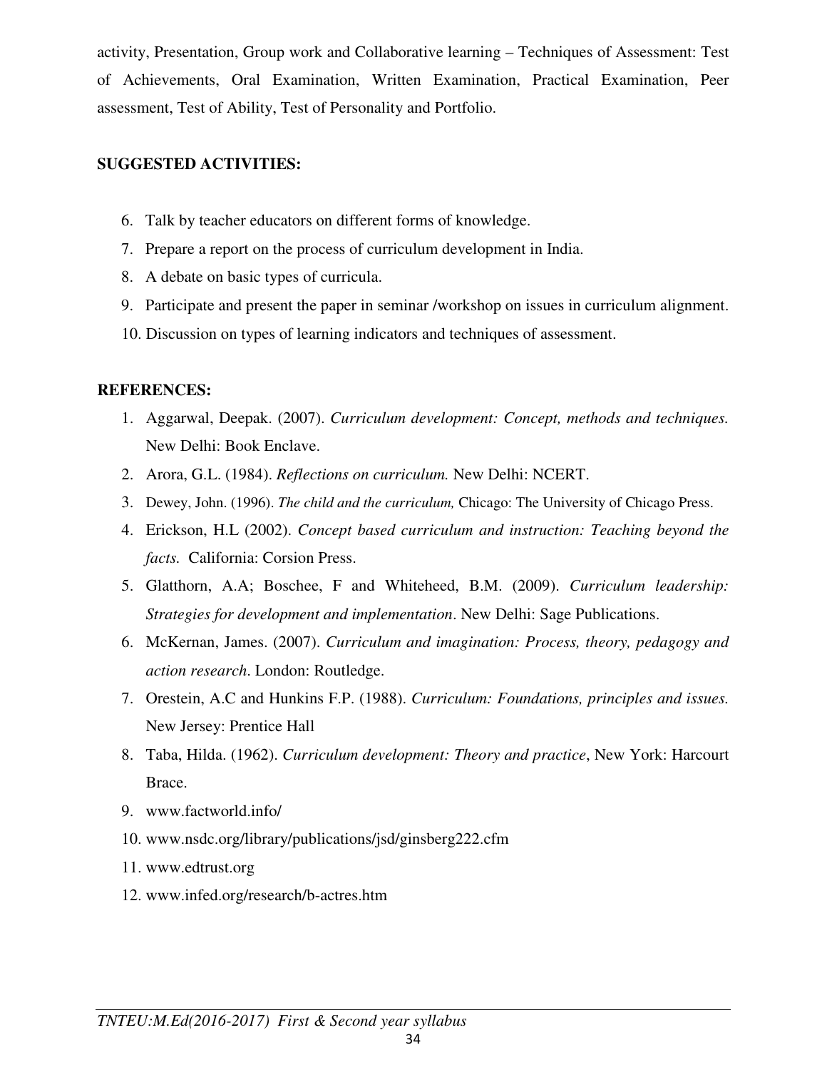activity, Presentation, Group work and Collaborative learning – Techniques of Assessment: Test of Achievements, Oral Examination, Written Examination, Practical Examination, Peer assessment, Test of Ability, Test of Personality and Portfolio.

**SUGGESTED ACTIVITIES:**

6. Talk by teacher educators on different forms of knowledge.
7. Prepare a report on the process of curriculum development in India.
8. A debate on basic types of curricula.
9. Participate and present the paper in seminar /workshop on issues in curriculum alignment.
10. Discussion on types of learning indicators and techniques of assessment.

**REFERENCES:**

1. Aggarwal, Deepak. (2007). *Curriculum development: Concept, methods and techniques.* New Delhi: Book Enclave.
2. Arora, G.L. (1984). *Reflections on curriculum.* New Delhi: NCERT.
3. Dewey, John. (1996). *The child and the curriculum,* Chicago: The University of Chicago Press.
4. Erickson, H.L (2002). *Concept based curriculum and instruction: Teaching beyond the facts.* California: Corsion Press.
5. Glatthorn, A.A; Boschee, F and Whiteheed, B.M. (2009). *Curriculum leadership: Strategies for development and implementation*. New Delhi: Sage Publications.
6. McKernan, James. (2007). *Curriculum and imagination: Process, theory, pedagogy and action research*. London: Routledge.
7. Orestein, A.C and Hunkins F.P. (1988). *Curriculum: Foundations, principles and issues.* New Jersey: Prentice Hall
8. Taba, Hilda. (1962). *Curriculum development: Theory and practice*, New York: Harcourt Brace.
9. www.factworld.info/
10. www.nsdc.org/library/publications/jsd/ginsberg222.cfm
11. www.edtrust.org
12. www.infed.org/research/b-actres.htm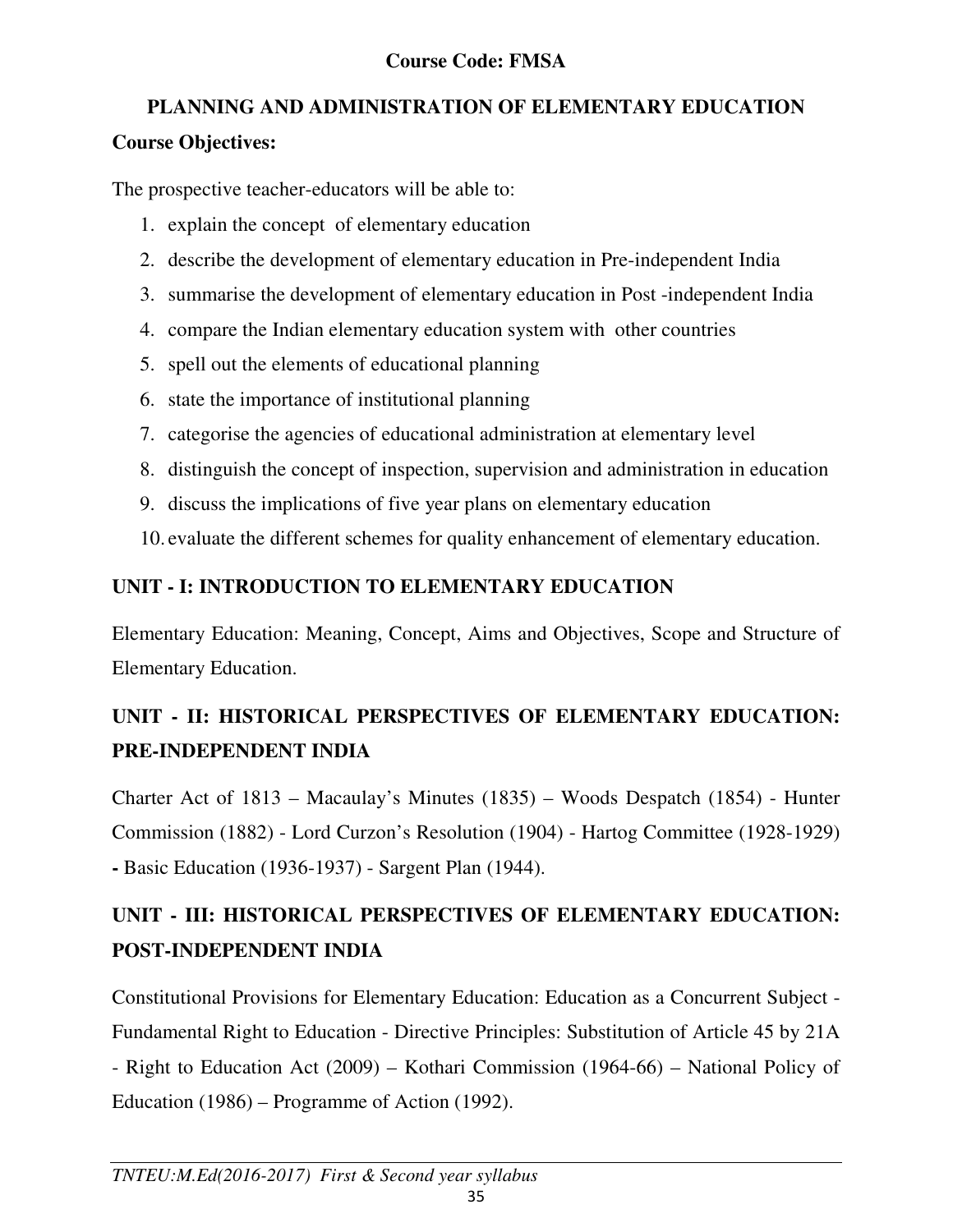**Course Code: FMSA**

## PLANNING AND ADMINISTRATION OF ELEMENTARY EDUCATION

**Course Objectives:**

The prospective teacher-educators will be able to:

1. explain the concept of elementary education
2. describe the development of elementary education in Pre-independent India
3. summarise the development of elementary education in Post -independent India
4. compare the Indian elementary education system with other countries
5. spell out the elements of educational planning
6. state the importance of institutional planning
7. categorise the agencies of educational administration at elementary level
8. distinguish the concept of inspection, supervision and administration in education
9. discuss the implications of five year plans on elementary education
10. evaluate the different schemes for quality enhancement of elementary education.

### UNIT - I: INTRODUCTION TO ELEMENTARY EDUCATION

Elementary Education: Meaning, Concept, Aims and Objectives, Scope and Structure of Elementary Education.

### UNIT - II: HISTORICAL PERSPECTIVES OF ELEMENTARY EDUCATION: PRE-INDEPENDENT INDIA

Charter Act of 1813 – Macaulay's Minutes (1835) – Woods Despatch (1854) - Hunter Commission (1882) - Lord Curzon's Resolution (1904) - Hartog Committee (1928-1929) **-** Basic Education (1936-1937) - Sargent Plan (1944).

### UNIT - III: HISTORICAL PERSPECTIVES OF ELEMENTARY EDUCATION: POST-INDEPENDENT INDIA

Constitutional Provisions for Elementary Education: Education as a Concurrent Subject - Fundamental Right to Education - Directive Principles: Substitution of Article 45 by 21A - Right to Education Act (2009) – Kothari Commission (1964-66) – National Policy of Education (1986) – Programme of Action (1992).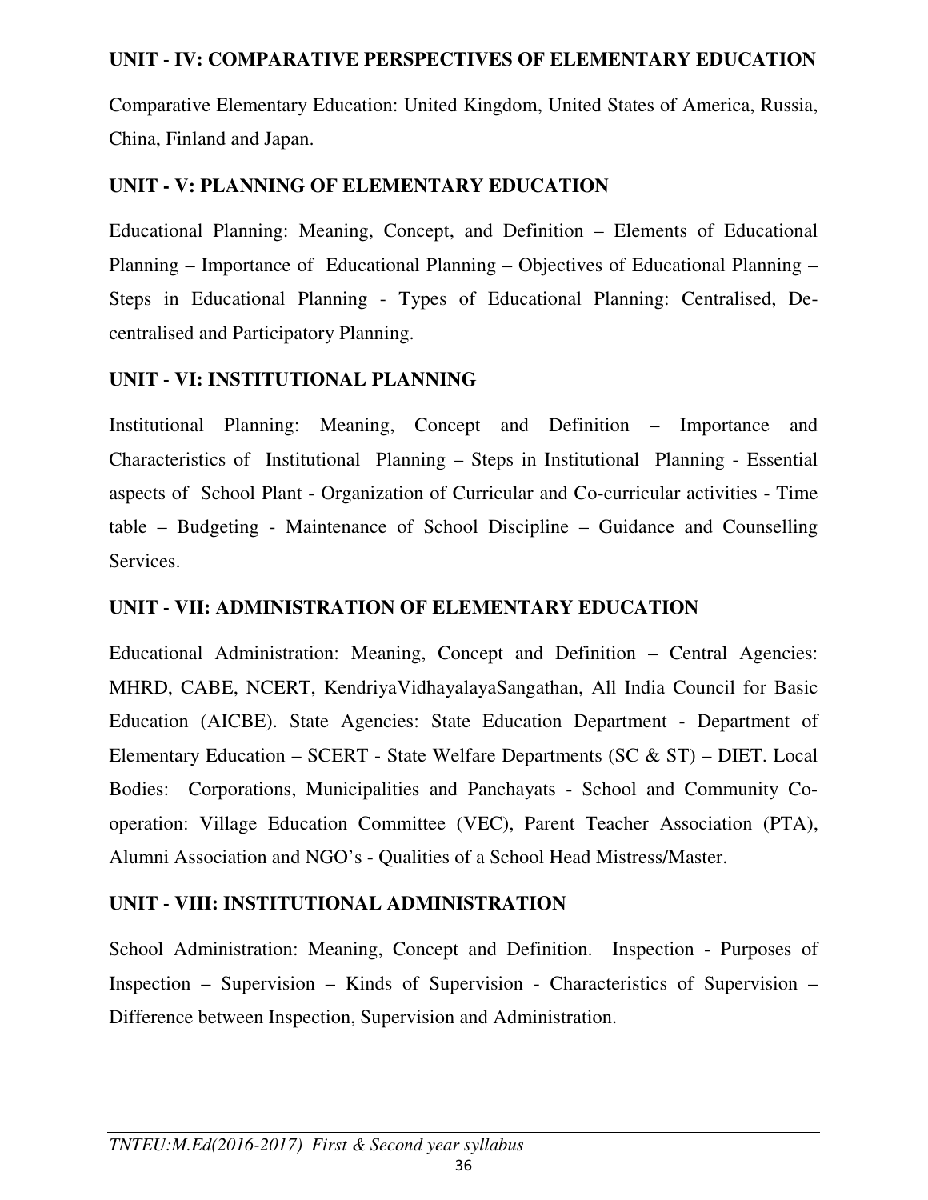### UNIT - IV: COMPARATIVE PERSPECTIVES OF ELEMENTARY EDUCATION

Comparative Elementary Education: United Kingdom, United States of America, Russia, China, Finland and Japan.

### UNIT - V: PLANNING OF ELEMENTARY EDUCATION

Educational Planning: Meaning, Concept, and Definition – Elements of Educational Planning – Importance of Educational Planning – Objectives of Educational Planning – Steps in Educational Planning - Types of Educational Planning: Centralised, De-centralised and Participatory Planning.

### UNIT - VI: INSTITUTIONAL PLANNING

Institutional Planning: Meaning, Concept and Definition – Importance and Characteristics of Institutional Planning – Steps in Institutional Planning - Essential aspects of School Plant - Organization of Curricular and Co-curricular activities - Time table – Budgeting - Maintenance of School Discipline – Guidance and Counselling Services.

### UNIT - VII: ADMINISTRATION OF ELEMENTARY EDUCATION

Educational Administration: Meaning, Concept and Definition – Central Agencies: MHRD, CABE, NCERT, KendriyaVidhayalayaSangathan, All India Council for Basic Education (AICBE). State Agencies: State Education Department - Department of Elementary Education – SCERT - State Welfare Departments (SC & ST) – DIET. Local Bodies: Corporations, Municipalities and Panchayats - School and Community Co-operation: Village Education Committee (VEC), Parent Teacher Association (PTA), Alumni Association and NGO's - Qualities of a School Head Mistress/Master.

### UNIT - VIII: INSTITUTIONAL ADMINISTRATION

School Administration: Meaning, Concept and Definition. Inspection - Purposes of Inspection – Supervision – Kinds of Supervision - Characteristics of Supervision – Difference between Inspection, Supervision and Administration.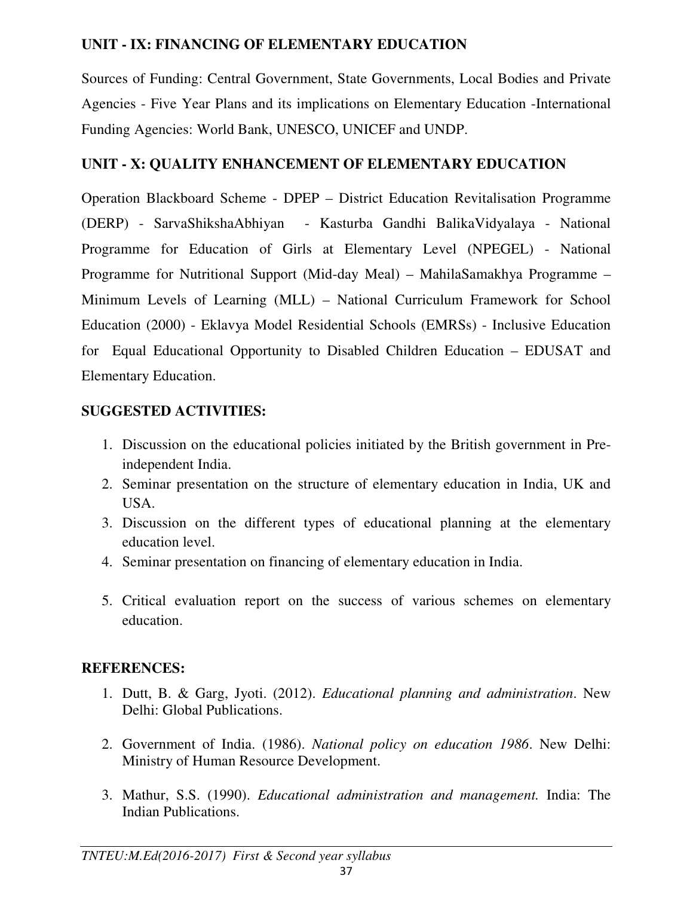### UNIT - IX: FINANCING OF ELEMENTARY EDUCATION

Sources of Funding: Central Government, State Governments, Local Bodies and Private Agencies - Five Year Plans and its implications on Elementary Education -International Funding Agencies: World Bank, UNESCO, UNICEF and UNDP.

### UNIT - X: QUALITY ENHANCEMENT OF ELEMENTARY EDUCATION

Operation Blackboard Scheme - DPEP – District Education Revitalisation Programme (DERP) - SarvaShikshaAbhiyan - Kasturba Gandhi BalikaVidyalaya - National Programme for Education of Girls at Elementary Level (NPEGEL) - National Programme for Nutritional Support (Mid-day Meal) – MahilaSamakhya Programme – Minimum Levels of Learning (MLL) – National Curriculum Framework for School Education (2000) - Eklavya Model Residential Schools (EMRSs) - Inclusive Education for Equal Educational Opportunity to Disabled Children Education – EDUSAT and Elementary Education.

### SUGGESTED ACTIVITIES:

1. Discussion on the educational policies initiated by the British government in Pre-independent India.
2. Seminar presentation on the structure of elementary education in India, UK and USA.
3. Discussion on the different types of educational planning at the elementary education level.
4. Seminar presentation on financing of elementary education in India.
5. Critical evaluation report on the success of various schemes on elementary education.

### REFERENCES:

1. Dutt, B. & Garg, Jyoti. (2012). *Educational planning and administration*. New Delhi: Global Publications.
2. Government of India. (1986). *National policy on education 1986*. New Delhi: Ministry of Human Resource Development.
3. Mathur, S.S. (1990). *Educational administration and management.* India: The Indian Publications.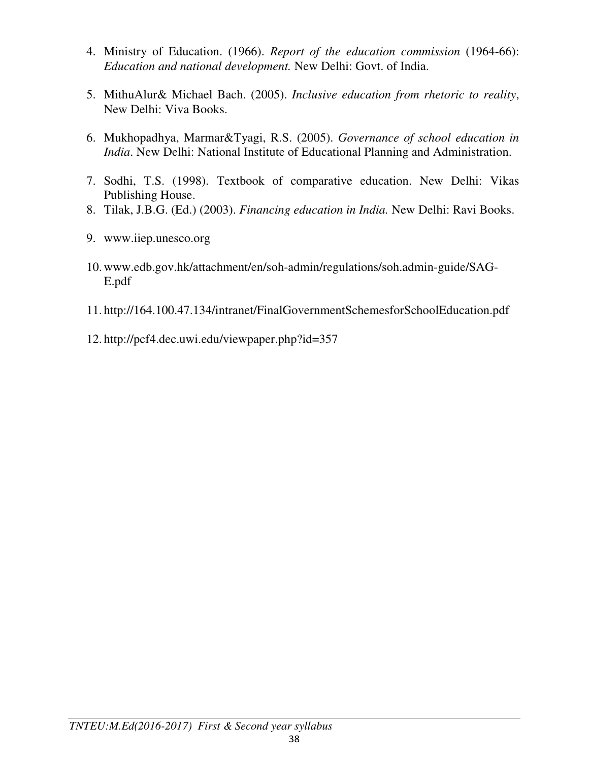4. Ministry of Education. (1966). *Report of the education commission* (1964-66): *Education and national development.* New Delhi: Govt. of India.

5. MithuAlur& Michael Bach. (2005). *Inclusive education from rhetoric to reality*, New Delhi: Viva Books.

6. Mukhopadhya, Marmar&Tyagi, R.S. (2005). *Governance of school education in India*. New Delhi: National Institute of Educational Planning and Administration.

7. Sodhi, T.S. (1998). Textbook of comparative education. New Delhi: Vikas Publishing House.
8. Tilak, J.B.G. (Ed.) (2003). *Financing education in India.* New Delhi: Ravi Books.

9. www.iiep.unesco.org

10. www.edb.gov.hk/attachment/en/soh-admin/regulations/soh.admin-guide/SAG-E.pdf

11. http://164.100.47.134/intranet/FinalGovernmentSchemesforSchoolEducation.pdf

12. http://pcf4.dec.uwi.edu/viewpaper.php?id=357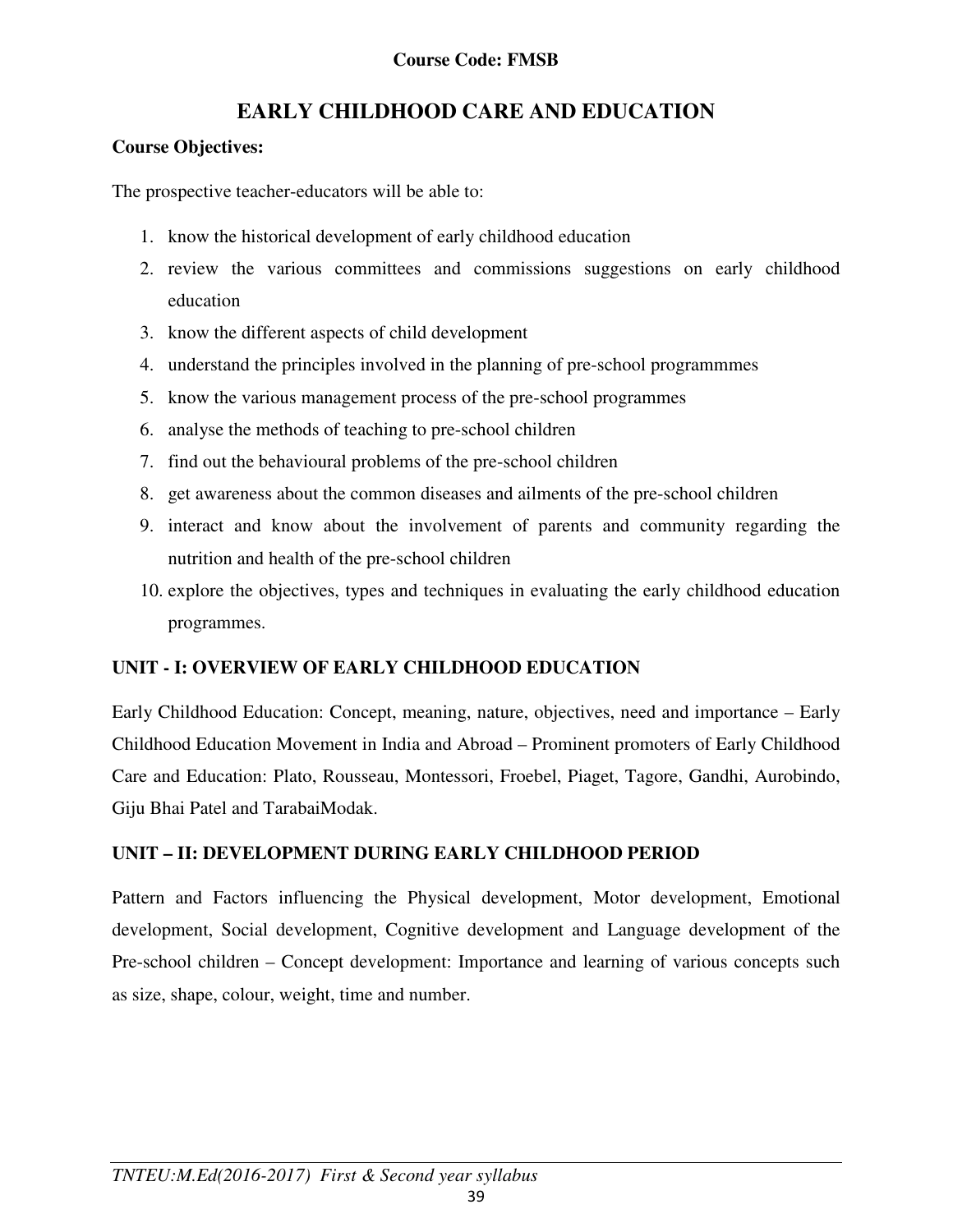**Course Code: FMSB**

# EARLY CHILDHOOD CARE AND EDUCATION

**Course Objectives:**

The prospective teacher-educators will be able to:

1. know the historical development of early childhood education
2. review the various committees and commissions suggestions on early childhood education
3. know the different aspects of child development
4. understand the principles involved in the planning of pre-school programmmes
5. know the various management process of the pre-school programmes
6. analyse the methods of teaching to pre-school children
7. find out the behavioural problems of the pre-school children
8. get awareness about the common diseases and ailments of the pre-school children
9. interact and know about the involvement of parents and community regarding the nutrition and health of the pre-school children
10. explore the objectives, types and techniques in evaluating the early childhood education programmes.

## UNIT - I: OVERVIEW OF EARLY CHILDHOOD EDUCATION

Early Childhood Education: Concept, meaning, nature, objectives, need and importance – Early Childhood Education Movement in India and Abroad – Prominent promoters of Early Childhood Care and Education: Plato, Rousseau, Montessori, Froebel, Piaget, Tagore, Gandhi, Aurobindo, Giju Bhai Patel and TarabaiModak.

## UNIT – II: DEVELOPMENT DURING EARLY CHILDHOOD PERIOD

Pattern and Factors influencing the Physical development, Motor development, Emotional development, Social development, Cognitive development and Language development of the Pre-school children – Concept development: Importance and learning of various concepts such as size, shape, colour, weight, time and number.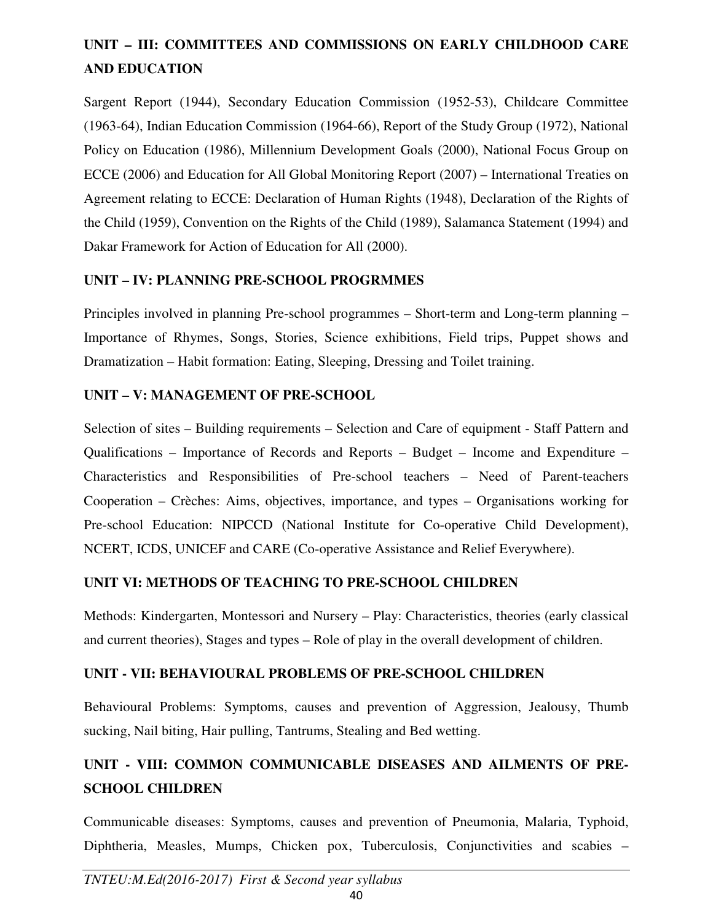### UNIT – III: COMMITTEES AND COMMISSIONS ON EARLY CHILDHOOD CARE AND EDUCATION

Sargent Report (1944), Secondary Education Commission (1952-53), Childcare Committee (1963-64), Indian Education Commission (1964-66), Report of the Study Group (1972), National Policy on Education (1986), Millennium Development Goals (2000), National Focus Group on ECCE (2006) and Education for All Global Monitoring Report (2007) – International Treaties on Agreement relating to ECCE: Declaration of Human Rights (1948), Declaration of the Rights of the Child (1959), Convention on the Rights of the Child (1989), Salamanca Statement (1994) and Dakar Framework for Action of Education for All (2000).

### UNIT – IV: PLANNING PRE-SCHOOL PROGRMMES

Principles involved in planning Pre-school programmes – Short-term and Long-term planning – Importance of Rhymes, Songs, Stories, Science exhibitions, Field trips, Puppet shows and Dramatization – Habit formation: Eating, Sleeping, Dressing and Toilet training.

### UNIT – V: MANAGEMENT OF PRE-SCHOOL

Selection of sites – Building requirements – Selection and Care of equipment - Staff Pattern and Qualifications – Importance of Records and Reports – Budget – Income and Expenditure – Characteristics and Responsibilities of Pre-school teachers – Need of Parent-teachers Cooperation – Crèches: Aims, objectives, importance, and types – Organisations working for Pre-school Education: NIPCCD (National Institute for Co-operative Child Development), NCERT, ICDS, UNICEF and CARE (Co-operative Assistance and Relief Everywhere).

### UNIT VI: METHODS OF TEACHING TO PRE-SCHOOL CHILDREN

Methods: Kindergarten, Montessori and Nursery – Play: Characteristics, theories (early classical and current theories), Stages and types – Role of play in the overall development of children.

### UNIT - VII: BEHAVIOURAL PROBLEMS OF PRE-SCHOOL CHILDREN

Behavioural Problems: Symptoms, causes and prevention of Aggression, Jealousy, Thumb sucking, Nail biting, Hair pulling, Tantrums, Stealing and Bed wetting.

### UNIT - VIII: COMMON COMMUNICABLE DISEASES AND AILMENTS OF PRE-SCHOOL CHILDREN

Communicable diseases: Symptoms, causes and prevention of Pneumonia, Malaria, Typhoid, Diphtheria, Measles, Mumps, Chicken pox, Tuberculosis, Conjunctivities and scabies –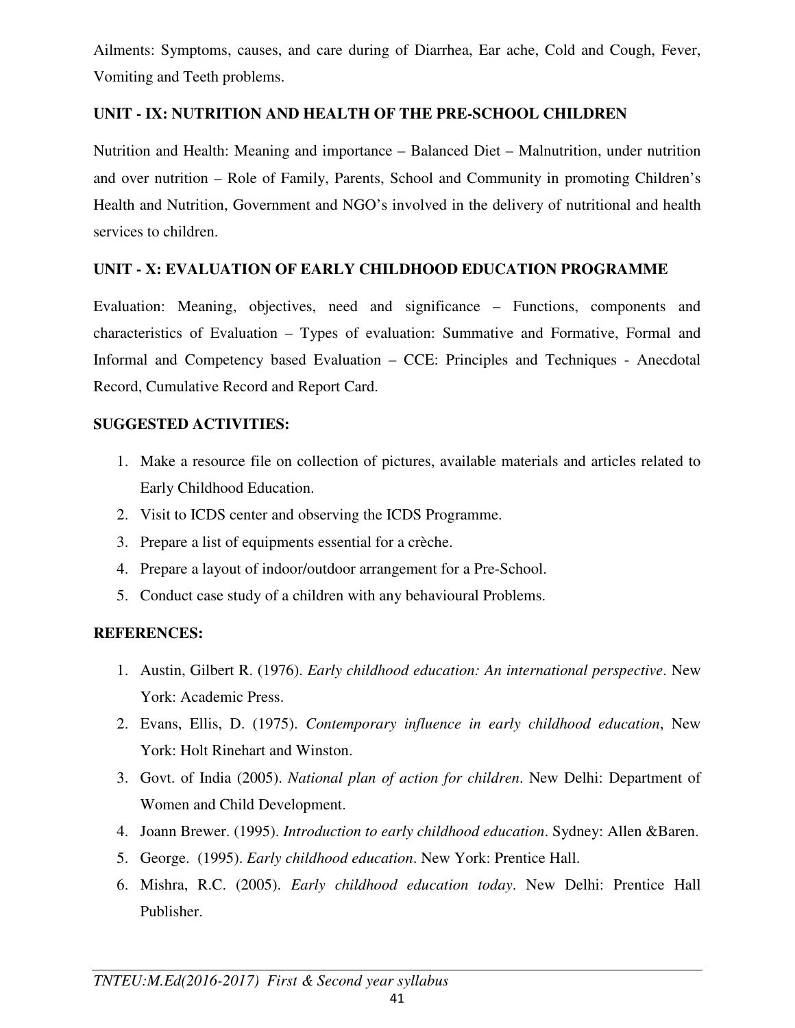Ailments: Symptoms, causes, and care during of Diarrhea, Ear ache, Cold and Cough, Fever, Vomiting and Teeth problems.

### UNIT - IX: NUTRITION AND HEALTH OF THE PRE-SCHOOL CHILDREN

Nutrition and Health: Meaning and importance – Balanced Diet – Malnutrition, under nutrition and over nutrition – Role of Family, Parents, School and Community in promoting Children's Health and Nutrition, Government and NGO's involved in the delivery of nutritional and health services to children.

### UNIT - X: EVALUATION OF EARLY CHILDHOOD EDUCATION PROGRAMME

Evaluation: Meaning, objectives, need and significance – Functions, components and characteristics of Evaluation – Types of evaluation: Summative and Formative, Formal and Informal and Competency based Evaluation – CCE: Principles and Techniques - Anecdotal Record, Cumulative Record and Report Card.

### SUGGESTED ACTIVITIES:

1. Make a resource file on collection of pictures, available materials and articles related to Early Childhood Education.
2. Visit to ICDS center and observing the ICDS Programme.
3. Prepare a list of equipments essential for a crèche.
4. Prepare a layout of indoor/outdoor arrangement for a Pre-School.
5. Conduct case study of a children with any behavioural Problems.

### REFERENCES:

1. Austin, Gilbert R. (1976). *Early childhood education: An international perspective*. New York: Academic Press.
2. Evans, Ellis, D. (1975). *Contemporary influence in early childhood education*, New York: Holt Rinehart and Winston.
3. Govt. of India (2005). *National plan of action for children*. New Delhi: Department of Women and Child Development.
4. Joann Brewer. (1995). *Introduction to early childhood education*. Sydney: Allen &Baren.
5. George. (1995). *Early childhood education*. New York: Prentice Hall.
6. Mishra, R.C. (2005). *Early childhood education today*. New Delhi: Prentice Hall Publisher.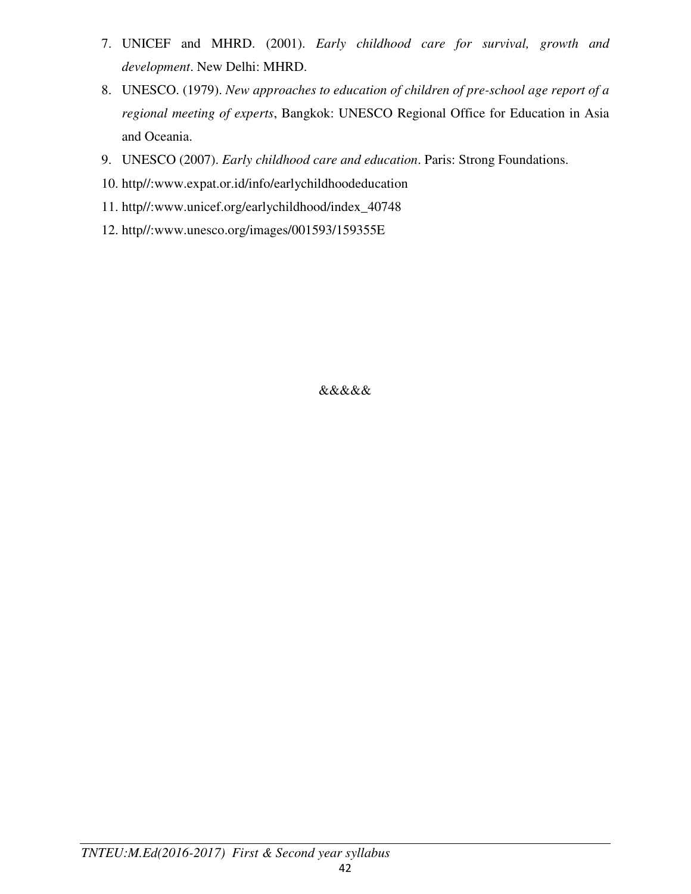7. UNICEF and MHRD. (2001). *Early childhood care for survival, growth and development*. New Delhi: MHRD.
8. UNESCO. (1979). *New approaches to education of children of pre-school age report of a regional meeting of experts*, Bangkok: UNESCO Regional Office for Education in Asia and Oceania.
9. UNESCO (2007). *Early childhood care and education*. Paris: Strong Foundations.
10. http//:www.expat.or.id/info/earlychildhoodeducation
11. http//:www.unicef.org/earlychildhood/index_40748
12. http//:www.unesco.org/images/001593/159355E

&&&&&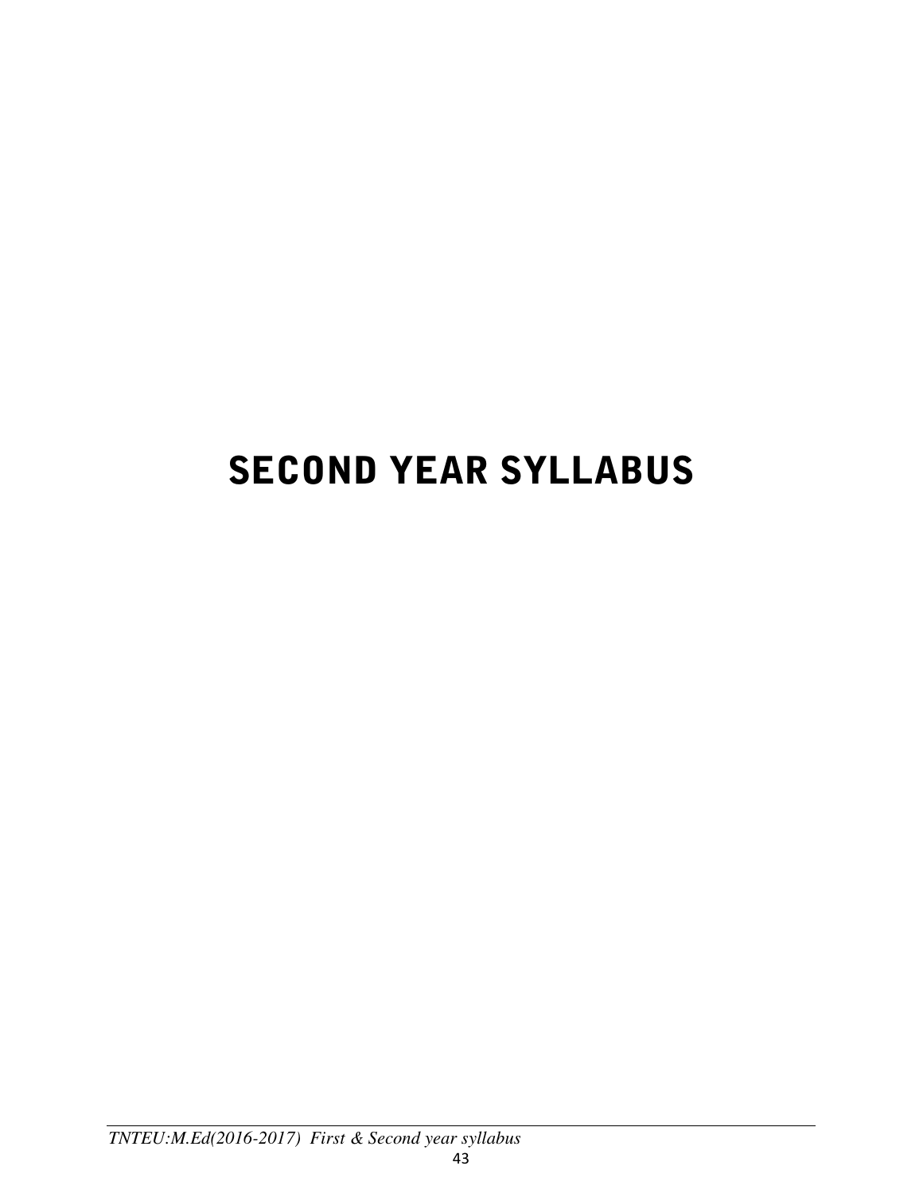# SECOND YEAR SYLLABUS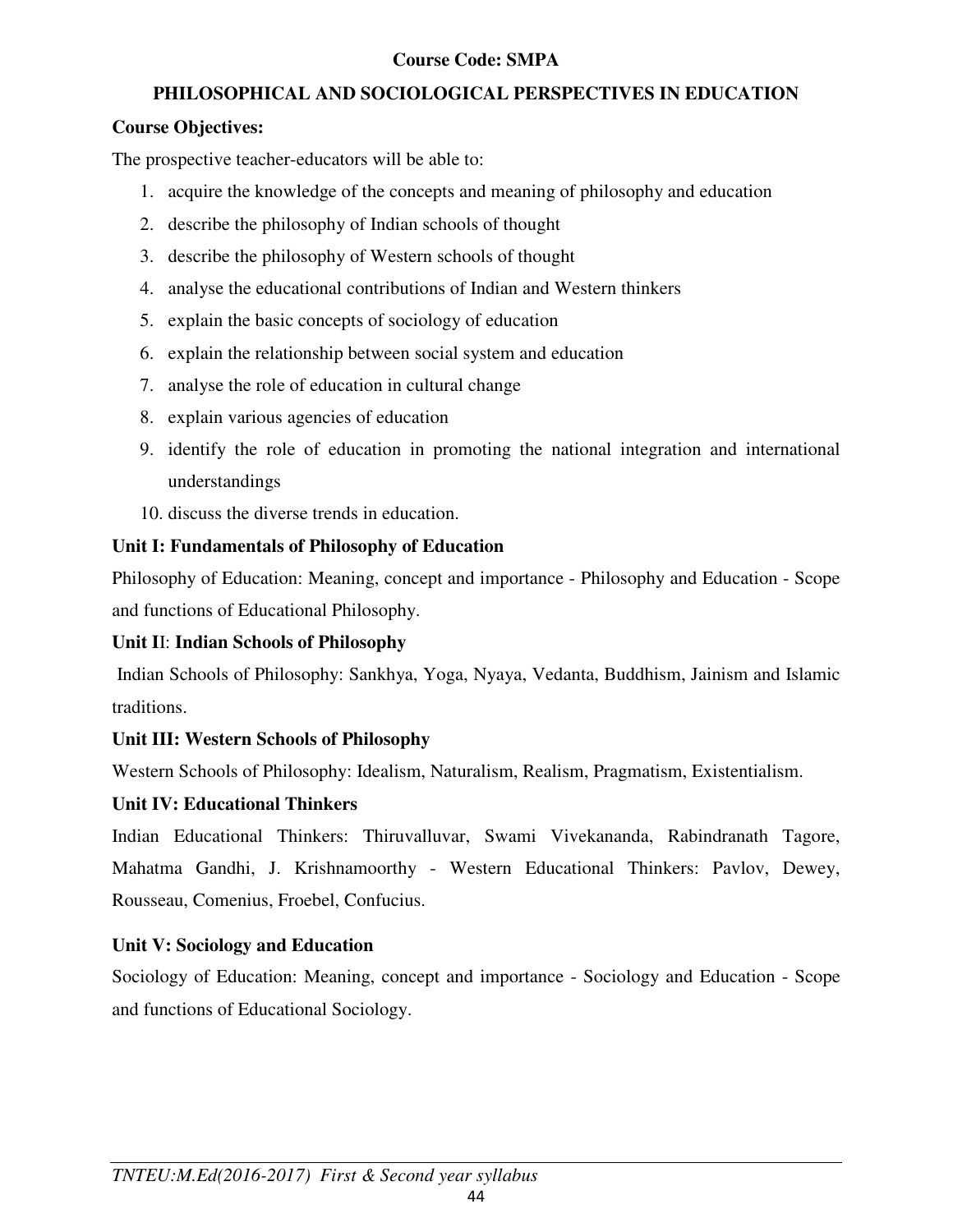**Course Code: SMPA**

## PHILOSOPHICAL AND SOCIOLOGICAL PERSPECTIVES IN EDUCATION

**Course Objectives:**

The prospective teacher-educators will be able to:

1. acquire the knowledge of the concepts and meaning of philosophy and education
2. describe the philosophy of Indian schools of thought
3. describe the philosophy of Western schools of thought
4. analyse the educational contributions of Indian and Western thinkers
5. explain the basic concepts of sociology of education
6. explain the relationship between social system and education
7. analyse the role of education in cultural change
8. explain various agencies of education
9. identify the role of education in promoting the national integration and international understandings
10. discuss the diverse trends in education.

**Unit I: Fundamentals of Philosophy of Education**

Philosophy of Education: Meaning, concept and importance - Philosophy and Education - Scope and functions of Educational Philosophy.

**Unit II: Indian Schools of Philosophy**

Indian Schools of Philosophy: Sankhya, Yoga, Nyaya, Vedanta, Buddhism, Jainism and Islamic traditions.

**Unit III: Western Schools of Philosophy**

Western Schools of Philosophy: Idealism, Naturalism, Realism, Pragmatism, Existentialism.

**Unit IV: Educational Thinkers**

Indian Educational Thinkers: Thiruvalluvar, Swami Vivekananda, Rabindranath Tagore, Mahatma Gandhi, J. Krishnamoorthy - Western Educational Thinkers: Pavlov, Dewey, Rousseau, Comenius, Froebel, Confucius.

**Unit V: Sociology and Education**

Sociology of Education: Meaning, concept and importance - Sociology and Education - Scope and functions of Educational Sociology.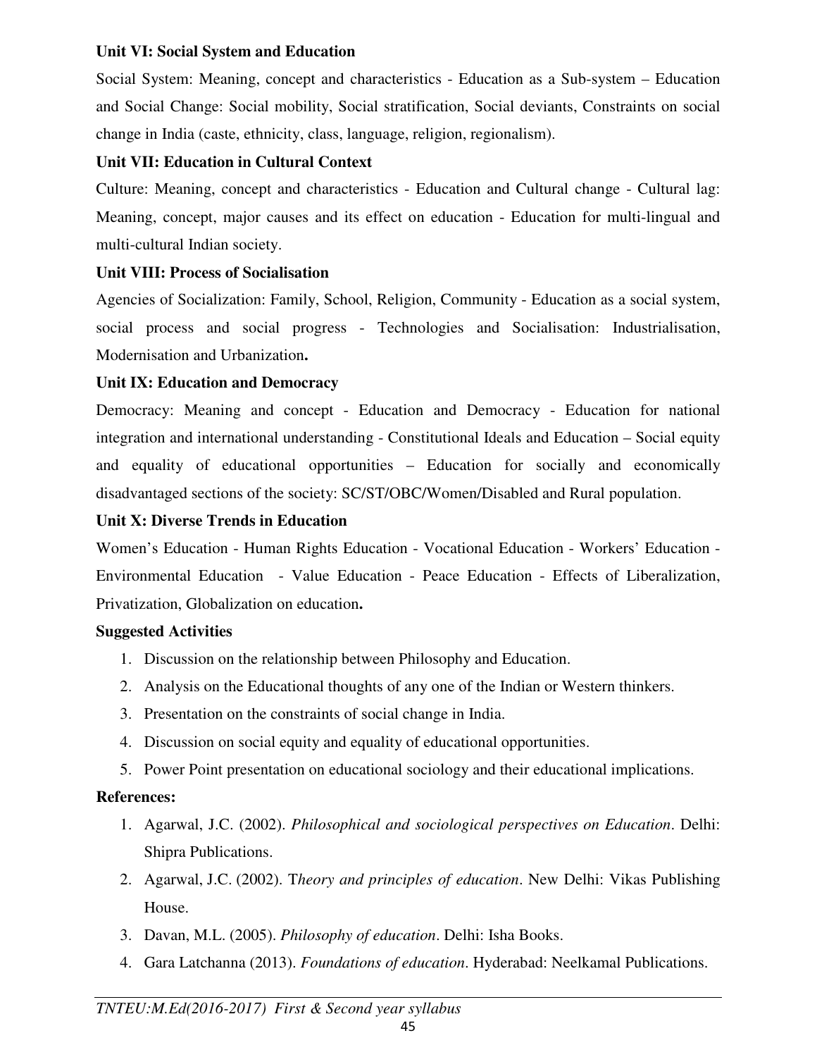**Unit VI: Social System and Education**

Social System: Meaning, concept and characteristics - Education as a Sub-system – Education and Social Change: Social mobility, Social stratification, Social deviants, Constraints on social change in India (caste, ethnicity, class, language, religion, regionalism).

**Unit VII: Education in Cultural Context**

Culture: Meaning, concept and characteristics - Education and Cultural change - Cultural lag: Meaning, concept, major causes and its effect on education - Education for multi-lingual and multi-cultural Indian society.

**Unit VIII: Process of Socialisation**

Agencies of Socialization: Family, School, Religion, Community - Education as a social system, social process and social progress - Technologies and Socialisation: Industrialisation, Modernisation and Urbanization**.**

**Unit IX: Education and Democracy**

Democracy: Meaning and concept - Education and Democracy - Education for national integration and international understanding - Constitutional Ideals and Education – Social equity and equality of educational opportunities – Education for socially and economically disadvantaged sections of the society: SC/ST/OBC/Women/Disabled and Rural population.

**Unit X: Diverse Trends in Education**

Women's Education - Human Rights Education - Vocational Education - Workers' Education - Environmental Education - Value Education - Peace Education - Effects of Liberalization, Privatization, Globalization on education**.**

**Suggested Activities**

1. Discussion on the relationship between Philosophy and Education.
2. Analysis on the Educational thoughts of any one of the Indian or Western thinkers.
3. Presentation on the constraints of social change in India.
4. Discussion on social equity and equality of educational opportunities.
5. Power Point presentation on educational sociology and their educational implications.

**References:**

1. Agarwal, J.C. (2002). *Philosophical and sociological perspectives on Education*. Delhi: Shipra Publications.
2. Agarwal, J.C. (2002). T*heory and principles of education*. New Delhi: Vikas Publishing House.
3. Davan, M.L. (2005). *Philosophy of education*. Delhi: Isha Books.
4. Gara Latchanna (2013). *Foundations of education*. Hyderabad: Neelkamal Publications.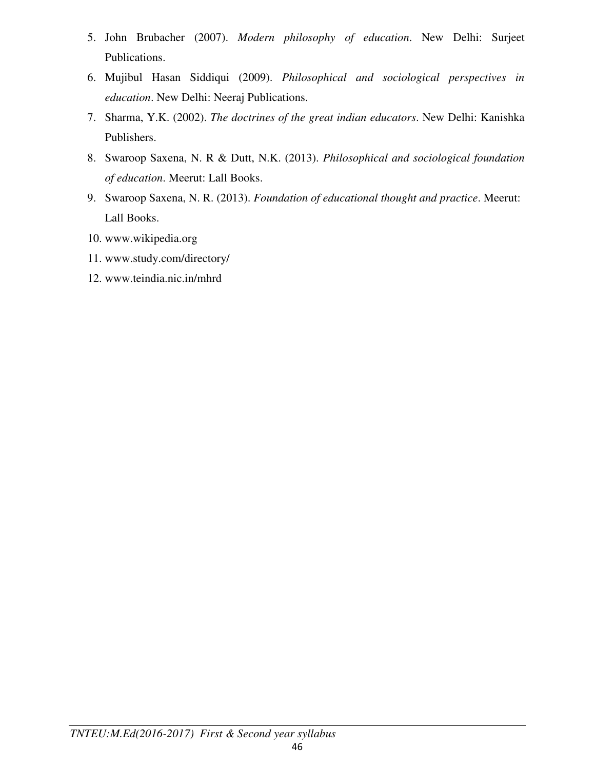5. John Brubacher (2007). *Modern philosophy of education*. New Delhi: Surjeet Publications.
6. Mujibul Hasan Siddiqui (2009). *Philosophical and sociological perspectives in education*. New Delhi: Neeraj Publications.
7. Sharma, Y.K. (2002). *The doctrines of the great indian educators*. New Delhi: Kanishka Publishers.
8. Swaroop Saxena, N. R & Dutt, N.K. (2013). *Philosophical and sociological foundation of education*. Meerut: Lall Books.
9. Swaroop Saxena, N. R. (2013). *Foundation of educational thought and practice*. Meerut: Lall Books.
10. www.wikipedia.org
11. www.study.com/directory/
12. www.teindia.nic.in/mhrd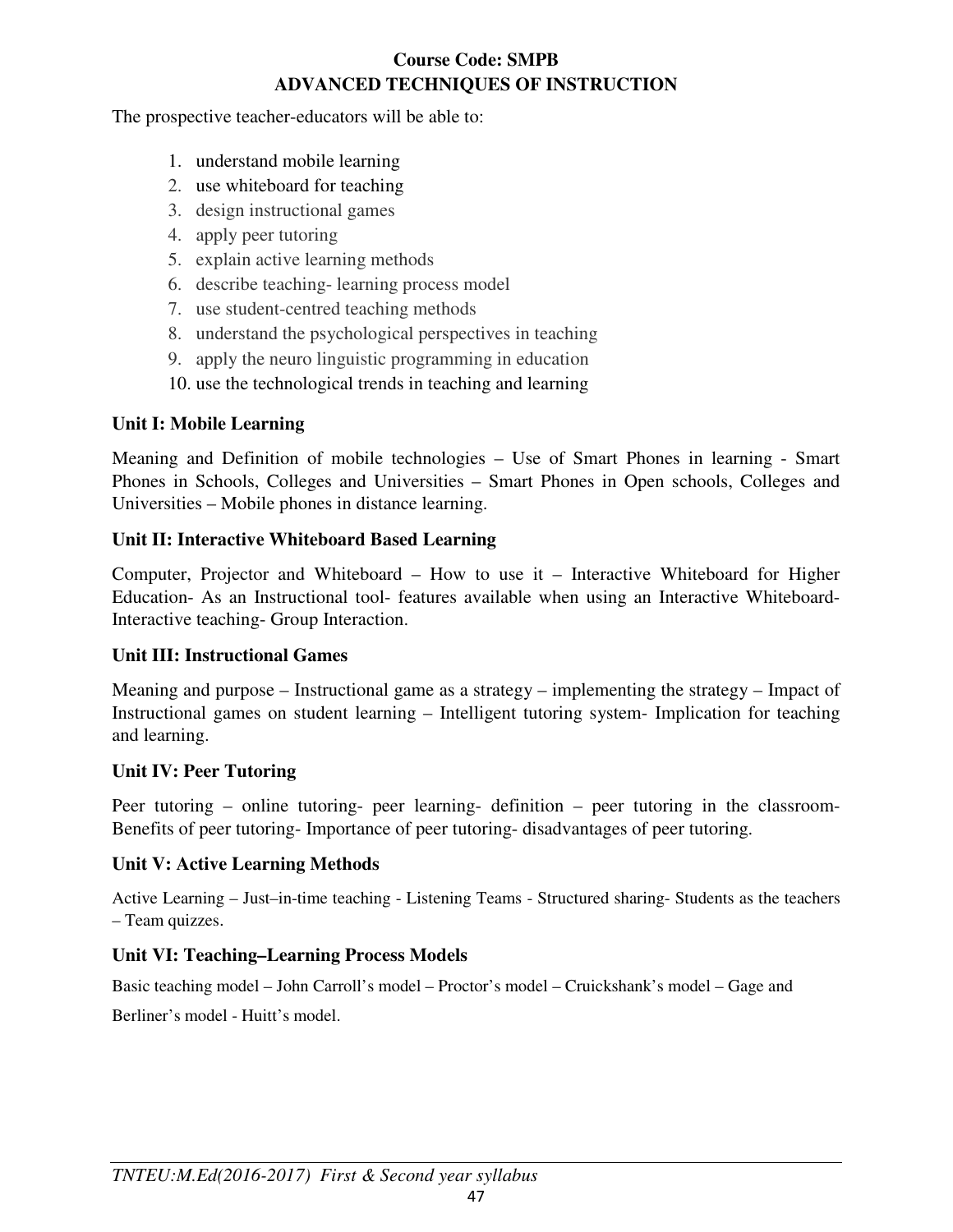**Course Code: SMPB**

## ADVANCED TECHNIQUES OF INSTRUCTION

The prospective teacher-educators will be able to:

1. understand mobile learning
2. use whiteboard for teaching
3. design instructional games
4. apply peer tutoring
5. explain active learning methods
6. describe teaching- learning process model
7. use student-centred teaching methods
8. understand the psychological perspectives in teaching
9. apply the neuro linguistic programming in education
10. use the technological trends in teaching and learning

### Unit I: Mobile Learning

Meaning and Definition of mobile technologies – Use of Smart Phones in learning - Smart Phones in Schools, Colleges and Universities – Smart Phones in Open schools, Colleges and Universities – Mobile phones in distance learning.

### Unit II: Interactive Whiteboard Based Learning

Computer, Projector and Whiteboard – How to use it – Interactive Whiteboard for Higher Education- As an Instructional tool- features available when using an Interactive Whiteboard- Interactive teaching- Group Interaction.

### Unit III: Instructional Games

Meaning and purpose – Instructional game as a strategy – implementing the strategy – Impact of Instructional games on student learning – Intelligent tutoring system- Implication for teaching and learning.

### Unit IV: Peer Tutoring

Peer tutoring – online tutoring- peer learning- definition – peer tutoring in the classroom- Benefits of peer tutoring- Importance of peer tutoring- disadvantages of peer tutoring.

### Unit V: Active Learning Methods

Active Learning – Just–in-time teaching - Listening Teams - Structured sharing- Students as the teachers – Team quizzes.

### Unit VI: Teaching–Learning Process Models

Basic teaching model – John Carroll's model – Proctor's model – Cruickshank's model – Gage and Berliner's model - Huitt's model.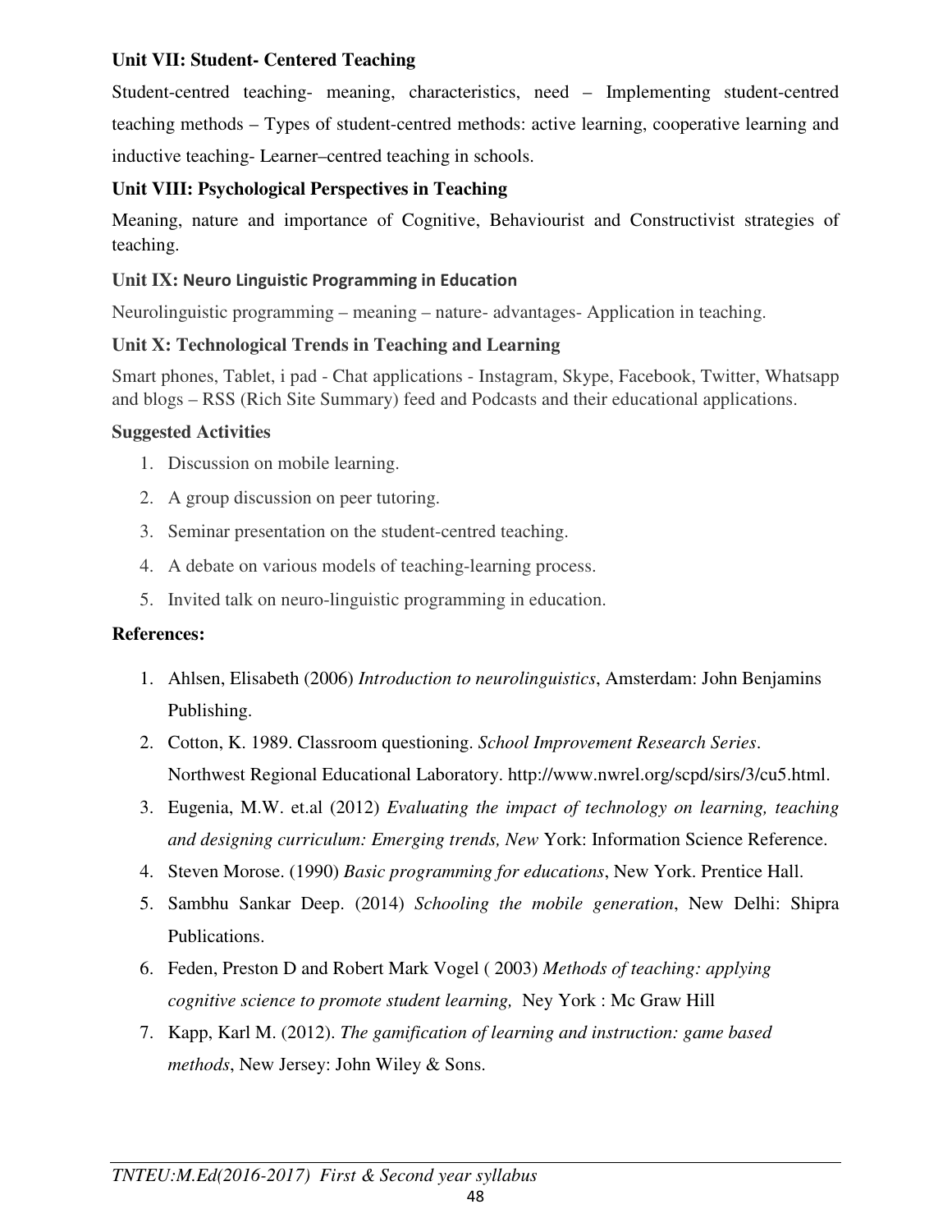**Unit VII: Student- Centered Teaching**

Student-centred teaching- meaning, characteristics, need – Implementing student-centred teaching methods – Types of student-centred methods: active learning, cooperative learning and inductive teaching- Learner–centred teaching in schools.

**Unit VIII: Psychological Perspectives in Teaching**

Meaning, nature and importance of Cognitive, Behaviourist and Constructivist strategies of teaching.

**Unit IX: Neuro Linguistic Programming in Education**

Neurolinguistic programming – meaning – nature- advantages- Application in teaching.

**Unit X: Technological Trends in Teaching and Learning**

Smart phones, Tablet, i pad - Chat applications - Instagram, Skype, Facebook, Twitter, Whatsapp and blogs – RSS (Rich Site Summary) feed and Podcasts and their educational applications.

**Suggested Activities**

1. Discussion on mobile learning.
2. A group discussion on peer tutoring.
3. Seminar presentation on the student-centred teaching.
4. A debate on various models of teaching-learning process.
5. Invited talk on neuro-linguistic programming in education.

**References:**

1. Ahlsen, Elisabeth (2006) *Introduction to neurolinguistics*, Amsterdam: John Benjamins Publishing.
2. Cotton, K. 1989. Classroom questioning. *School Improvement Research Series*. Northwest Regional Educational Laboratory. http://www.nwrel.org/scpd/sirs/3/cu5.html.
3. Eugenia, M.W. et.al (2012) *Evaluating the impact of technology on learning, teaching and designing curriculum: Emerging trends, New* York: Information Science Reference.
4. Steven Morose. (1990) *Basic programming for educations*, New York. Prentice Hall.
5. Sambhu Sankar Deep. (2014) *Schooling the mobile generation*, New Delhi: Shipra Publications.
6. Feden, Preston D and Robert Mark Vogel ( 2003) *Methods of teaching: applying cognitive science to promote student learning,* Ney York : Mc Graw Hill
7. Kapp, Karl M. (2012). *The gamification of learning and instruction: game based methods*, New Jersey: John Wiley & Sons.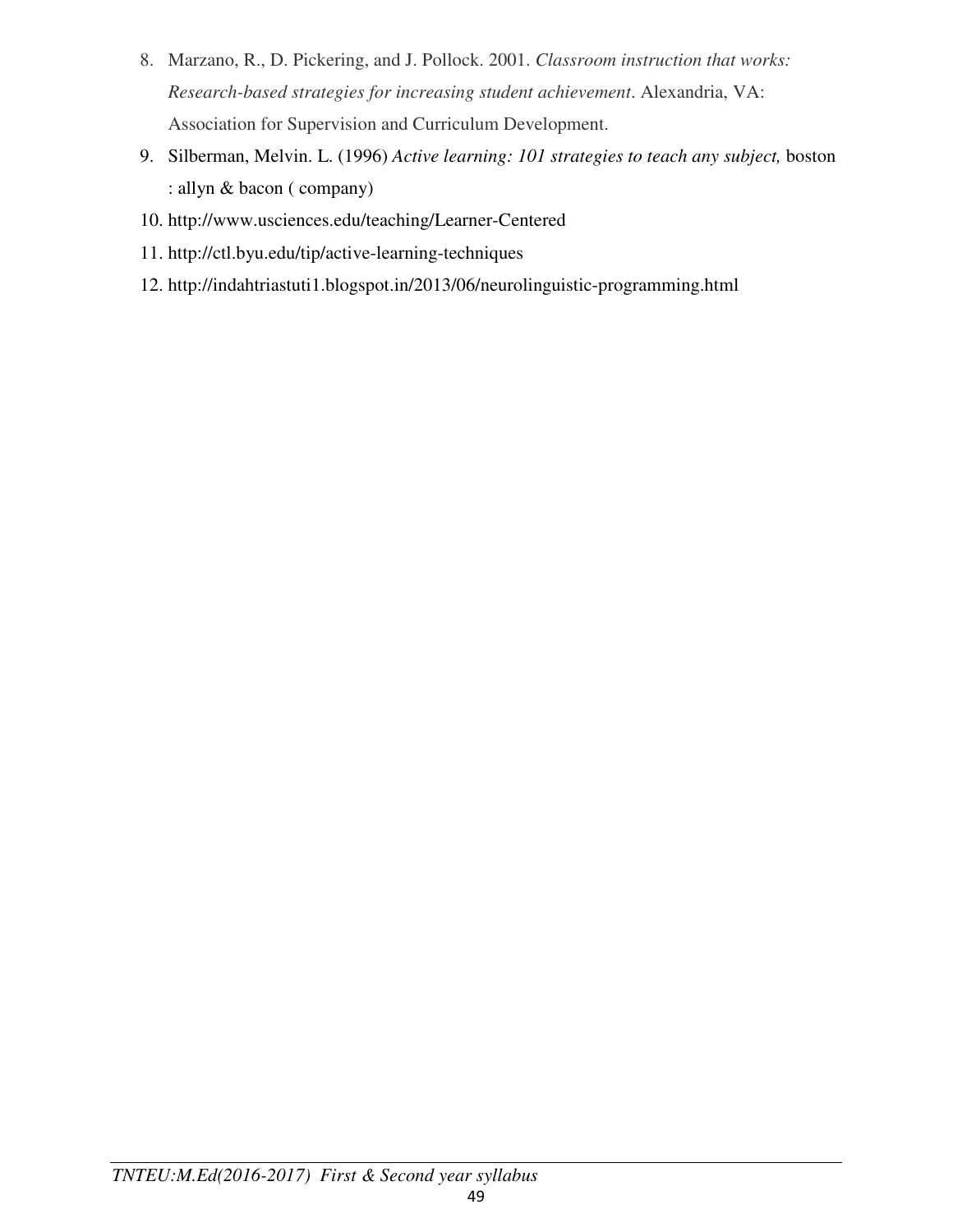8. Marzano, R., D. Pickering, and J. Pollock. 2001. *Classroom instruction that works: Research-based strategies for increasing student achievement*. Alexandria, VA: Association for Supervision and Curriculum Development.
9. Silberman, Melvin. L. (1996) *Active learning: 101 strategies to teach any subject,* boston : allyn & bacon ( company)
10. http://www.usciences.edu/teaching/Learner-Centered
11. http://ctl.byu.edu/tip/active-learning-techniques
12. http://indahtriastuti1.blogspot.in/2013/06/neurolinguistic-programming.html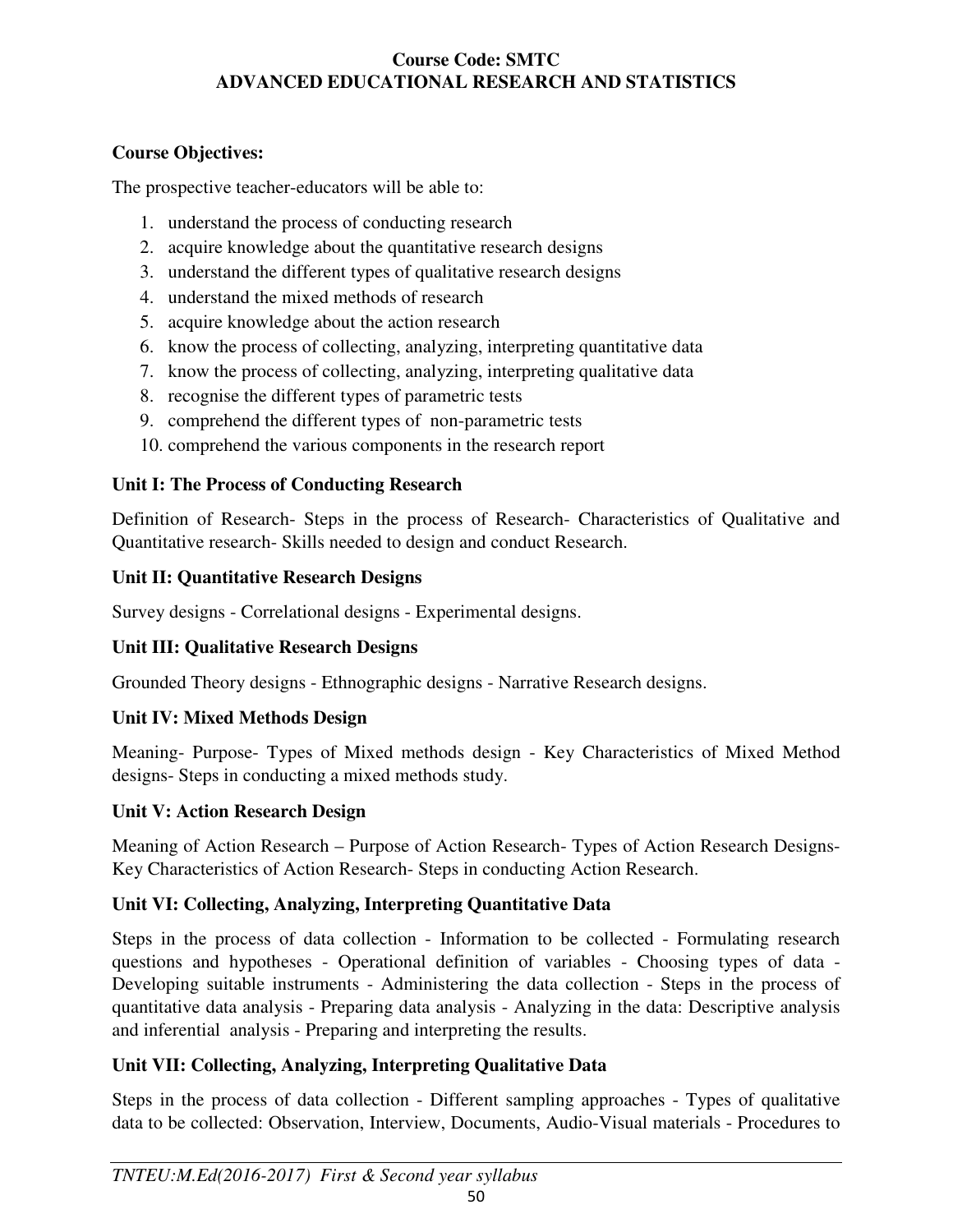**Course Code: SMTC**
**ADVANCED EDUCATIONAL RESEARCH AND STATISTICS**

**Course Objectives:**

The prospective teacher-educators will be able to:

1. understand the process of conducting research
2. acquire knowledge about the quantitative research designs
3. understand the different types of qualitative research designs
4. understand the mixed methods of research
5. acquire knowledge about the action research
6. know the process of collecting, analyzing, interpreting quantitative data
7. know the process of collecting, analyzing, interpreting qualitative data
8. recognise the different types of parametric tests
9. comprehend the different types of non-parametric tests
10. comprehend the various components in the research report

**Unit I: The Process of Conducting Research**

Definition of Research- Steps in the process of Research- Characteristics of Qualitative and Quantitative research- Skills needed to design and conduct Research.

**Unit II: Quantitative Research Designs**

Survey designs - Correlational designs - Experimental designs.

**Unit III: Qualitative Research Designs**

Grounded Theory designs - Ethnographic designs - Narrative Research designs.

**Unit IV: Mixed Methods Design**

Meaning- Purpose- Types of Mixed methods design - Key Characteristics of Mixed Method designs- Steps in conducting a mixed methods study.

**Unit V: Action Research Design**

Meaning of Action Research – Purpose of Action Research- Types of Action Research Designs-Key Characteristics of Action Research- Steps in conducting Action Research.

**Unit VI: Collecting, Analyzing, Interpreting Quantitative Data**

Steps in the process of data collection - Information to be collected - Formulating research questions and hypotheses - Operational definition of variables - Choosing types of data - Developing suitable instruments - Administering the data collection - Steps in the process of quantitative data analysis - Preparing data analysis - Analyzing in the data: Descriptive analysis and inferential analysis - Preparing and interpreting the results.

**Unit VII: Collecting, Analyzing, Interpreting Qualitative Data**

Steps in the process of data collection - Different sampling approaches - Types of qualitative data to be collected: Observation, Interview, Documents, Audio-Visual materials - Procedures to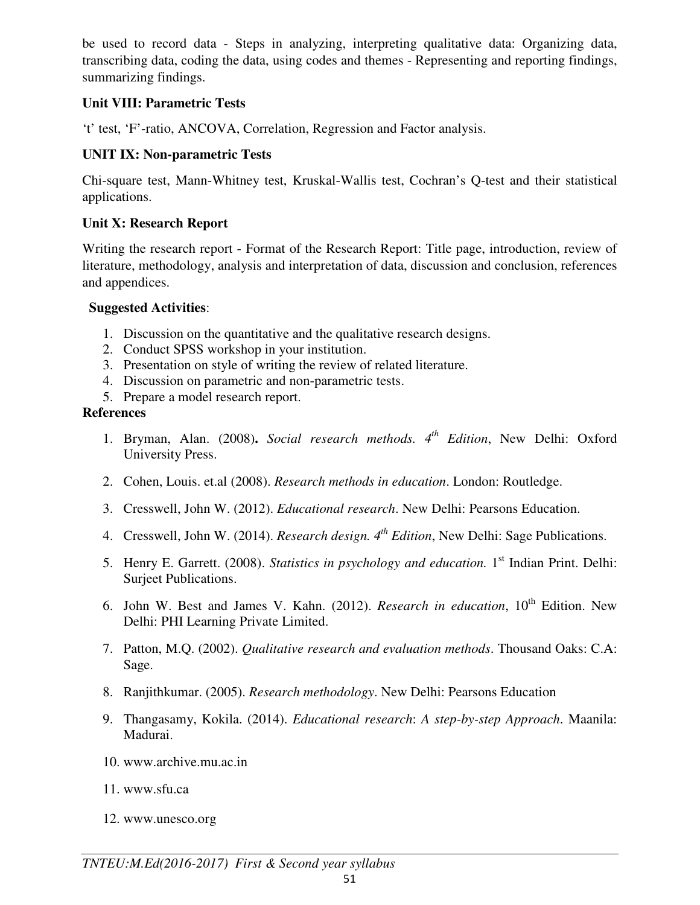be used to record data - Steps in analyzing, interpreting qualitative data: Organizing data, transcribing data, coding the data, using codes and themes - Representing and reporting findings, summarizing findings.

**Unit VIII: Parametric Tests**

‘t’ test, ‘F’-ratio, ANCOVA, Correlation, Regression and Factor analysis.

**UNIT IX: Non-parametric Tests**

Chi-square test, Mann-Whitney test, Kruskal-Wallis test, Cochran’s Q-test and their statistical applications.

**Unit X: Research Report**

Writing the research report - Format of the Research Report: Title page, introduction, review of literature, methodology, analysis and interpretation of data, discussion and conclusion, references and appendices.

**Suggested Activities**:

1. Discussion on the quantitative and the qualitative research designs.
2. Conduct SPSS workshop in your institution.
3. Presentation on style of writing the review of related literature.
4. Discussion on parametric and non-parametric tests.
5. Prepare a model research report.

**References**

1. Bryman, Alan. (2008)**.** *Social research methods. 4th Edition*, New Delhi: Oxford University Press.
2. Cohen, Louis. et.al (2008). *Research methods in education*. London: Routledge.
3. Cresswell, John W. (2012). *Educational research*. New Delhi: Pearsons Education.
4. Cresswell, John W. (2014). *Research design. 4th Edition*, New Delhi: Sage Publications.
5. Henry E. Garrett. (2008). *Statistics in psychology and education.* 1st Indian Print. Delhi: Surjeet Publications.
6. John W. Best and James V. Kahn. (2012). *Research in education*, 10th Edition. New Delhi: PHI Learning Private Limited.
7. Patton, M.Q. (2002). *Qualitative research and evaluation methods*. Thousand Oaks: C.A: Sage.
8. Ranjithkumar. (2005). *Research methodology*. New Delhi: Pearsons Education
9. Thangasamy, Kokila. (2014). *Educational research*: *A step-by-step Approach*. Maanila: Madurai.
10. www.archive.mu.ac.in
11. www.sfu.ca
12. www.unesco.org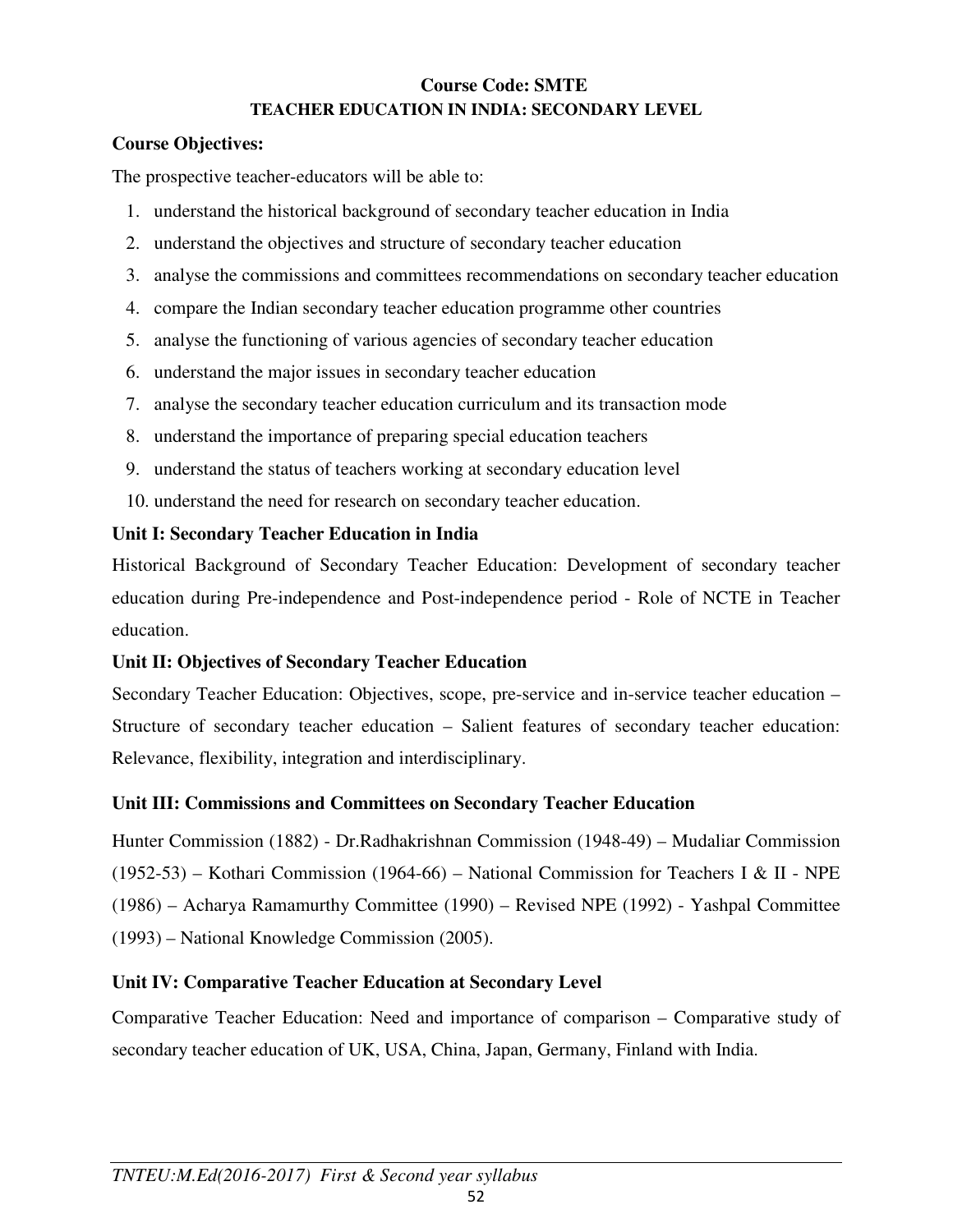**Course Code: SMTE**

**TEACHER EDUCATION IN INDIA: SECONDARY LEVEL**

**Course Objectives:**

The prospective teacher-educators will be able to:

1. understand the historical background of secondary teacher education in India
2. understand the objectives and structure of secondary teacher education
3. analyse the commissions and committees recommendations on secondary teacher education
4. compare the Indian secondary teacher education programme other countries
5. analyse the functioning of various agencies of secondary teacher education
6. understand the major issues in secondary teacher education
7. analyse the secondary teacher education curriculum and its transaction mode
8. understand the importance of preparing special education teachers
9. understand the status of teachers working at secondary education level
10. understand the need for research on secondary teacher education.

**Unit I: Secondary Teacher Education in India**

Historical Background of Secondary Teacher Education: Development of secondary teacher education during Pre-independence and Post-independence period - Role of NCTE in Teacher education.

**Unit II: Objectives of Secondary Teacher Education**

Secondary Teacher Education: Objectives, scope, pre-service and in-service teacher education – Structure of secondary teacher education – Salient features of secondary teacher education: Relevance, flexibility, integration and interdisciplinary.

**Unit III: Commissions and Committees on Secondary Teacher Education**

Hunter Commission (1882) - Dr.Radhakrishnan Commission (1948-49) – Mudaliar Commission (1952-53) – Kothari Commission (1964-66) – National Commission for Teachers I & II - NPE (1986) – Acharya Ramamurthy Committee (1990) – Revised NPE (1992) - Yashpal Committee (1993) – National Knowledge Commission (2005).

**Unit IV: Comparative Teacher Education at Secondary Level**

Comparative Teacher Education: Need and importance of comparison – Comparative study of secondary teacher education of UK, USA, China, Japan, Germany, Finland with India.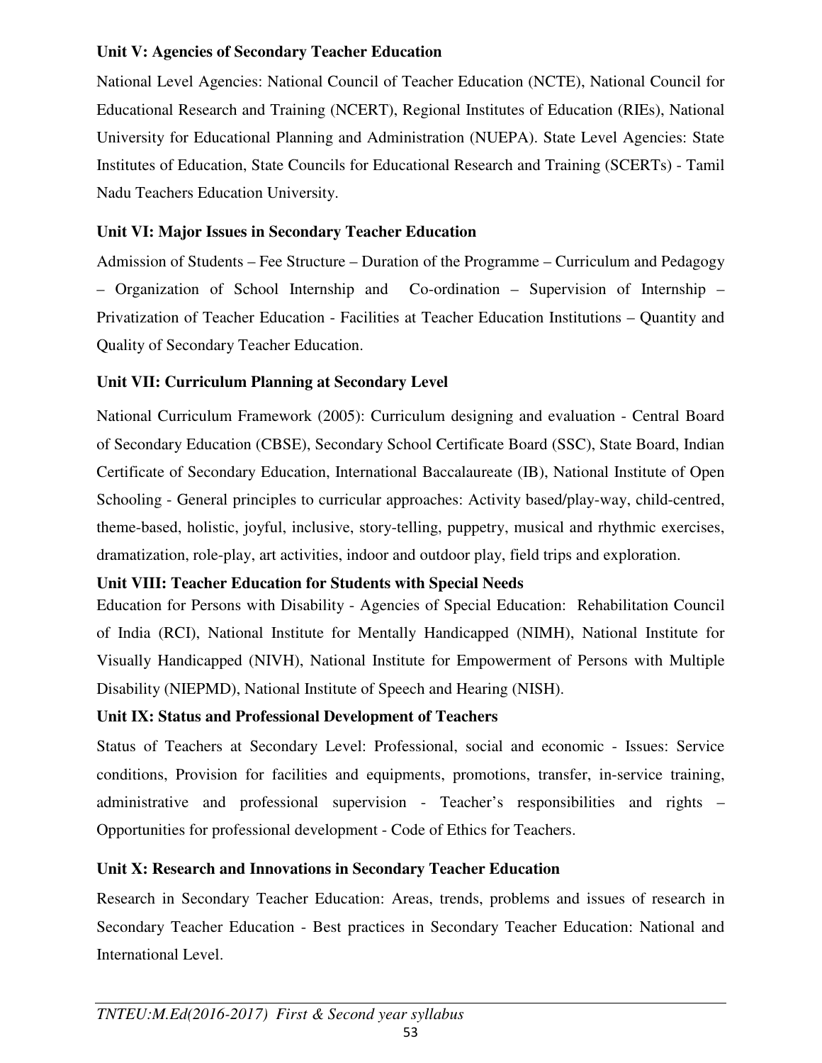**Unit V: Agencies of Secondary Teacher Education**

National Level Agencies: National Council of Teacher Education (NCTE), National Council for Educational Research and Training (NCERT), Regional Institutes of Education (RIEs), National University for Educational Planning and Administration (NUEPA). State Level Agencies: State Institutes of Education, State Councils for Educational Research and Training (SCERTs) - Tamil Nadu Teachers Education University.

**Unit VI: Major Issues in Secondary Teacher Education**

Admission of Students – Fee Structure – Duration of the Programme – Curriculum and Pedagogy – Organization of School Internship and Co-ordination – Supervision of Internship – Privatization of Teacher Education - Facilities at Teacher Education Institutions – Quantity and Quality of Secondary Teacher Education.

**Unit VII: Curriculum Planning at Secondary Level**

National Curriculum Framework (2005): Curriculum designing and evaluation - Central Board of Secondary Education (CBSE), Secondary School Certificate Board (SSC), State Board, Indian Certificate of Secondary Education, International Baccalaureate (IB), National Institute of Open Schooling - General principles to curricular approaches: Activity based/play-way, child-centred, theme-based, holistic, joyful, inclusive, story-telling, puppetry, musical and rhythmic exercises, dramatization, role-play, art activities, indoor and outdoor play, field trips and exploration.

**Unit VIII: Teacher Education for Students with Special Needs**

Education for Persons with Disability - Agencies of Special Education: Rehabilitation Council of India (RCI), National Institute for Mentally Handicapped (NIMH), National Institute for Visually Handicapped (NIVH), National Institute for Empowerment of Persons with Multiple Disability (NIEPMD), National Institute of Speech and Hearing (NISH).

**Unit IX: Status and Professional Development of Teachers**

Status of Teachers at Secondary Level: Professional, social and economic - Issues: Service conditions, Provision for facilities and equipments, promotions, transfer, in-service training, administrative and professional supervision - Teacher's responsibilities and rights – Opportunities for professional development - Code of Ethics for Teachers.

**Unit X: Research and Innovations in Secondary Teacher Education**

Research in Secondary Teacher Education: Areas, trends, problems and issues of research in Secondary Teacher Education - Best practices in Secondary Teacher Education: National and International Level.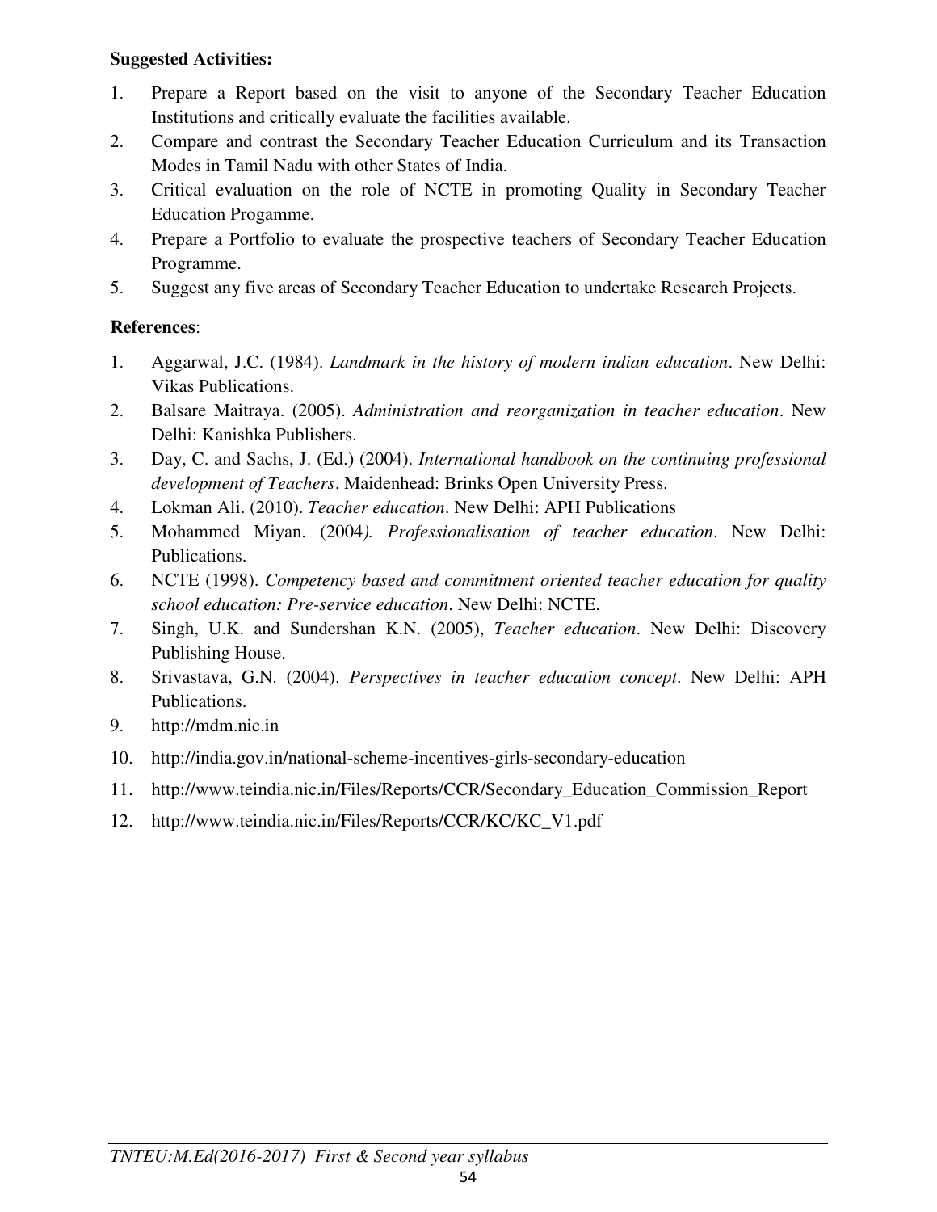**Suggested Activities:**

1. Prepare a Report based on the visit to anyone of the Secondary Teacher Education Institutions and critically evaluate the facilities available.
2. Compare and contrast the Secondary Teacher Education Curriculum and its Transaction Modes in Tamil Nadu with other States of India.
3. Critical evaluation on the role of NCTE in promoting Quality in Secondary Teacher Education Progamme.
4. Prepare a Portfolio to evaluate the prospective teachers of Secondary Teacher Education Programme.
5. Suggest any five areas of Secondary Teacher Education to undertake Research Projects.

**References**:

1. Aggarwal, J.C. (1984). *Landmark in the history of modern indian education*. New Delhi: Vikas Publications.
2. Balsare Maitraya. (2005). *Administration and reorganization in teacher education*. New Delhi: Kanishka Publishers.
3. Day, C. and Sachs, J. (Ed.) (2004). *International handbook on the continuing professional development of Teachers*. Maidenhead: Brinks Open University Press.
4. Lokman Ali. (2010). *Teacher education*. New Delhi: APH Publications
5. Mohammed Miyan. (2004*). Professionalisation of teacher education*. New Delhi: Publications.
6. NCTE (1998). *Competency based and commitment oriented teacher education for quality school education: Pre-service education*. New Delhi: NCTE.
7. Singh, U.K. and Sundershan K.N. (2005), *Teacher education*. New Delhi: Discovery Publishing House.
8. Srivastava, G.N. (2004). *Perspectives in teacher education concept*. New Delhi: APH Publications.
9. http://mdm.nic.in
10. http://india.gov.in/national-scheme-incentives-girls-secondary-education
11. http://www.teindia.nic.in/Files/Reports/CCR/Secondary_Education_Commission_Report
12. http://www.teindia.nic.in/Files/Reports/CCR/KC/KC_V1.pdf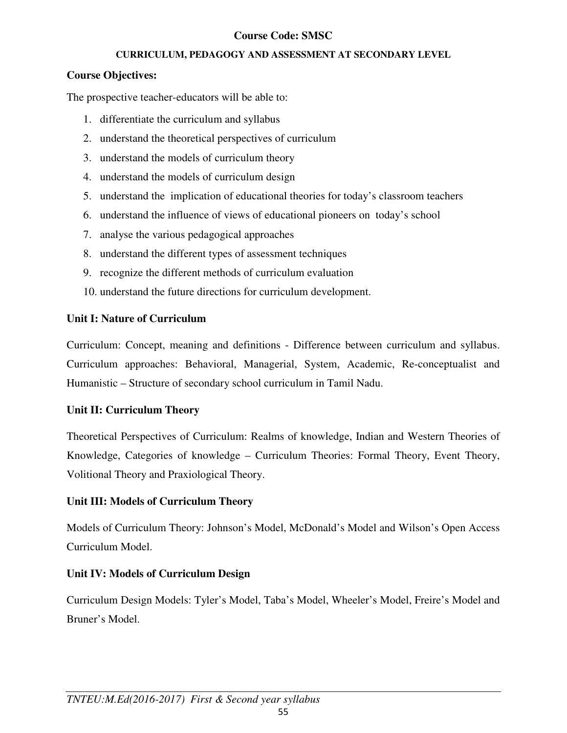## Course Code: SMSC

### CURRICULUM, PEDAGOGY AND ASSESSMENT AT SECONDARY LEVEL

**Course Objectives:**

The prospective teacher-educators will be able to:

1. differentiate the curriculum and syllabus
2. understand the theoretical perspectives of curriculum
3. understand the models of curriculum theory
4. understand the models of curriculum design
5. understand the implication of educational theories for today's classroom teachers
6. understand the influence of views of educational pioneers on today's school
7. analyse the various pedagogical approaches
8. understand the different types of assessment techniques
9. recognize the different methods of curriculum evaluation
10. understand the future directions for curriculum development.

**Unit I: Nature of Curriculum**

Curriculum: Concept, meaning and definitions - Difference between curriculum and syllabus. Curriculum approaches: Behavioral, Managerial, System, Academic, Re-conceptualist and Humanistic – Structure of secondary school curriculum in Tamil Nadu.

**Unit II: Curriculum Theory**

Theoretical Perspectives of Curriculum: Realms of knowledge, Indian and Western Theories of Knowledge, Categories of knowledge – Curriculum Theories: Formal Theory, Event Theory, Volitional Theory and Praxiological Theory.

**Unit III: Models of Curriculum Theory**

Models of Curriculum Theory: Johnson's Model, McDonald's Model and Wilson's Open Access Curriculum Model.

**Unit IV: Models of Curriculum Design**

Curriculum Design Models: Tyler's Model, Taba's Model, Wheeler's Model, Freire's Model and Bruner's Model.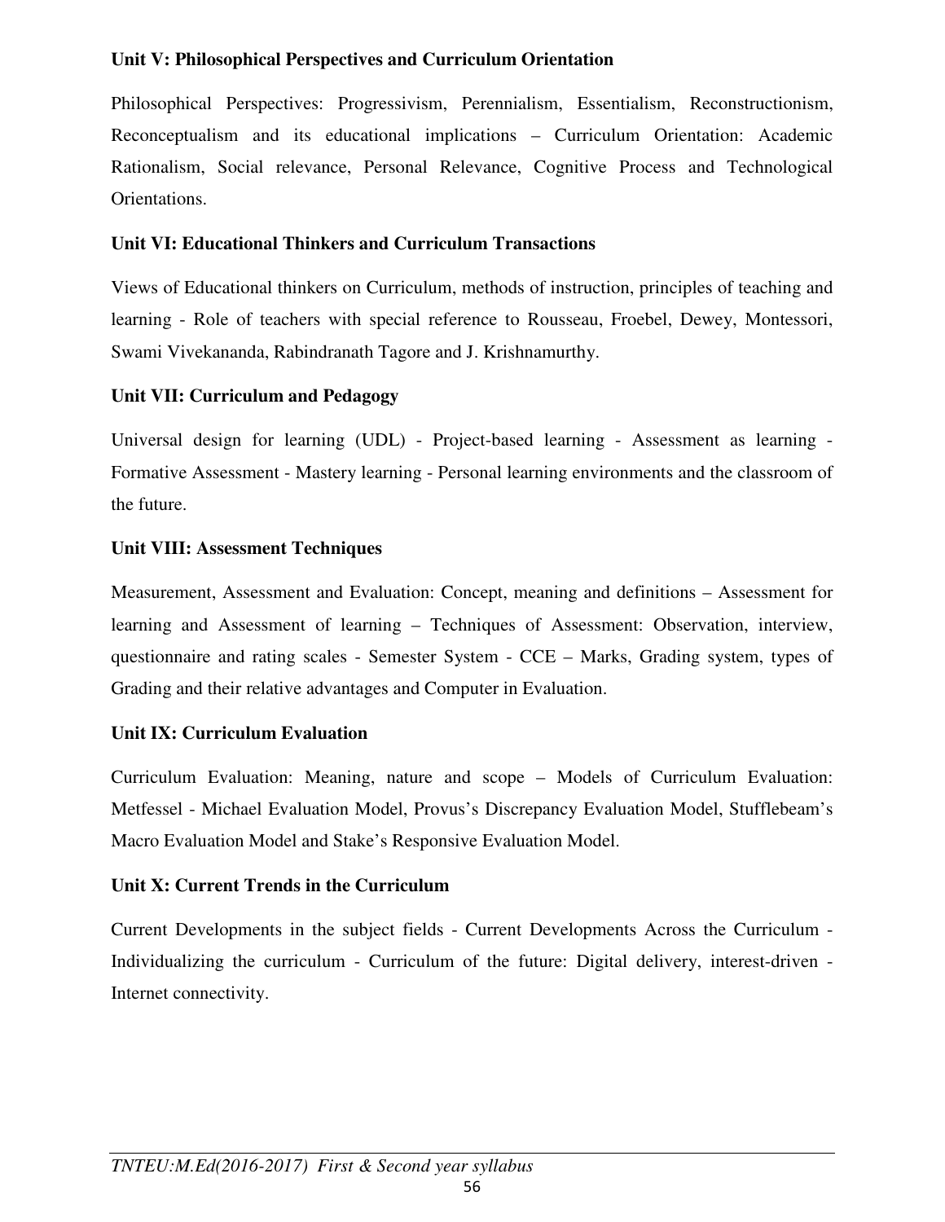**Unit V: Philosophical Perspectives and Curriculum Orientation**

Philosophical Perspectives: Progressivism, Perennialism, Essentialism, Reconstructionism, Reconceptualism and its educational implications – Curriculum Orientation: Academic Rationalism, Social relevance, Personal Relevance, Cognitive Process and Technological Orientations.

**Unit VI: Educational Thinkers and Curriculum Transactions**

Views of Educational thinkers on Curriculum, methods of instruction, principles of teaching and learning - Role of teachers with special reference to Rousseau, Froebel, Dewey, Montessori, Swami Vivekananda, Rabindranath Tagore and J. Krishnamurthy.

**Unit VII: Curriculum and Pedagogy**

Universal design for learning (UDL) - Project-based learning - Assessment as learning - Formative Assessment - Mastery learning - Personal learning environments and the classroom of the future.

**Unit VIII: Assessment Techniques**

Measurement, Assessment and Evaluation: Concept, meaning and definitions – Assessment for learning and Assessment of learning – Techniques of Assessment: Observation, interview, questionnaire and rating scales - Semester System - CCE – Marks, Grading system, types of Grading and their relative advantages and Computer in Evaluation.

**Unit IX: Curriculum Evaluation**

Curriculum Evaluation: Meaning, nature and scope – Models of Curriculum Evaluation: Metfessel - Michael Evaluation Model, Provus's Discrepancy Evaluation Model, Stufflebeam's Macro Evaluation Model and Stake's Responsive Evaluation Model.

**Unit X: Current Trends in the Curriculum**

Current Developments in the subject fields - Current Developments Across the Curriculum - Individualizing the curriculum - Curriculum of the future: Digital delivery, interest-driven - Internet connectivity.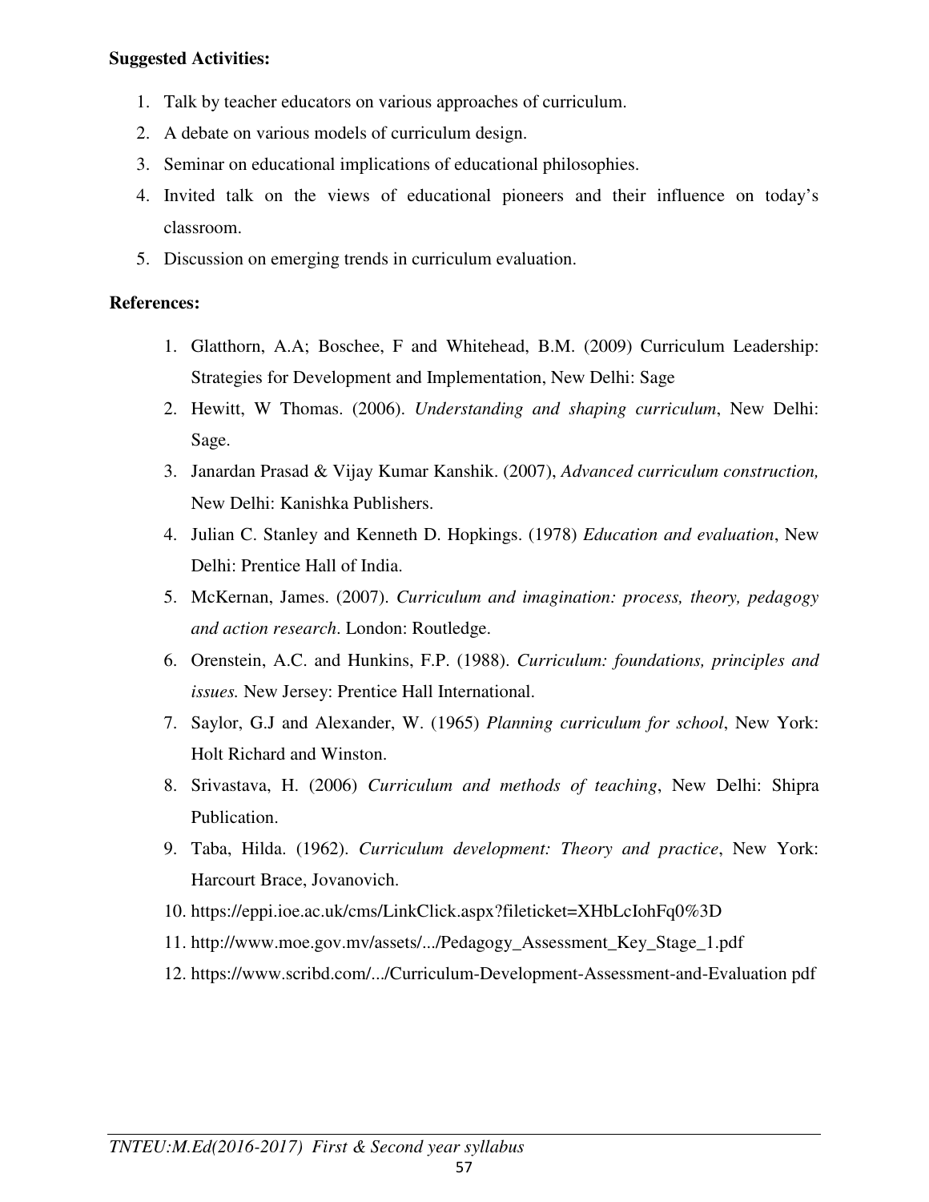**Suggested Activities:**

1. Talk by teacher educators on various approaches of curriculum.
2. A debate on various models of curriculum design.
3. Seminar on educational implications of educational philosophies.
4. Invited talk on the views of educational pioneers and their influence on today's classroom.
5. Discussion on emerging trends in curriculum evaluation.

**References:**

1. Glatthorn, A.A; Boschee, F and Whitehead, B.M. (2009) Curriculum Leadership: Strategies for Development and Implementation, New Delhi: Sage
2. Hewitt, W Thomas. (2006). *Understanding and shaping curriculum*, New Delhi: Sage.
3. Janardan Prasad & Vijay Kumar Kanshik. (2007), *Advanced curriculum construction,* New Delhi: Kanishka Publishers.
4. Julian C. Stanley and Kenneth D. Hopkings. (1978) *Education and evaluation*, New Delhi: Prentice Hall of India.
5. McKernan, James. (2007). *Curriculum and imagination: process, theory, pedagogy and action research*. London: Routledge.
6. Orenstein, A.C. and Hunkins, F.P. (1988). *Curriculum: foundations, principles and issues.* New Jersey: Prentice Hall International.
7. Saylor, G.J and Alexander, W. (1965) *Planning curriculum for school*, New York: Holt Richard and Winston.
8. Srivastava, H. (2006) *Curriculum and methods of teaching*, New Delhi: Shipra Publication.
9. Taba, Hilda. (1962). *Curriculum development: Theory and practice*, New York: Harcourt Brace, Jovanovich.
10. https://eppi.ioe.ac.uk/cms/LinkClick.aspx?fileticket=XHbLcIohFq0%3D
11. http://www.moe.gov.mv/assets/.../Pedagogy_Assessment_Key_Stage_1.pdf
12. https://www.scribd.com/.../Curriculum-Development-Assessment-and-Evaluation pdf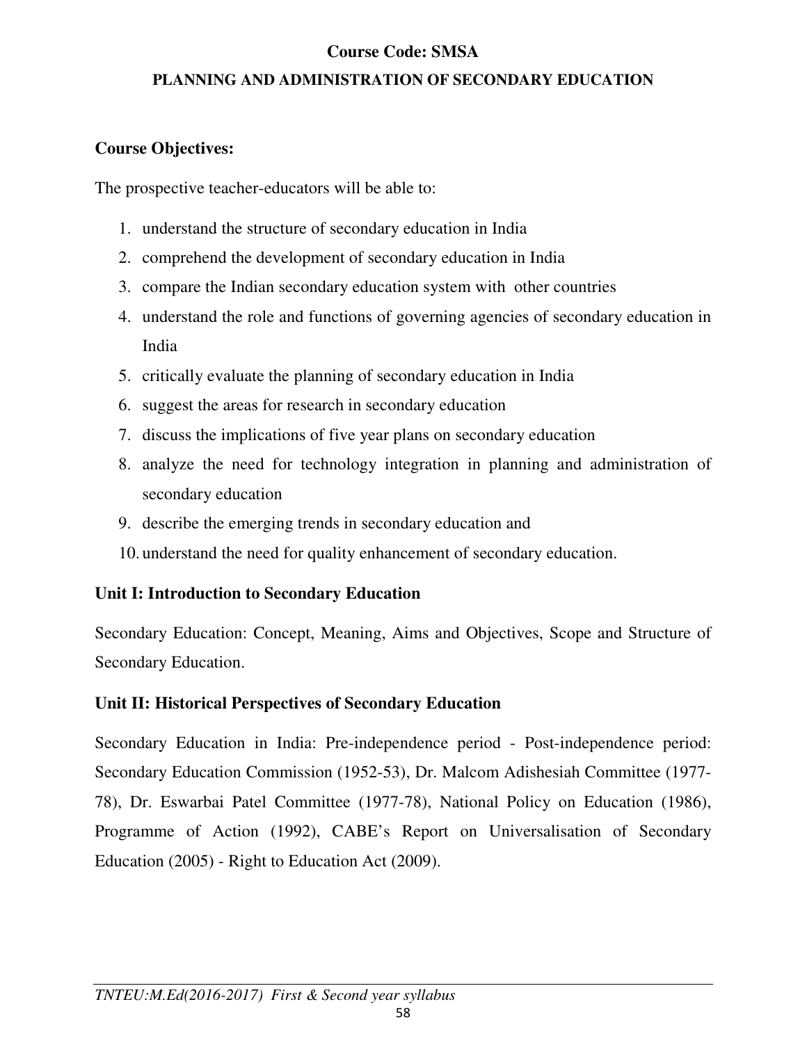## Course Code: SMSA

### PLANNING AND ADMINISTRATION OF SECONDARY EDUCATION

**Course Objectives:**

The prospective teacher-educators will be able to:

1. understand the structure of secondary education in India
2. comprehend the development of secondary education in India
3. compare the Indian secondary education system with other countries
4. understand the role and functions of governing agencies of secondary education in India
5. critically evaluate the planning of secondary education in India
6. suggest the areas for research in secondary education
7. discuss the implications of five year plans on secondary education
8. analyze the need for technology integration in planning and administration of secondary education
9. describe the emerging trends in secondary education and
10. understand the need for quality enhancement of secondary education.

**Unit I: Introduction to Secondary Education**

Secondary Education: Concept, Meaning, Aims and Objectives, Scope and Structure of Secondary Education.

**Unit II: Historical Perspectives of Secondary Education**

Secondary Education in India: Pre-independence period - Post-independence period: Secondary Education Commission (1952-53), Dr. Malcom Adishesiah Committee (1977-78), Dr. Eswarbai Patel Committee (1977-78), National Policy on Education (1986), Programme of Action (1992), CABE's Report on Universalisation of Secondary Education (2005) - Right to Education Act (2009).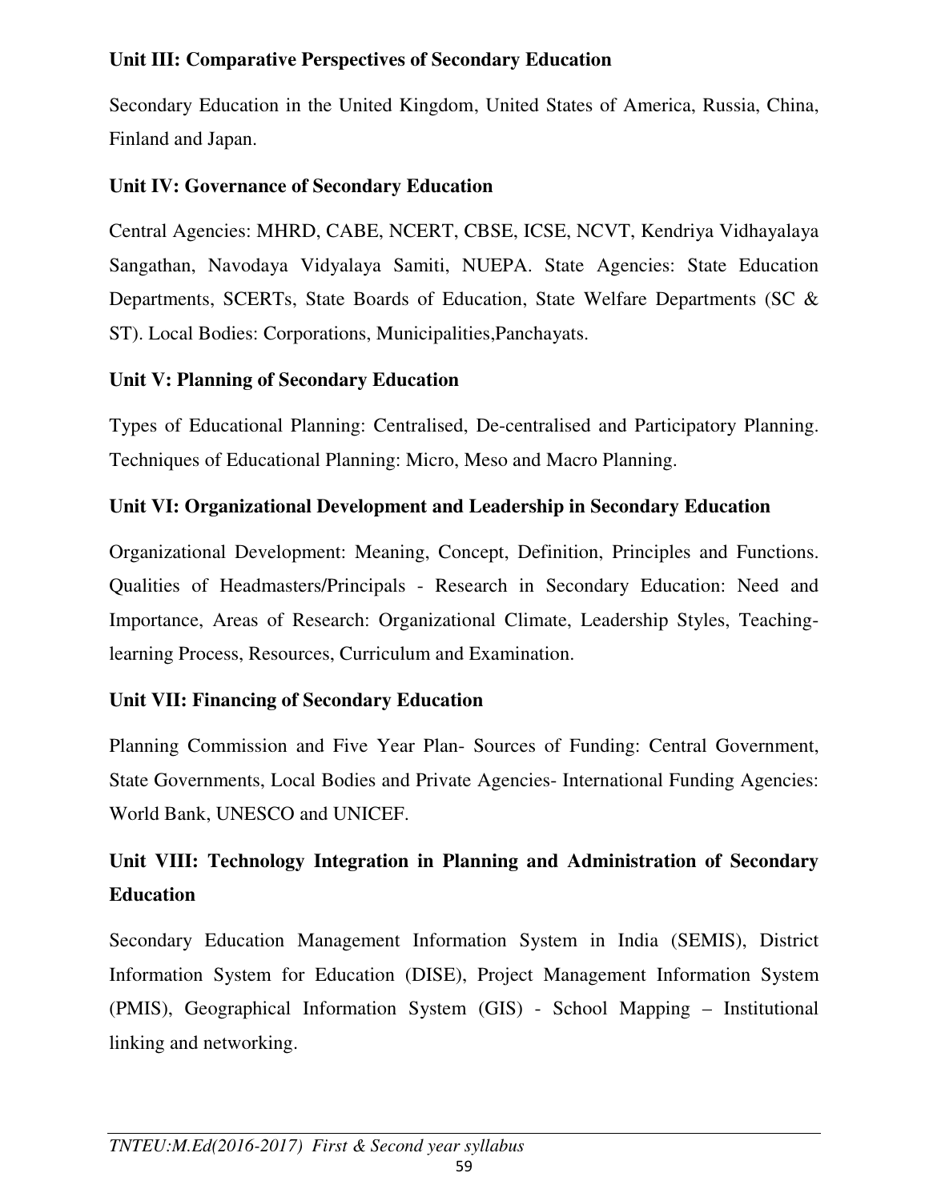**Unit III: Comparative Perspectives of Secondary Education**

Secondary Education in the United Kingdom, United States of America, Russia, China, Finland and Japan.

**Unit IV: Governance of Secondary Education**

Central Agencies: MHRD, CABE, NCERT, CBSE, ICSE, NCVT, Kendriya Vidhayalaya Sangathan, Navodaya Vidyalaya Samiti, NUEPA. State Agencies: State Education Departments, SCERTs, State Boards of Education, State Welfare Departments (SC & ST). Local Bodies: Corporations, Municipalities,Panchayats.

**Unit V: Planning of Secondary Education**

Types of Educational Planning: Centralised, De-centralised and Participatory Planning. Techniques of Educational Planning: Micro, Meso and Macro Planning.

**Unit VI: Organizational Development and Leadership in Secondary Education**

Organizational Development: Meaning, Concept, Definition, Principles and Functions. Qualities of Headmasters/Principals - Research in Secondary Education: Need and Importance, Areas of Research: Organizational Climate, Leadership Styles, Teaching-learning Process, Resources, Curriculum and Examination.

**Unit VII: Financing of Secondary Education**

Planning Commission and Five Year Plan- Sources of Funding: Central Government, State Governments, Local Bodies and Private Agencies- International Funding Agencies: World Bank, UNESCO and UNICEF.

**Unit VIII: Technology Integration in Planning and Administration of Secondary Education**

Secondary Education Management Information System in India (SEMIS), District Information System for Education (DISE), Project Management Information System (PMIS), Geographical Information System (GIS) - School Mapping – Institutional linking and networking.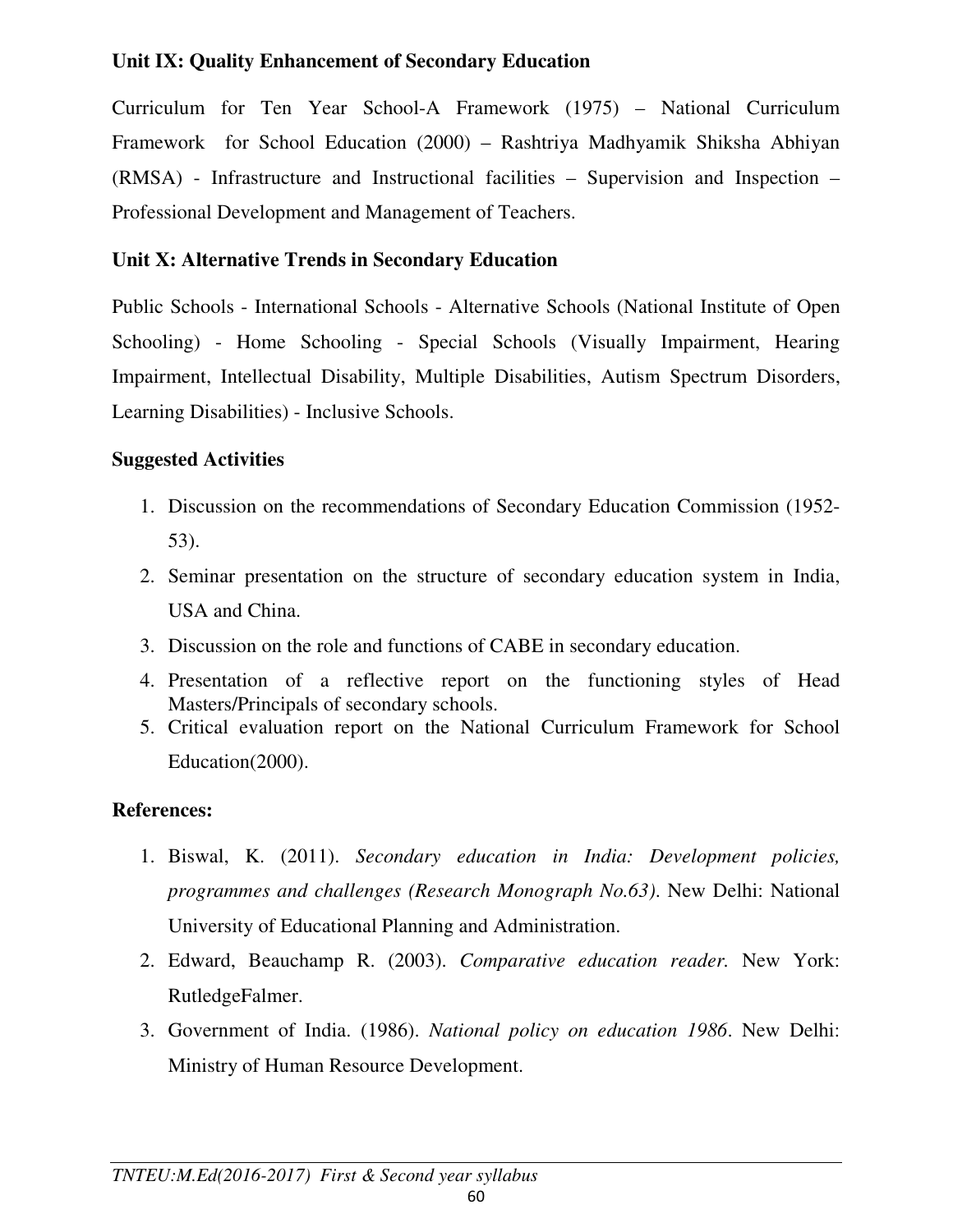**Unit IX: Quality Enhancement of Secondary Education**

Curriculum for Ten Year School-A Framework (1975) – National Curriculum Framework for School Education (2000) – Rashtriya Madhyamik Shiksha Abhiyan (RMSA) - Infrastructure and Instructional facilities – Supervision and Inspection – Professional Development and Management of Teachers.

**Unit X: Alternative Trends in Secondary Education**

Public Schools - International Schools - Alternative Schools (National Institute of Open Schooling) - Home Schooling - Special Schools (Visually Impairment, Hearing Impairment, Intellectual Disability, Multiple Disabilities, Autism Spectrum Disorders, Learning Disabilities) - Inclusive Schools.

**Suggested Activities**

1. Discussion on the recommendations of Secondary Education Commission (1952-53).
2. Seminar presentation on the structure of secondary education system in India, USA and China.
3. Discussion on the role and functions of CABE in secondary education.
4. Presentation of a reflective report on the functioning styles of Head Masters/Principals of secondary schools.
5. Critical evaluation report on the National Curriculum Framework for School Education(2000).

**References:**

1. Biswal, K. (2011). *Secondary education in India: Development policies, programmes and challenges (Research Monograph No.63)*. New Delhi: National University of Educational Planning and Administration.
2. Edward, Beauchamp R. (2003). *Comparative education reader.* New York: RutledgeFalmer.
3. Government of India. (1986). *National policy on education 1986*. New Delhi: Ministry of Human Resource Development.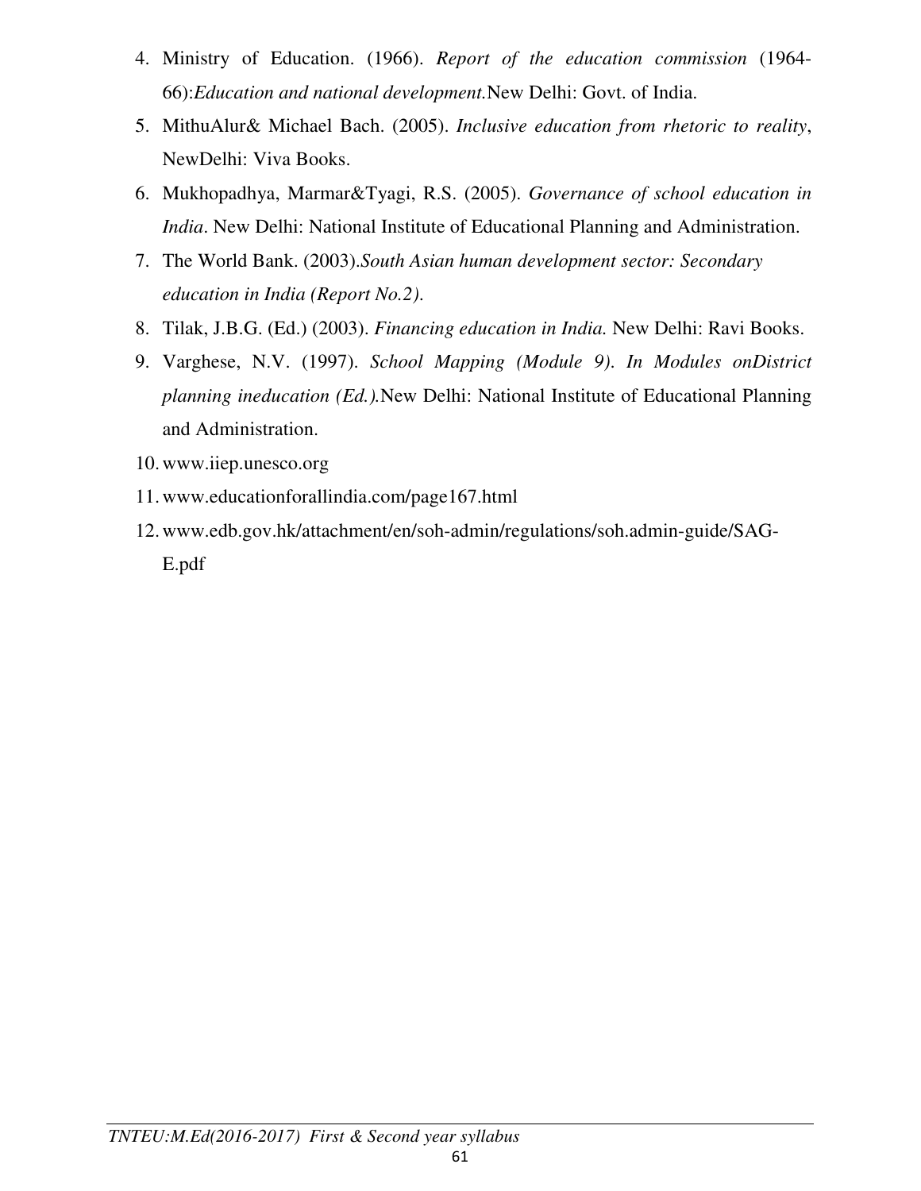4. Ministry of Education. (1966). *Report of the education commission* (1964-66):*Education and national development.*New Delhi: Govt. of India.
5. MithuAlur& Michael Bach. (2005). *Inclusive education from rhetoric to reality*, NewDelhi: Viva Books.
6. Mukhopadhya, Marmar&Tyagi, R.S. (2005). *Governance of school education in India*. New Delhi: National Institute of Educational Planning and Administration.
7. The World Bank. (2003).*South Asian human development sector: Secondary education in India (Report No.2)*.
8. Tilak, J.B.G. (Ed.) (2003). *Financing education in India.* New Delhi: Ravi Books.
9. Varghese, N.V. (1997). *School Mapping (Module 9). In Modules onDistrict planning ineducation (Ed.).*New Delhi: National Institute of Educational Planning and Administration.
10. www.iiep.unesco.org
11. www.educationforallindia.com/page167.html
12. www.edb.gov.hk/attachment/en/soh-admin/regulations/soh.admin-guide/SAG-E.pdf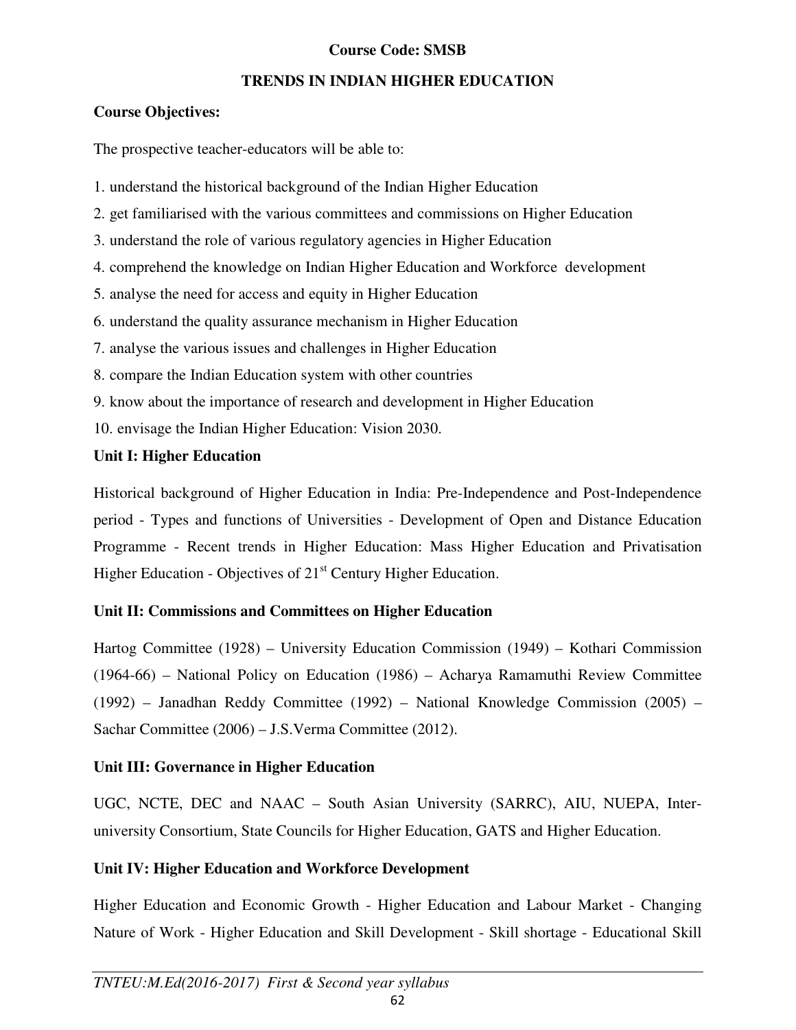**Course Code: SMSB**

**TRENDS IN INDIAN HIGHER EDUCATION**

**Course Objectives:**

The prospective teacher-educators will be able to:

1. understand the historical background of the Indian Higher Education
2. get familiarised with the various committees and commissions on Higher Education
3. understand the role of various regulatory agencies in Higher Education
4. comprehend the knowledge on Indian Higher Education and Workforce development
5. analyse the need for access and equity in Higher Education
6. understand the quality assurance mechanism in Higher Education
7. analyse the various issues and challenges in Higher Education
8. compare the Indian Education system with other countries
9. know about the importance of research and development in Higher Education
10. envisage the Indian Higher Education: Vision 2030.

**Unit I: Higher Education**

Historical background of Higher Education in India: Pre-Independence and Post-Independence period - Types and functions of Universities - Development of Open and Distance Education Programme - Recent trends in Higher Education: Mass Higher Education and Privatisation Higher Education - Objectives of 21st Century Higher Education.

**Unit II: Commissions and Committees on Higher Education**

Hartog Committee (1928) – University Education Commission (1949) – Kothari Commission (1964-66) – National Policy on Education (1986) – Acharya Ramamuthi Review Committee (1992) – Janadhan Reddy Committee (1992) – National Knowledge Commission (2005) – Sachar Committee (2006) – J.S.Verma Committee (2012).

**Unit III: Governance in Higher Education**

UGC, NCTE, DEC and NAAC – South Asian University (SARRC), AIU, NUEPA, Inter-university Consortium, State Councils for Higher Education, GATS and Higher Education.

**Unit IV: Higher Education and Workforce Development**

Higher Education and Economic Growth - Higher Education and Labour Market - Changing Nature of Work - Higher Education and Skill Development - Skill shortage - Educational Skill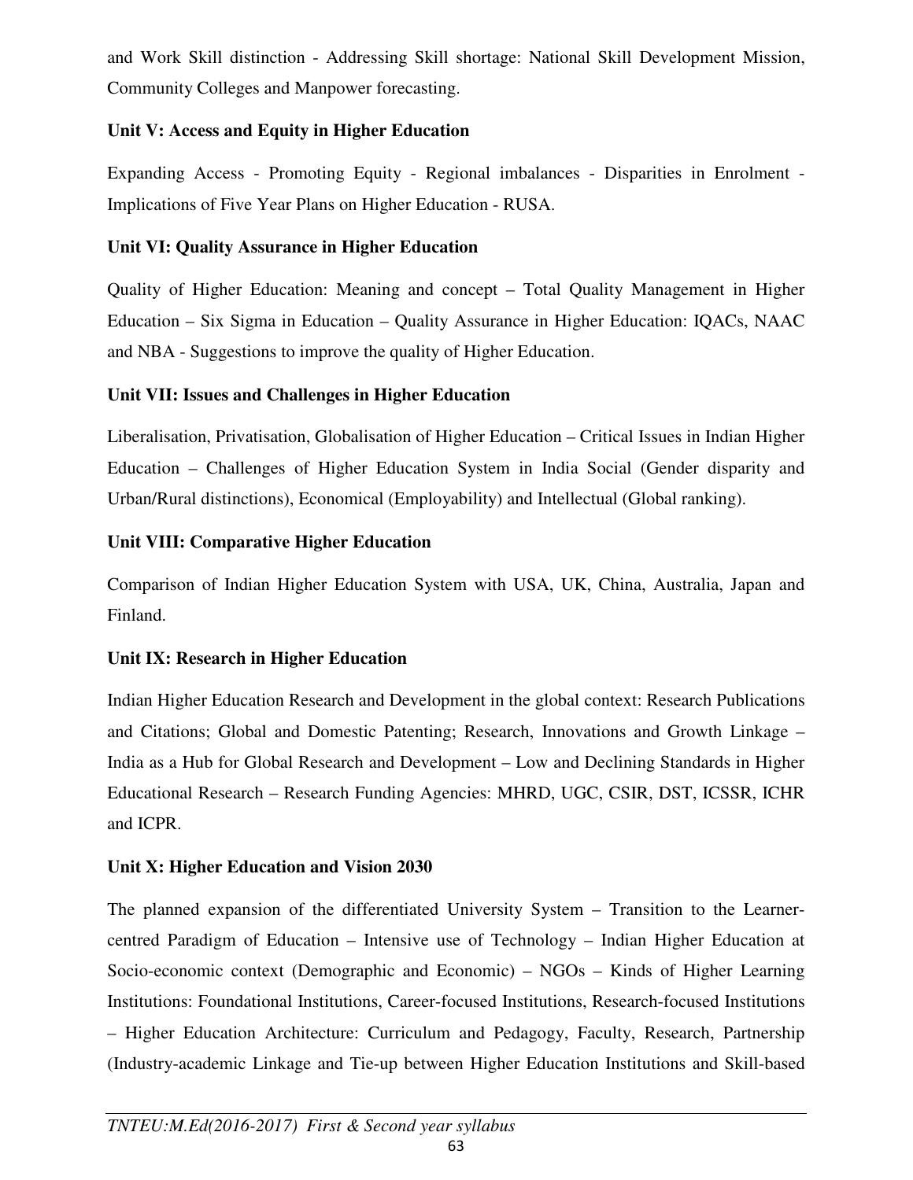and Work Skill distinction - Addressing Skill shortage: National Skill Development Mission, Community Colleges and Manpower forecasting.

**Unit V: Access and Equity in Higher Education**

Expanding Access - Promoting Equity - Regional imbalances - Disparities in Enrolment - Implications of Five Year Plans on Higher Education - RUSA.

**Unit VI: Quality Assurance in Higher Education**

Quality of Higher Education: Meaning and concept – Total Quality Management in Higher Education – Six Sigma in Education – Quality Assurance in Higher Education: IQACs, NAAC and NBA - Suggestions to improve the quality of Higher Education.

**Unit VII: Issues and Challenges in Higher Education**

Liberalisation, Privatisation, Globalisation of Higher Education – Critical Issues in Indian Higher Education – Challenges of Higher Education System in India Social (Gender disparity and Urban/Rural distinctions), Economical (Employability) and Intellectual (Global ranking).

**Unit VIII: Comparative Higher Education**

Comparison of Indian Higher Education System with USA, UK, China, Australia, Japan and Finland.

**Unit IX: Research in Higher Education**

Indian Higher Education Research and Development in the global context: Research Publications and Citations; Global and Domestic Patenting; Research, Innovations and Growth Linkage – India as a Hub for Global Research and Development – Low and Declining Standards in Higher Educational Research – Research Funding Agencies: MHRD, UGC, CSIR, DST, ICSSR, ICHR and ICPR.

**Unit X: Higher Education and Vision 2030**

The planned expansion of the differentiated University System – Transition to the Learner-centred Paradigm of Education – Intensive use of Technology – Indian Higher Education at Socio-economic context (Demographic and Economic) – NGOs – Kinds of Higher Learning Institutions: Foundational Institutions, Career-focused Institutions, Research-focused Institutions – Higher Education Architecture: Curriculum and Pedagogy, Faculty, Research, Partnership (Industry-academic Linkage and Tie-up between Higher Education Institutions and Skill-based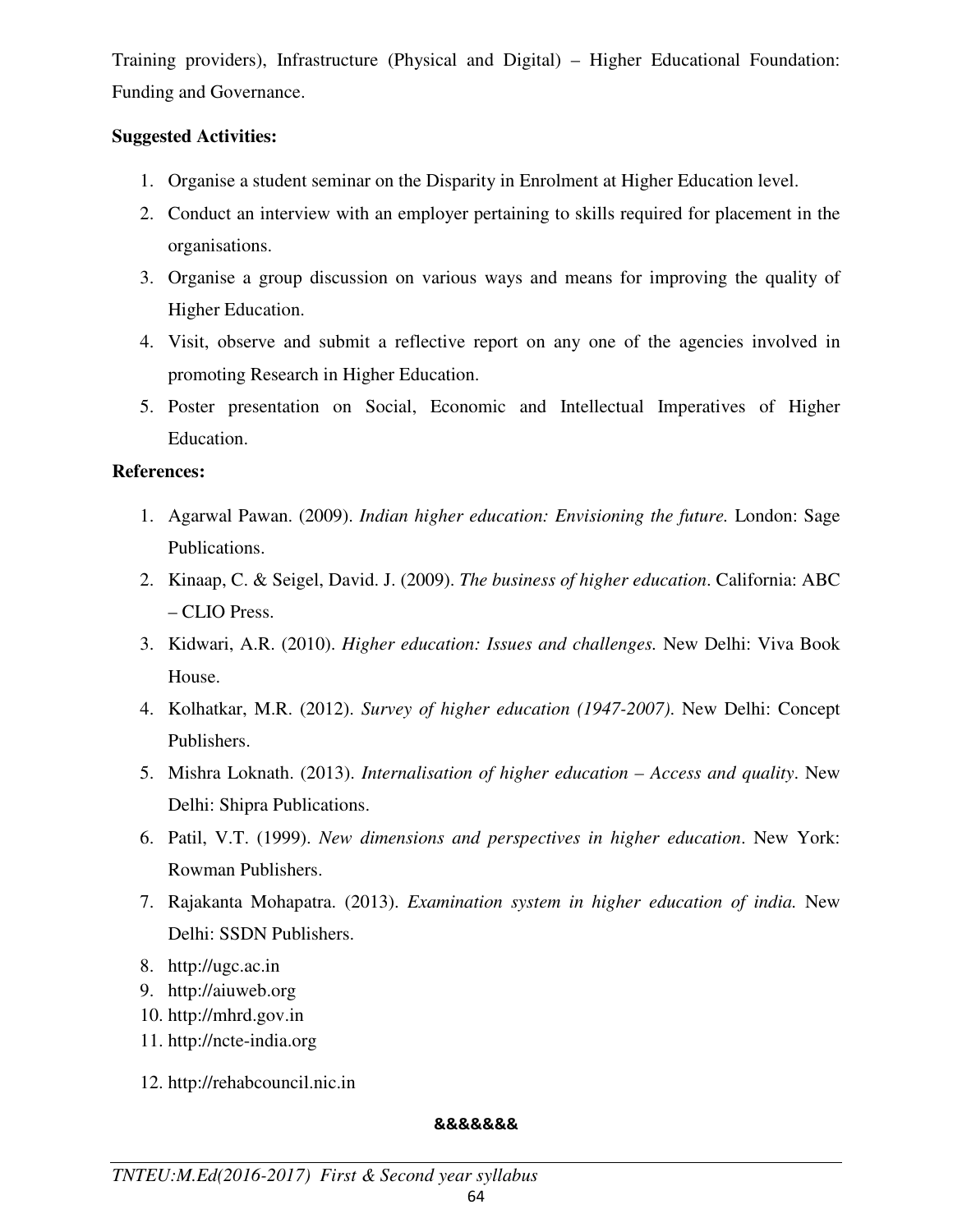Training providers), Infrastructure (Physical and Digital) – Higher Educational Foundation: Funding and Governance.

**Suggested Activities:**

1. Organise a student seminar on the Disparity in Enrolment at Higher Education level.
2. Conduct an interview with an employer pertaining to skills required for placement in the organisations.
3. Organise a group discussion on various ways and means for improving the quality of Higher Education.
4. Visit, observe and submit a reflective report on any one of the agencies involved in promoting Research in Higher Education.
5. Poster presentation on Social, Economic and Intellectual Imperatives of Higher Education.

**References:**

1. Agarwal Pawan. (2009). *Indian higher education: Envisioning the future.* London: Sage Publications.
2. Kinaap, C. & Seigel, David. J. (2009). *The business of higher education*. California: ABC – CLIO Press.
3. Kidwari, A.R. (2010). *Higher education: Issues and challenges.* New Delhi: Viva Book House.
4. Kolhatkar, M.R. (2012). *Survey of higher education (1947-2007).* New Delhi: Concept Publishers.
5. Mishra Loknath. (2013). *Internalisation of higher education – Access and quality*. New Delhi: Shipra Publications.
6. Patil, V.T. (1999). *New dimensions and perspectives in higher education*. New York: Rowman Publishers.
7. Rajakanta Mohapatra. (2013). *Examination system in higher education of india.* New Delhi: SSDN Publishers.
8. http://ugc.ac.in
9. http://aiuweb.org
10. http://mhrd.gov.in
11. http://ncte-india.org
12. http://rehabcouncil.nic.in

**&&&&&&&**